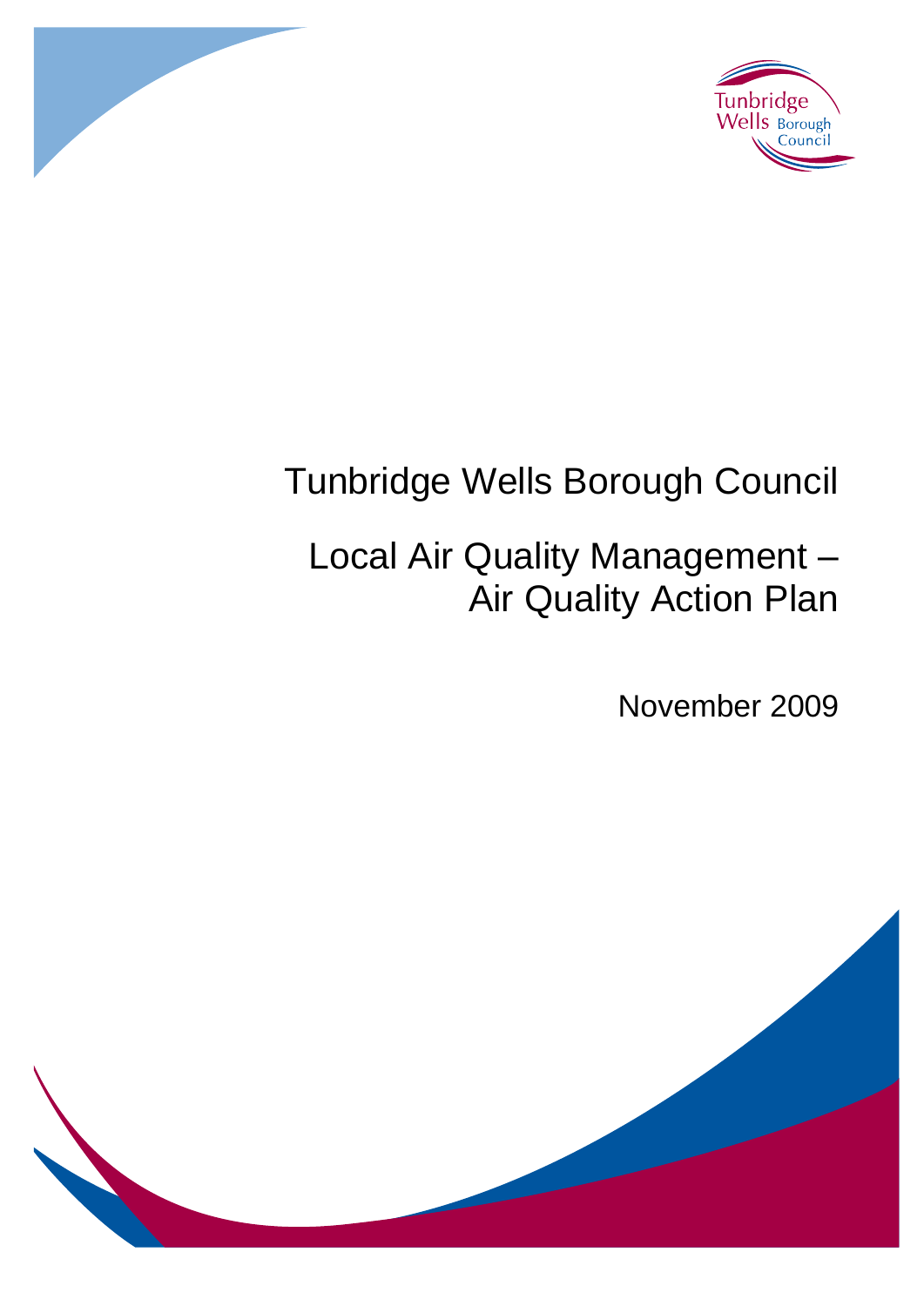Tunbridge Wells Borough Council

# Tunbridge Wells Borough Council

# Local Air Quality Management – Air Quality Action Plan

November 2009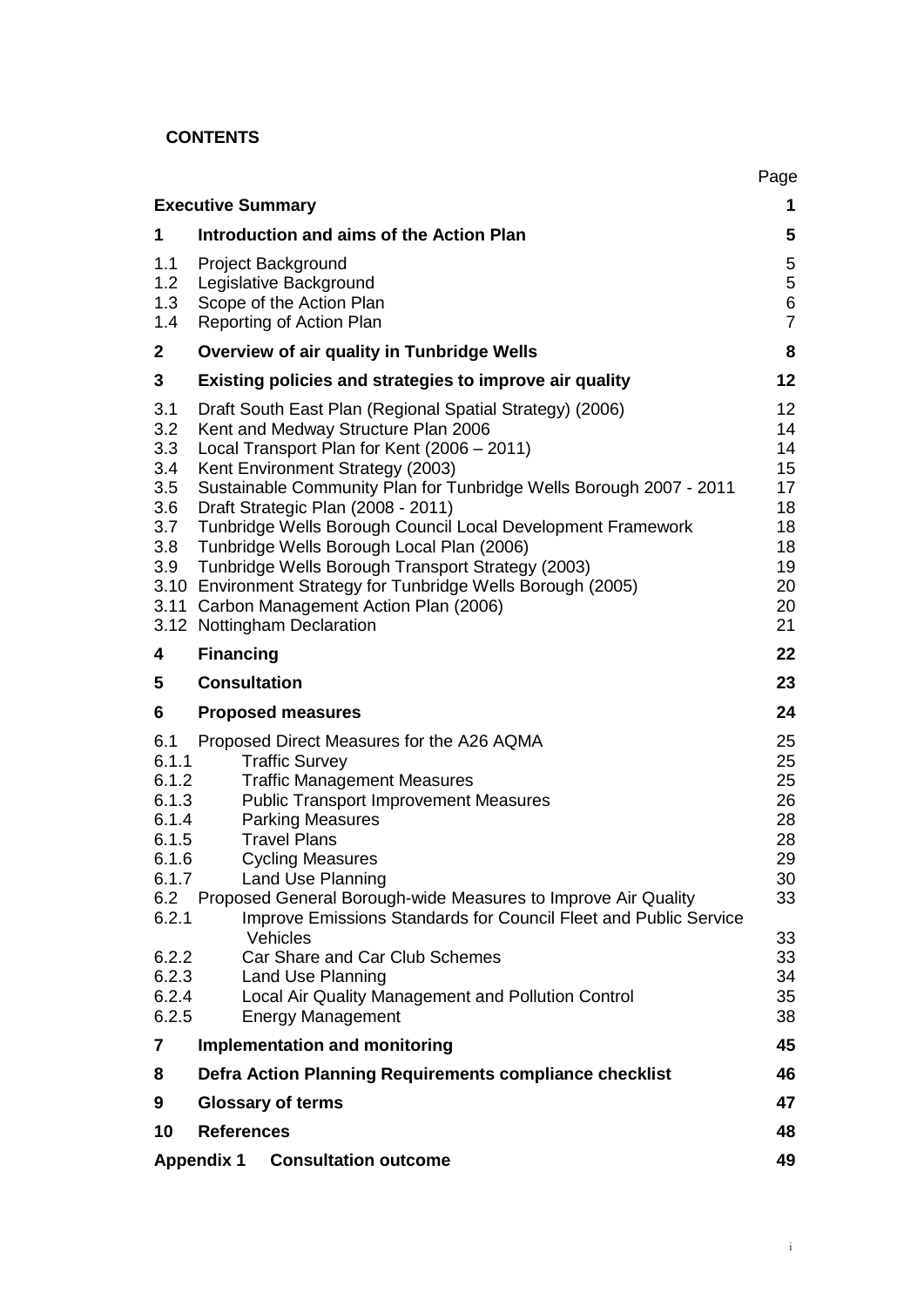**CONTENTS**

| | | Page |
|---|---|---|
| **Executive Summary** | | **1** |
| **1** | **Introduction and aims of the Action Plan** | **5** |
| 1.1 | Project Background | 5 |
| 1.2 | Legislative Background | 5 |
| 1.3 | Scope of the Action Plan | 6 |
| 1.4 | Reporting of Action Plan | 7 |
| **2** | **Overview of air quality in Tunbridge Wells** | **8** |
| **3** | **Existing policies and strategies to improve air quality** | **12** |
| 3.1 | Draft South East Plan (Regional Spatial Strategy) (2006) | 12 |
| 3.2 | Kent and Medway Structure Plan 2006 | 14 |
| 3.3 | Local Transport Plan for Kent (2006 – 2011) | 14 |
| 3.4 | Kent Environment Strategy (2003) | 15 |
| 3.5 | Sustainable Community Plan for Tunbridge Wells Borough 2007 - 2011 | 17 |
| 3.6 | Draft Strategic Plan (2008 - 2011) | 18 |
| 3.7 | Tunbridge Wells Borough Council Local Development Framework | 18 |
| 3.8 | Tunbridge Wells Borough Local Plan (2006) | 18 |
| 3.9 | Tunbridge Wells Borough Transport Strategy (2003) | 19 |
| 3.10 | Environment Strategy for Tunbridge Wells Borough (2005) | 20 |
| 3.11 | Carbon Management Action Plan (2006) | 20 |
| 3.12 | Nottingham Declaration | 21 |
| **4** | **Financing** | **22** |
| **5** | **Consultation** | **23** |
| **6** | **Proposed measures** | **24** |
| 6.1 | Proposed Direct Measures for the A26 AQMA | 25 |
| 6.1.1 | Traffic Survey | 25 |
| 6.1.2 | Traffic Management Measures | 25 |
| 6.1.3 | Public Transport Improvement Measures | 26 |
| 6.1.4 | Parking Measures | 28 |
| 6.1.5 | Travel Plans | 28 |
| 6.1.6 | Cycling Measures | 29 |
| 6.1.7 | Land Use Planning | 30 |
| 6.2 | Proposed General Borough-wide Measures to Improve Air Quality | 33 |
| 6.2.1 | Improve Emissions Standards for Council Fleet and Public Service Vehicles | 33 |
| 6.2.2 | Car Share and Car Club Schemes | 33 |
| 6.2.3 | Land Use Planning | 34 |
| 6.2.4 | Local Air Quality Management and Pollution Control | 35 |
| 6.2.5 | Energy Management | 38 |
| **7** | **Implementation and monitoring** | **45** |
| **8** | **Defra Action Planning Requirements compliance checklist** | **46** |
| **9** | **Glossary of terms** | **47** |
| **10** | **References** | **48** |
| **Appendix 1** | **Consultation outcome** | **49** |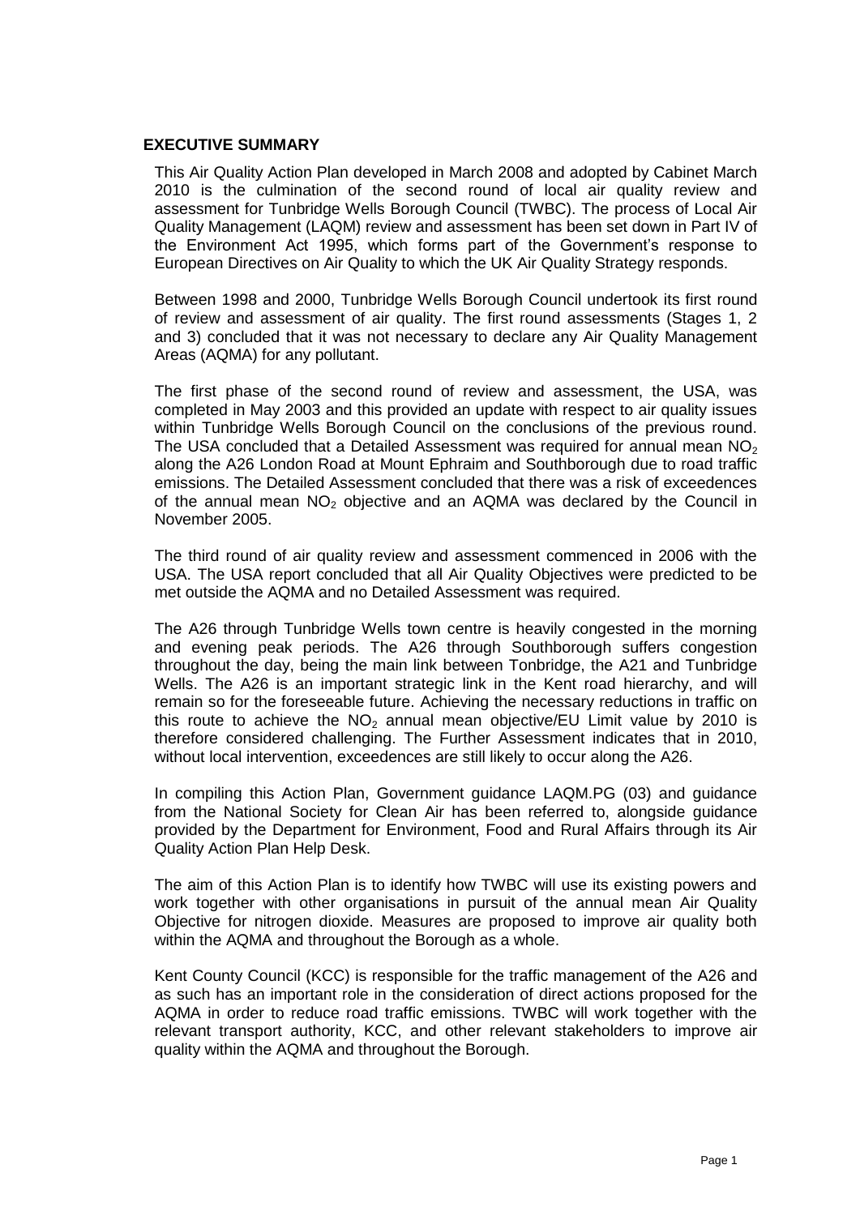## EXECUTIVE SUMMARY

This Air Quality Action Plan developed in March 2008 and adopted by Cabinet March 2010 is the culmination of the second round of local air quality review and assessment for Tunbridge Wells Borough Council (TWBC). The process of Local Air Quality Management (LAQM) review and assessment has been set down in Part IV of the Environment Act 1995, which forms part of the Government's response to European Directives on Air Quality to which the UK Air Quality Strategy responds.

Between 1998 and 2000, Tunbridge Wells Borough Council undertook its first round of review and assessment of air quality. The first round assessments (Stages 1, 2 and 3) concluded that it was not necessary to declare any Air Quality Management Areas (AQMA) for any pollutant.

The first phase of the second round of review and assessment, the USA, was completed in May 2003 and this provided an update with respect to air quality issues within Tunbridge Wells Borough Council on the conclusions of the previous round. The USA concluded that a Detailed Assessment was required for annual mean $NO_2$ along the A26 London Road at Mount Ephraim and Southborough due to road traffic emissions. The Detailed Assessment concluded that there was a risk of exceedences of the annual mean $NO_2$ objective and an AQMA was declared by the Council in November 2005.

The third round of air quality review and assessment commenced in 2006 with the USA. The USA report concluded that all Air Quality Objectives were predicted to be met outside the AQMA and no Detailed Assessment was required.

The A26 through Tunbridge Wells town centre is heavily congested in the morning and evening peak periods. The A26 through Southborough suffers congestion throughout the day, being the main link between Tonbridge, the A21 and Tunbridge Wells. The A26 is an important strategic link in the Kent road hierarchy, and will remain so for the foreseeable future. Achieving the necessary reductions in traffic on this route to achieve the $NO_2$ annual mean objective/EU Limit value by 2010 is therefore considered challenging. The Further Assessment indicates that in 2010, without local intervention, exceedences are still likely to occur along the A26.

In compiling this Action Plan, Government guidance LAQM.PG (03) and guidance from the National Society for Clean Air has been referred to, alongside guidance provided by the Department for Environment, Food and Rural Affairs through its Air Quality Action Plan Help Desk.

The aim of this Action Plan is to identify how TWBC will use its existing powers and work together with other organisations in pursuit of the annual mean Air Quality Objective for nitrogen dioxide. Measures are proposed to improve air quality both within the AQMA and throughout the Borough as a whole.

Kent County Council (KCC) is responsible for the traffic management of the A26 and as such has an important role in the consideration of direct actions proposed for the AQMA in order to reduce road traffic emissions. TWBC will work together with the relevant transport authority, KCC, and other relevant stakeholders to improve air quality within the AQMA and throughout the Borough.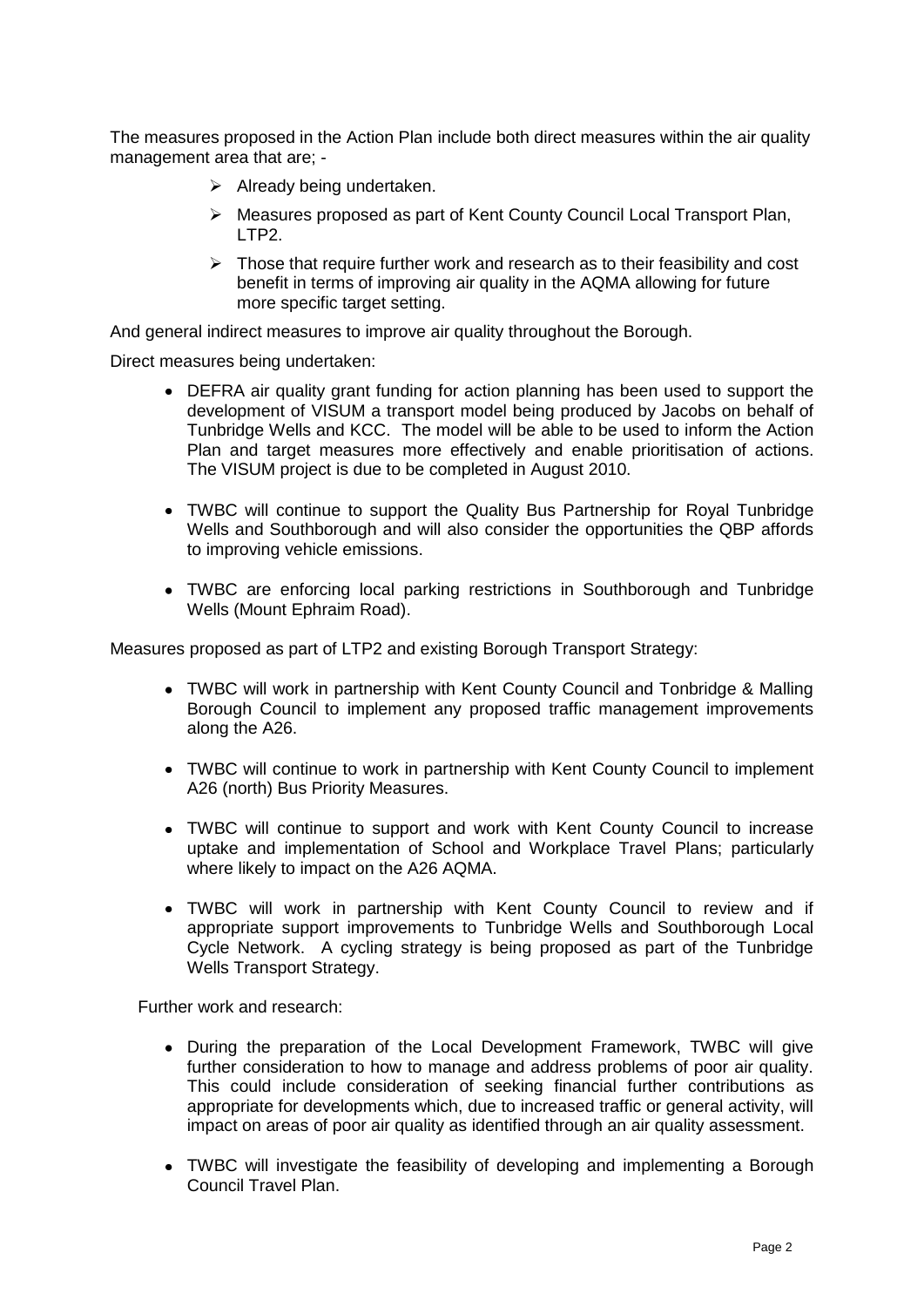The measures proposed in the Action Plan include both direct measures within the air quality management area that are; -

- Already being undertaken.
- Measures proposed as part of Kent County Council Local Transport Plan, LTP2.
- Those that require further work and research as to their feasibility and cost benefit in terms of improving air quality in the AQMA allowing for future more specific target setting.

And general indirect measures to improve air quality throughout the Borough.

Direct measures being undertaken:

- DEFRA air quality grant funding for action planning has been used to support the development of VISUM a transport model being produced by Jacobs on behalf of Tunbridge Wells and KCC. The model will be able to be used to inform the Action Plan and target measures more effectively and enable prioritisation of actions. The VISUM project is due to be completed in August 2010.

- TWBC will continue to support the Quality Bus Partnership for Royal Tunbridge Wells and Southborough and will also consider the opportunities the QBP affords to improving vehicle emissions.

- TWBC are enforcing local parking restrictions in Southborough and Tunbridge Wells (Mount Ephraim Road).

Measures proposed as part of LTP2 and existing Borough Transport Strategy:

- TWBC will work in partnership with Kent County Council and Tonbridge & Malling Borough Council to implement any proposed traffic management improvements along the A26.

- TWBC will continue to work in partnership with Kent County Council to implement A26 (north) Bus Priority Measures.

- TWBC will continue to support and work with Kent County Council to increase uptake and implementation of School and Workplace Travel Plans; particularly where likely to impact on the A26 AQMA.

- TWBC will work in partnership with Kent County Council to review and if appropriate support improvements to Tunbridge Wells and Southborough Local Cycle Network. A cycling strategy is being proposed as part of the Tunbridge Wells Transport Strategy.

Further work and research:

- During the preparation of the Local Development Framework, TWBC will give further consideration to how to manage and address problems of poor air quality. This could include consideration of seeking financial further contributions as appropriate for developments which, due to increased traffic or general activity, will impact on areas of poor air quality as identified through an air quality assessment.

- TWBC will investigate the feasibility of developing and implementing a Borough Council Travel Plan.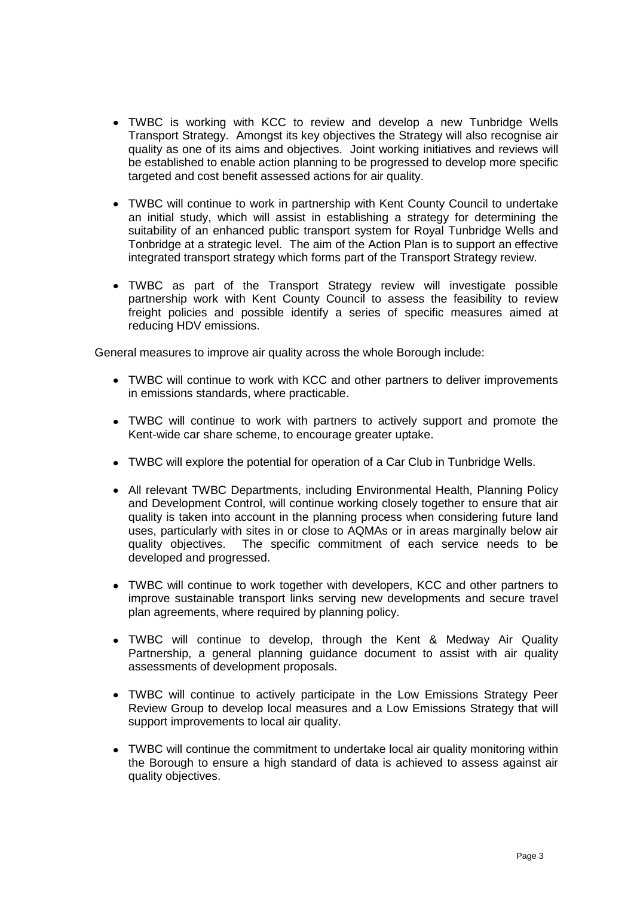- TWBC is working with KCC to review and develop a new Tunbridge Wells Transport Strategy. Amongst its key objectives the Strategy will also recognise air quality as one of its aims and objectives. Joint working initiatives and reviews will be established to enable action planning to be progressed to develop more specific targeted and cost benefit assessed actions for air quality.

- TWBC will continue to work in partnership with Kent County Council to undertake an initial study, which will assist in establishing a strategy for determining the suitability of an enhanced public transport system for Royal Tunbridge Wells and Tonbridge at a strategic level. The aim of the Action Plan is to support an effective integrated transport strategy which forms part of the Transport Strategy review.

- TWBC as part of the Transport Strategy review will investigate possible partnership work with Kent County Council to assess the feasibility to review freight policies and possible identify a series of specific measures aimed at reducing HDV emissions.

General measures to improve air quality across the whole Borough include:

- TWBC will continue to work with KCC and other partners to deliver improvements in emissions standards, where practicable.

- TWBC will continue to work with partners to actively support and promote the Kent-wide car share scheme, to encourage greater uptake.

- TWBC will explore the potential for operation of a Car Club in Tunbridge Wells.

- All relevant TWBC Departments, including Environmental Health, Planning Policy and Development Control, will continue working closely together to ensure that air quality is taken into account in the planning process when considering future land uses, particularly with sites in or close to AQMAs or in areas marginally below air quality objectives. The specific commitment of each service needs to be developed and progressed.

- TWBC will continue to work together with developers, KCC and other partners to improve sustainable transport links serving new developments and secure travel plan agreements, where required by planning policy.

- TWBC will continue to develop, through the Kent & Medway Air Quality Partnership, a general planning guidance document to assist with air quality assessments of development proposals.

- TWBC will continue to actively participate in the Low Emissions Strategy Peer Review Group to develop local measures and a Low Emissions Strategy that will support improvements to local air quality.

- TWBC will continue the commitment to undertake local air quality monitoring within the Borough to ensure a high standard of data is achieved to assess against air quality objectives.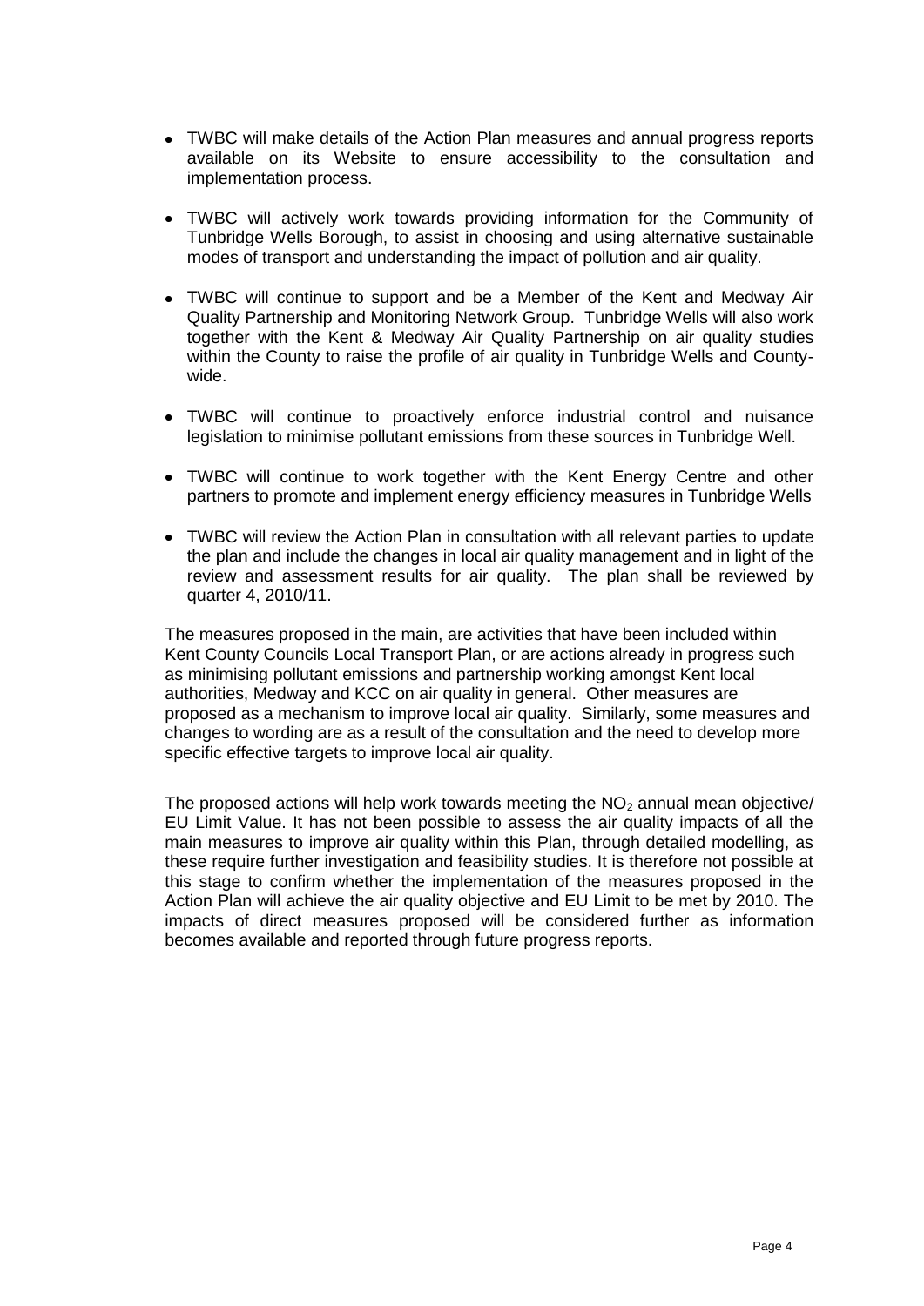- TWBC will make details of the Action Plan measures and annual progress reports available on its Website to ensure accessibility to the consultation and implementation process.

- TWBC will actively work towards providing information for the Community of Tunbridge Wells Borough, to assist in choosing and using alternative sustainable modes of transport and understanding the impact of pollution and air quality.

- TWBC will continue to support and be a Member of the Kent and Medway Air Quality Partnership and Monitoring Network Group. Tunbridge Wells will also work together with the Kent & Medway Air Quality Partnership on air quality studies within the County to raise the profile of air quality in Tunbridge Wells and County-wide.

- TWBC will continue to proactively enforce industrial control and nuisance legislation to minimise pollutant emissions from these sources in Tunbridge Well.

- TWBC will continue to work together with the Kent Energy Centre and other partners to promote and implement energy efficiency measures in Tunbridge Wells

- TWBC will review the Action Plan in consultation with all relevant parties to update the plan and include the changes in local air quality management and in light of the review and assessment results for air quality. The plan shall be reviewed by quarter 4, 2010/11.

The measures proposed in the main, are activities that have been included within Kent County Councils Local Transport Plan, or are actions already in progress such as minimising pollutant emissions and partnership working amongst Kent local authorities, Medway and KCC on air quality in general. Other measures are proposed as a mechanism to improve local air quality. Similarly, some measures and changes to wording are as a result of the consultation and the need to develop more specific effective targets to improve local air quality.

The proposed actions will help work towards meeting the $NO_2$ annual mean objective/ EU Limit Value. It has not been possible to assess the air quality impacts of all the main measures to improve air quality within this Plan, through detailed modelling, as these require further investigation and feasibility studies. It is therefore not possible at this stage to confirm whether the implementation of the measures proposed in the Action Plan will achieve the air quality objective and EU Limit to be met by 2010. The impacts of direct measures proposed will be considered further as information becomes available and reported through future progress reports.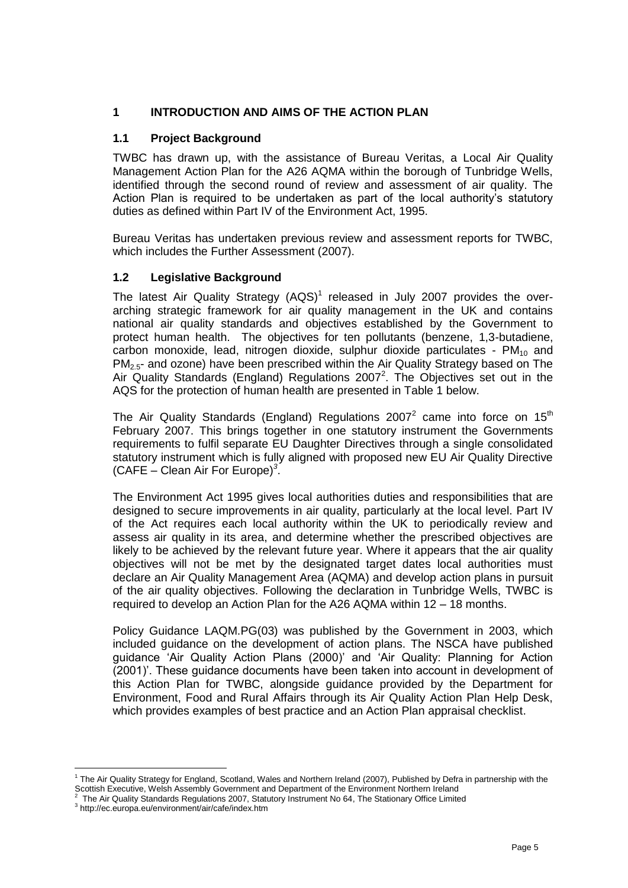## 1 INTRODUCTION AND AIMS OF THE ACTION PLAN

### 1.1 Project Background

TWBC has drawn up, with the assistance of Bureau Veritas, a Local Air Quality Management Action Plan for the A26 AQMA within the borough of Tunbridge Wells, identified through the second round of review and assessment of air quality. The Action Plan is required to be undertaken as part of the local authority's statutory duties as defined within Part IV of the Environment Act, 1995.

Bureau Veritas has undertaken previous review and assessment reports for TWBC, which includes the Further Assessment (2007).

### 1.2 Legislative Background

The latest Air Quality Strategy (AQS)[1] released in July 2007 provides the over-arching strategic framework for air quality management in the UK and contains national air quality standards and objectives established by the Government to protect human health. The objectives for ten pollutants (benzene, 1,3-butadiene, carbon monoxide, lead, nitrogen dioxide, sulphur dioxide particulates - $PM_{10}$ and $PM_{2.5}$- and ozone) have been prescribed within the Air Quality Strategy based on The Air Quality Standards (England) Regulations 2007[2]. The Objectives set out in the AQS for the protection of human health are presented in Table 1 below.

The Air Quality Standards (England) Regulations 2007[2] came into force on 15th February 2007. This brings together in one statutory instrument the Governments requirements to fulfil separate EU Daughter Directives through a single consolidated statutory instrument which is fully aligned with proposed new EU Air Quality Directive (CAFE – Clean Air For Europe)[3].

The Environment Act 1995 gives local authorities duties and responsibilities that are designed to secure improvements in air quality, particularly at the local level. Part IV of the Act requires each local authority within the UK to periodically review and assess air quality in its area, and determine whether the prescribed objectives are likely to be achieved by the relevant future year. Where it appears that the air quality objectives will not be met by the designated target dates local authorities must declare an Air Quality Management Area (AQMA) and develop action plans in pursuit of the air quality objectives. Following the declaration in Tunbridge Wells, TWBC is required to develop an Action Plan for the A26 AQMA within 12 – 18 months.

Policy Guidance LAQM.PG(03) was published by the Government in 2003, which included guidance on the development of action plans. The NSCA have published guidance 'Air Quality Action Plans (2000)' and 'Air Quality: Planning for Action (2001)'. These guidance documents have been taken into account in development of this Action Plan for TWBC, alongside guidance provided by the Department for Environment, Food and Rural Affairs through its Air Quality Action Plan Help Desk, which provides examples of best practice and an Action Plan appraisal checklist.

---

[1] The Air Quality Strategy for England, Scotland, Wales and Northern Ireland (2007), Published by Defra in partnership with the Scottish Executive, Welsh Assembly Government and Department of the Environment Northern Ireland

[2] The Air Quality Standards Regulations 2007, Statutory Instrument No 64, The Stationary Office Limited

[3] http://ec.europa.eu/environment/air/cafe/index.htm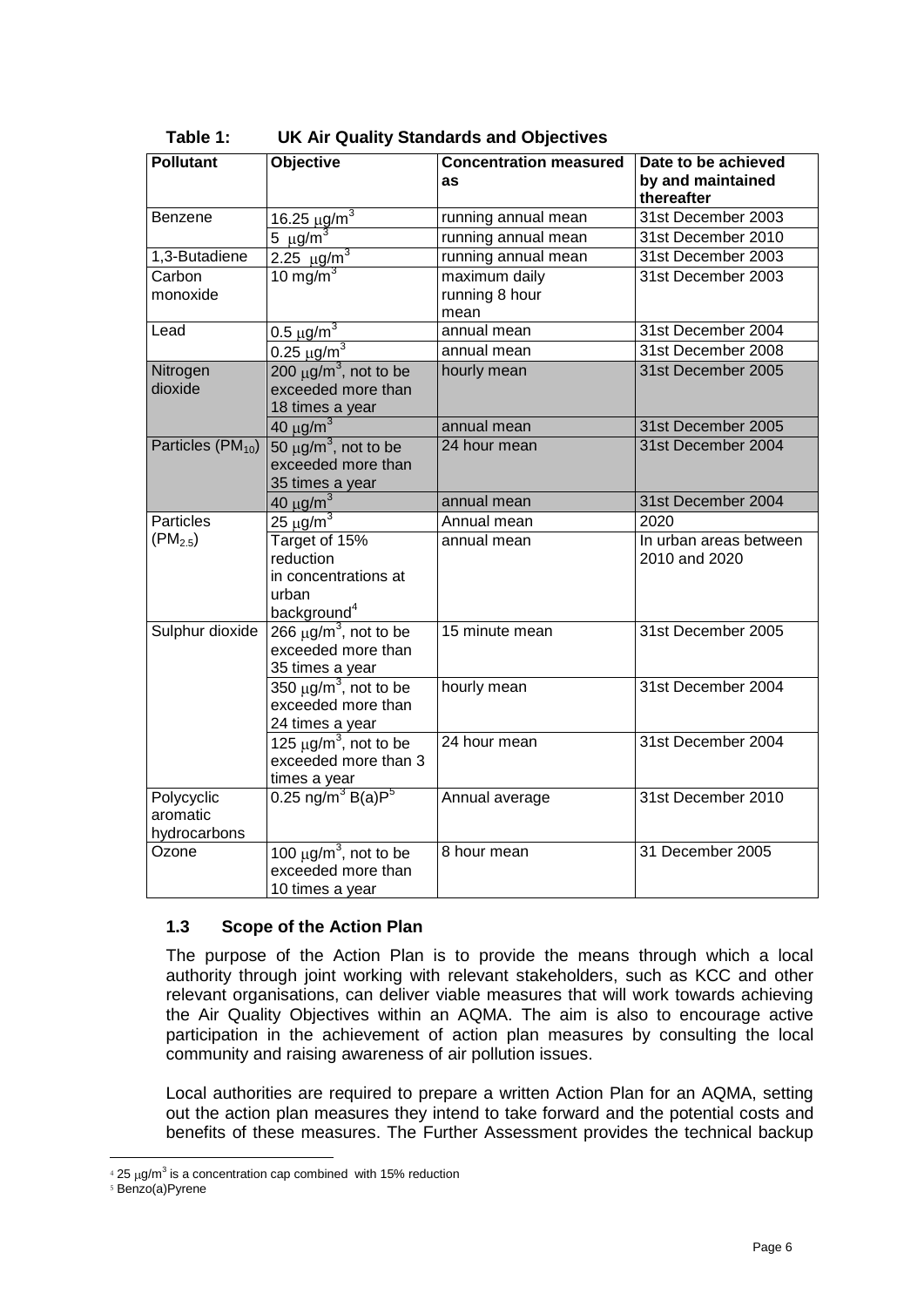**Table 1: UK Air Quality Standards and Objectives**

| Pollutant | Objective | Concentration measured as | Date to be achieved by and maintained thereafter |
|---|---|---|---|
| Benzene | 16.25 μg/m$^3$ | running annual mean | 31st December 2003 |
| | 5 μg/m$^3$ | running annual mean | 31st December 2010 |
| 1,3-Butadiene | 2.25 μg/m$^3$ | running annual mean | 31st December 2003 |
| Carbon monoxide | 10 mg/m$^3$ | maximum daily running 8 hour mean | 31st December 2003 |
| Lead | 0.5 μg/m$^3$ | annual mean | 31st December 2004 |
| | 0.25 μg/m$^3$ | annual mean | 31st December 2008 |
| Nitrogen dioxide | 200 μg/m$^3$, not to be exceeded more than 18 times a year | hourly mean | 31st December 2005 |
| | 40 μg/m$^3$ | annual mean | 31st December 2005 |
| Particles ($PM_{10}$) | 50 μg/m$^3$, not to be exceeded more than 35 times a year | 24 hour mean | 31st December 2004 |
| | 40 μg/m$^3$ | annual mean | 31st December 2004 |
| Particles ($PM_{2.5}$) | 25 μg/m$^3$ | Annual mean | 2020 |
| | Target of 15% reduction in concentrations at urban background[4] | annual mean | In urban areas between 2010 and 2020 |
| Sulphur dioxide | 266 μg/m$^3$, not to be exceeded more than 35 times a year | 15 minute mean | 31st December 2005 |
| | 350 μg/m$^3$, not to be exceeded more than 24 times a year | hourly mean | 31st December 2004 |
| | 125 μg/m$^3$, not to be exceeded more than 3 times a year | 24 hour mean | 31st December 2004 |
| Polycyclic aromatic hydrocarbons | 0.25 ng/m$^3$ B(a)P[5] | Annual average | 31st December 2010 |
| Ozone | 100 μg/m$^3$, not to be exceeded more than 10 times a year | 8 hour mean | 31 December 2005 |

### 1.3 Scope of the Action Plan

The purpose of the Action Plan is to provide the means through which a local authority through joint working with relevant stakeholders, such as KCC and other relevant organisations, can deliver viable measures that will work towards achieving the Air Quality Objectives within an AQMA. The aim is also to encourage active participation in the achievement of action plan measures by consulting the local community and raising awareness of air pollution issues.

Local authorities are required to prepare a written Action Plan for an AQMA, setting out the action plan measures they intend to take forward and the potential costs and benefits of these measures. The Further Assessment provides the technical backup

[4] 25 μg/m$^3$ is a concentration cap combined with 15% reduction

[5] Benzo(a)Pyrene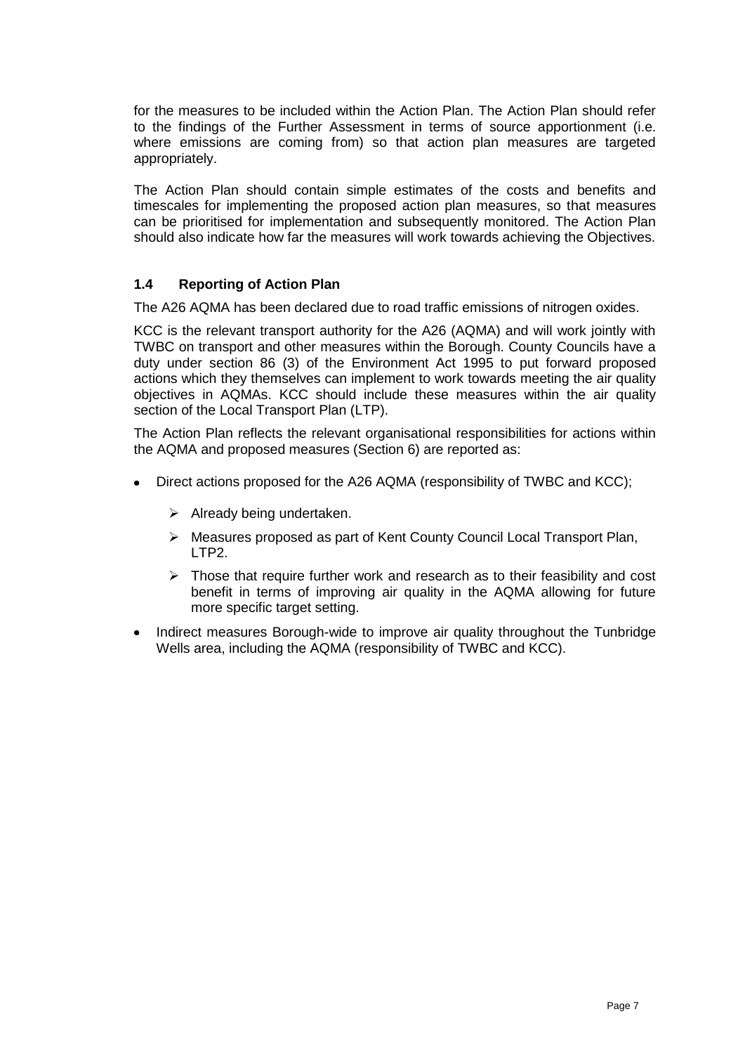for the measures to be included within the Action Plan. The Action Plan should refer to the findings of the Further Assessment in terms of source apportionment (i.e. where emissions are coming from) so that action plan measures are targeted appropriately.

The Action Plan should contain simple estimates of the costs and benefits and timescales for implementing the proposed action plan measures, so that measures can be prioritised for implementation and subsequently monitored. The Action Plan should also indicate how far the measures will work towards achieving the Objectives.

### 1.4 Reporting of Action Plan

The A26 AQMA has been declared due to road traffic emissions of nitrogen oxides.

KCC is the relevant transport authority for the A26 (AQMA) and will work jointly with TWBC on transport and other measures within the Borough. County Councils have a duty under section 86 (3) of the Environment Act 1995 to put forward proposed actions which they themselves can implement to work towards meeting the air quality objectives in AQMAs. KCC should include these measures within the air quality section of the Local Transport Plan (LTP).

The Action Plan reflects the relevant organisational responsibilities for actions within the AQMA and proposed measures (Section 6) are reported as:

- Direct actions proposed for the A26 AQMA (responsibility of TWBC and KCC);
  - Already being undertaken.
  - Measures proposed as part of Kent County Council Local Transport Plan, LTP2.
  - Those that require further work and research as to their feasibility and cost benefit in terms of improving air quality in the AQMA allowing for future more specific target setting.
- Indirect measures Borough-wide to improve air quality throughout the Tunbridge Wells area, including the AQMA (responsibility of TWBC and KCC).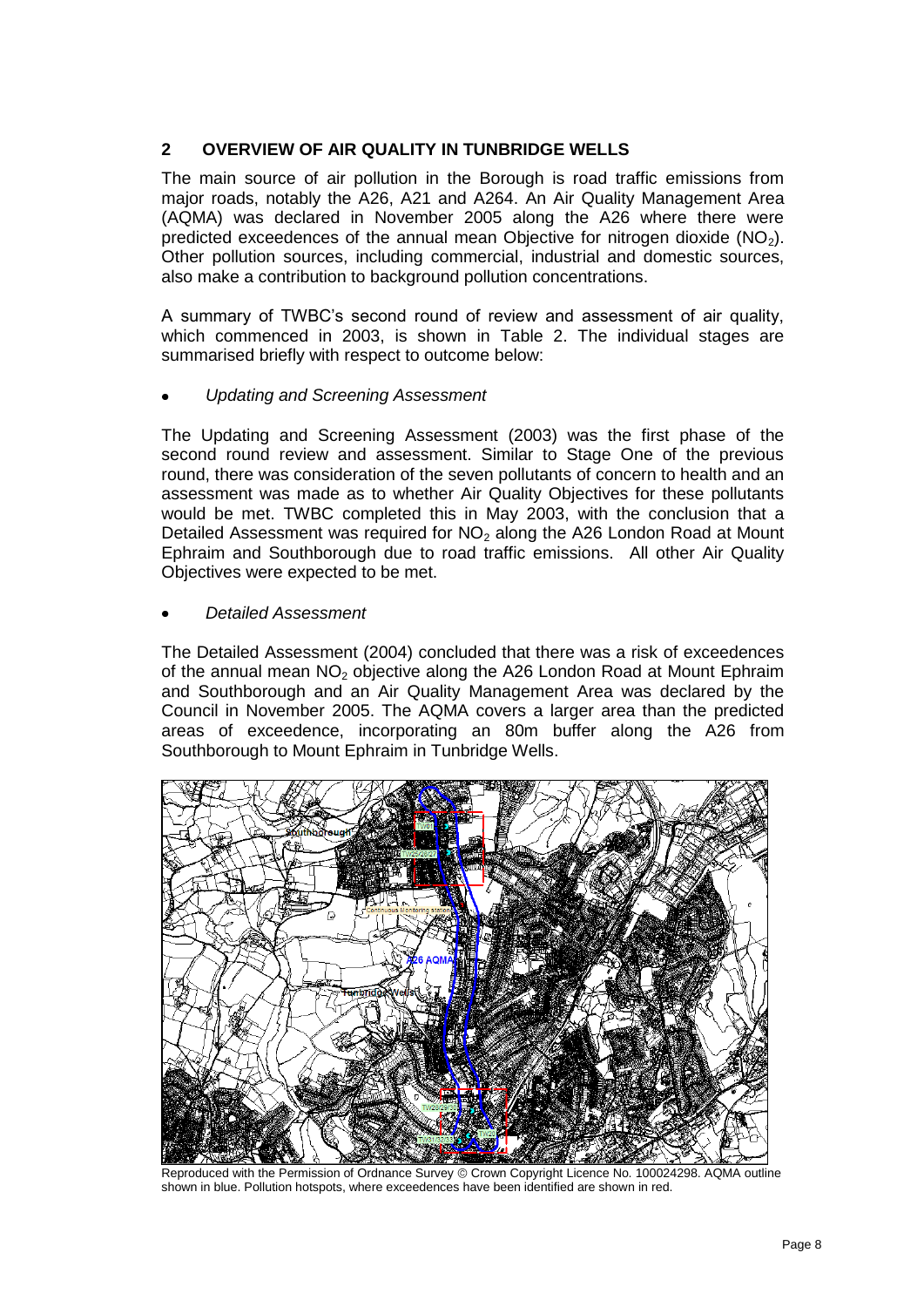## 2 OVERVIEW OF AIR QUALITY IN TUNBRIDGE WELLS

The main source of air pollution in the Borough is road traffic emissions from major roads, notably the A26, A21 and A264. An Air Quality Management Area (AQMA) was declared in November 2005 along the A26 where there were predicted exceedences of the annual mean Objective for nitrogen dioxide ($NO_2$). Other pollution sources, including commercial, industrial and domestic sources, also make a contribution to background pollution concentrations.

A summary of TWBC's second round of review and assessment of air quality, which commenced in 2003, is shown in Table 2. The individual stages are summarised briefly with respect to outcome below:

- *Updating and Screening Assessment*

The Updating and Screening Assessment (2003) was the first phase of the second round review and assessment. Similar to Stage One of the previous round, there was consideration of the seven pollutants of concern to health and an assessment was made as to whether Air Quality Objectives for these pollutants would be met. TWBC completed this in May 2003, with the conclusion that a Detailed Assessment was required for $NO_2$ along the A26 London Road at Mount Ephraim and Southborough due to road traffic emissions. All other Air Quality Objectives were expected to be met.

- *Detailed Assessment*

The Detailed Assessment (2004) concluded that there was a risk of exceedences of the annual mean $NO_2$ objective along the A26 London Road at Mount Ephraim and Southborough and an Air Quality Management Area was declared by the Council in November 2005. The AQMA covers a larger area than the predicted areas of exceedence, incorporating an 80m buffer along the A26 from Southborough to Mount Ephraim in Tunbridge Wells.

Reproduced with the Permission of Ordnance Survey © Crown Copyright Licence No. 100024298. AQMA outline shown in blue. Pollution hotspots, where exceedences have been identified are shown in red.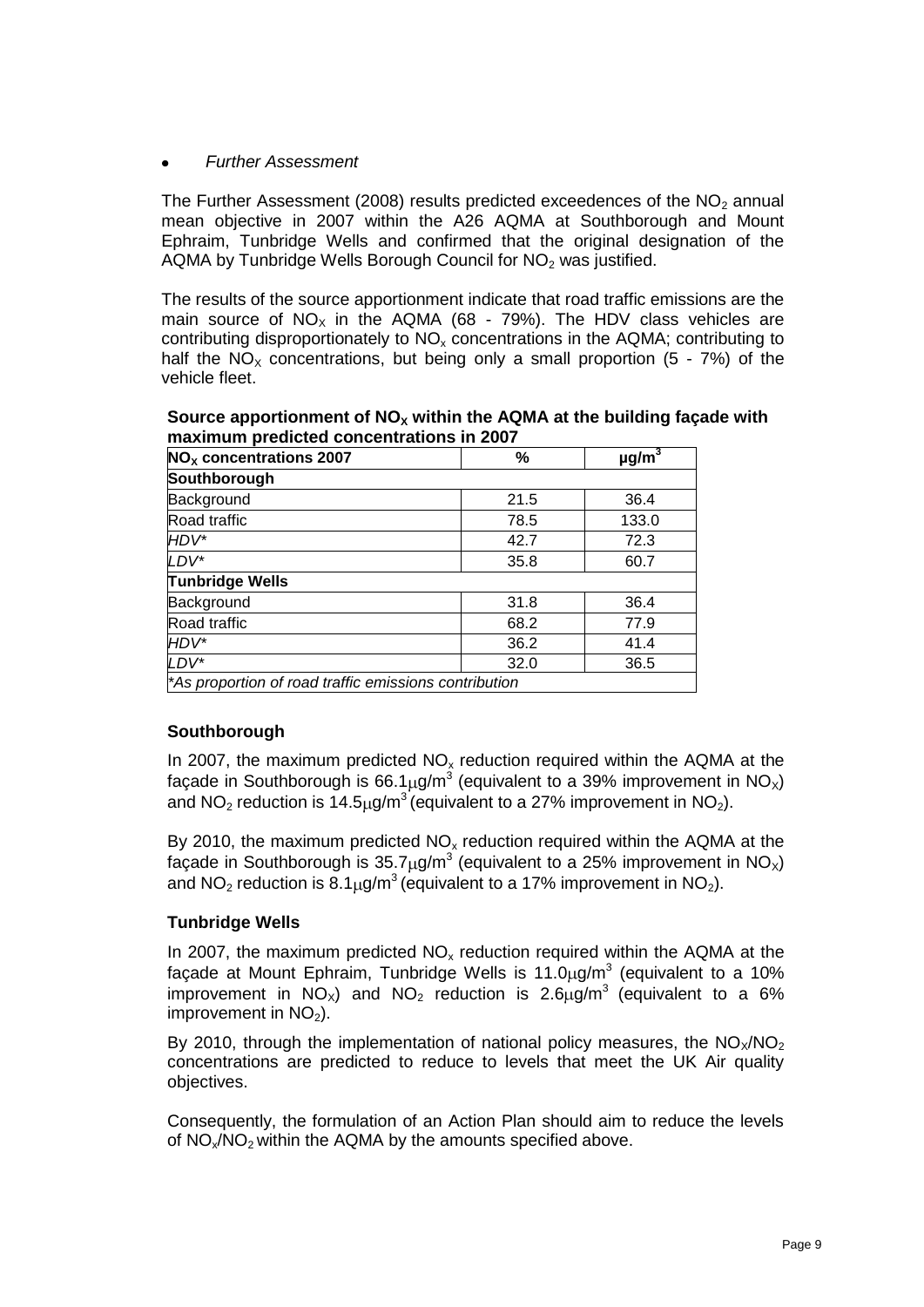- *Further Assessment*

The Further Assessment (2008) results predicted exceedences of the $NO_2$ annual mean objective in 2007 within the A26 AQMA at Southborough and Mount Ephraim, Tunbridge Wells and confirmed that the original designation of the AQMA by Tunbridge Wells Borough Council for $NO_2$ was justified.

The results of the source apportionment indicate that road traffic emissions are the main source of $NO_X$ in the AQMA (68 - 79%). The HDV class vehicles are contributing disproportionately to $NO_x$ concentrations in the AQMA; contributing to half the $NO_X$ concentrations, but being only a small proportion (5 - 7%) of the vehicle fleet.

**Source apportionment of $NO_X$ within the AQMA at the building façade with maximum predicted concentrations in 2007**

| $NO_X$ concentrations 2007 | % | $\mu g/m^3$ |
|---|---|---|
| **Southborough** | | |
| Background | 21.5 | 36.4 |
| Road traffic | 78.5 | 133.0 |
| *HDV** | 42.7 | 72.3 |
| *LDV** | 35.8 | 60.7 |
| **Tunbridge Wells** | | |
| Background | 31.8 | 36.4 |
| Road traffic | 68.2 | 77.9 |
| *HDV** | 36.2 | 41.4 |
| *LDV** | 32.0 | 36.5 |
| **As proportion of road traffic emissions contribution* | | |

### Southborough

In 2007, the maximum predicted $NO_x$ reduction required within the AQMA at the façade in Southborough is $66.1\mu g/m^3$ (equivalent to a 39% improvement in $NO_X$) and $NO_2$ reduction is $14.5\mu g/m^3$ (equivalent to a 27% improvement in $NO_2$).

By 2010, the maximum predicted $NO_x$ reduction required within the AQMA at the façade in Southborough is $35.7\mu g/m^3$ (equivalent to a 25% improvement in $NO_X$) and $NO_2$ reduction is $8.1\mu g/m^3$ (equivalent to a 17% improvement in $NO_2$).

### Tunbridge Wells

In 2007, the maximum predicted $NO_x$ reduction required within the AQMA at the façade at Mount Ephraim, Tunbridge Wells is $11.0\mu g/m^3$ (equivalent to a 10% improvement in $NO_X$) and $NO_2$ reduction is $2.6\mu g/m^3$ (equivalent to a 6% improvement in $NO_2$).

By 2010, through the implementation of national policy measures, the $NO_X/NO_2$ concentrations are predicted to reduce to levels that meet the UK Air quality objectives.

Consequently, the formulation of an Action Plan should aim to reduce the levels of $NO_x/NO_2$ within the AQMA by the amounts specified above.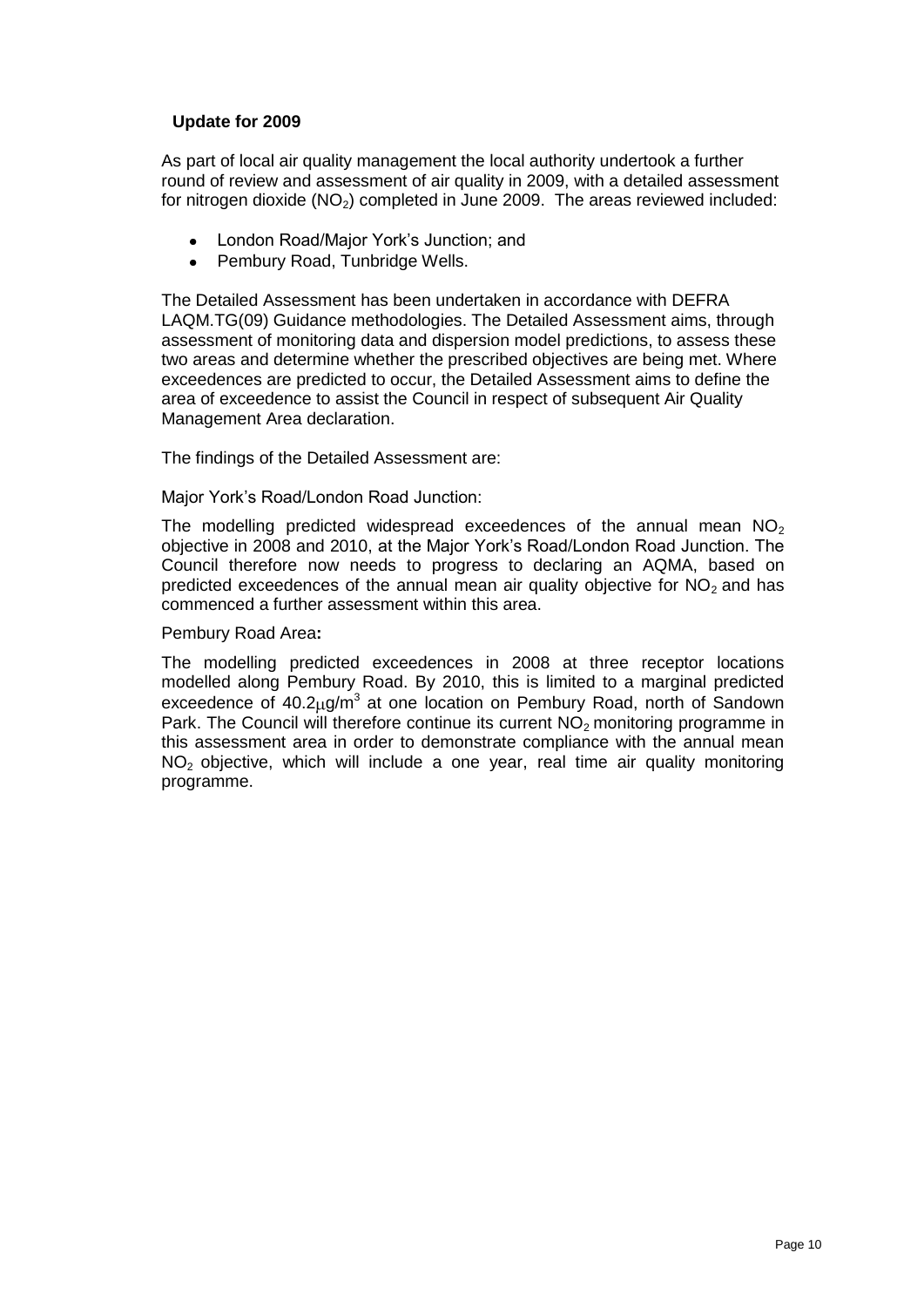### Update for 2009

As part of local air quality management the local authority undertook a further round of review and assessment of air quality in 2009, with a detailed assessment for nitrogen dioxide ($NO_2$) completed in June 2009. The areas reviewed included:

- London Road/Major York's Junction; and
- Pembury Road, Tunbridge Wells.

The Detailed Assessment has been undertaken in accordance with DEFRA LAQM.TG(09) Guidance methodologies. The Detailed Assessment aims, through assessment of monitoring data and dispersion model predictions, to assess these two areas and determine whether the prescribed objectives are being met. Where exceedences are predicted to occur, the Detailed Assessment aims to define the area of exceedence to assist the Council in respect of subsequent Air Quality Management Area declaration.

The findings of the Detailed Assessment are:

Major York's Road/London Road Junction:

The modelling predicted widespread exceedences of the annual mean $NO_2$ objective in 2008 and 2010, at the Major York's Road/London Road Junction. The Council therefore now needs to progress to declaring an AQMA, based on predicted exceedences of the annual mean air quality objective for $NO_2$ and has commenced a further assessment within this area.

Pembury Road Area**:**

The modelling predicted exceedences in 2008 at three receptor locations modelled along Pembury Road. By 2010, this is limited to a marginal predicted exceedence of $40.2\mu g/m^3$ at one location on Pembury Road, north of Sandown Park. The Council will therefore continue its current $NO_2$ monitoring programme in this assessment area in order to demonstrate compliance with the annual mean $NO_2$ objective, which will include a one year, real time air quality monitoring programme.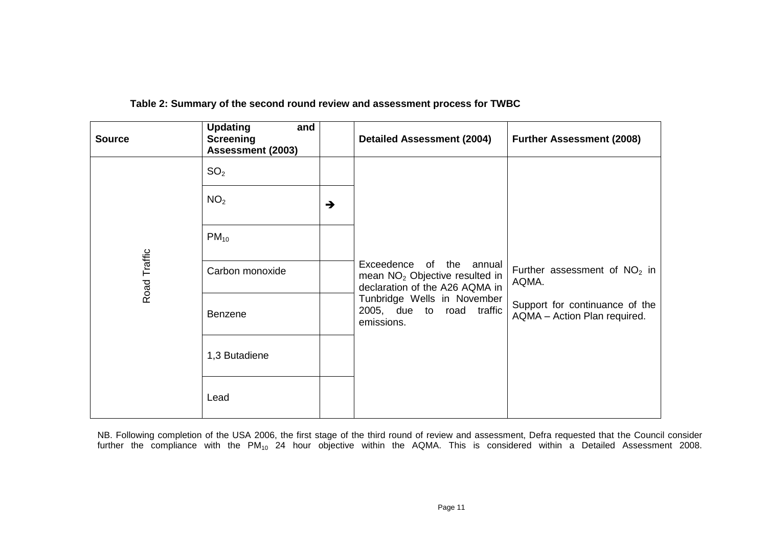**Table 2: Summary of the second round review and assessment process for TWBC**

| Source | Updating and Screening Assessment (2003) | | Detailed Assessment (2004) | Further Assessment (2008) |
|---|---|---|---|---|
| Road Traffic | $SO_2$ | | Exceedence of the annual mean $NO_2$ Objective resulted in declaration of the A26 AQMA in Tunbridge Wells in November 2005, due to road traffic emissions. | Further assessment of $NO_2$ in AQMA.<br><br>Support for continuance of the AQMA – Action Plan required. |
| | $NO_2$ | ➔ | | |
| | $PM_{10}$ | | | |
| | Carbon monoxide | | | |
| | Benzene | | | |
| | 1,3 Butadiene | | | |
| | Lead | | | |

NB. Following completion of the USA 2006, the first stage of the third round of review and assessment, Defra requested that the Council consider further the compliance with the $PM_{10}$ 24 hour objective within the AQMA. This is considered within a Detailed Assessment 2008.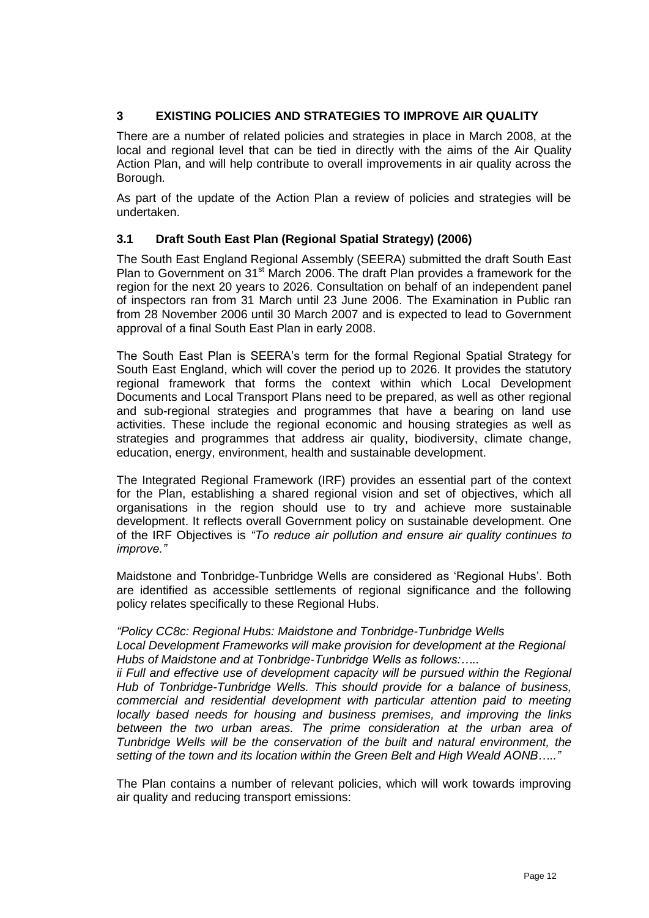## 3 EXISTING POLICIES AND STRATEGIES TO IMPROVE AIR QUALITY

There are a number of related policies and strategies in place in March 2008, at the local and regional level that can be tied in directly with the aims of the Air Quality Action Plan, and will help contribute to overall improvements in air quality across the Borough.

As part of the update of the Action Plan a review of policies and strategies will be undertaken.

### 3.1 Draft South East Plan (Regional Spatial Strategy) (2006)

The South East England Regional Assembly (SEERA) submitted the draft South East Plan to Government on 31st March 2006. The draft Plan provides a framework for the region for the next 20 years to 2026. Consultation on behalf of an independent panel of inspectors ran from 31 March until 23 June 2006. The Examination in Public ran from 28 November 2006 until 30 March 2007 and is expected to lead to Government approval of a final South East Plan in early 2008.

The South East Plan is SEERA's term for the formal Regional Spatial Strategy for South East England, which will cover the period up to 2026. It provides the statutory regional framework that forms the context within which Local Development Documents and Local Transport Plans need to be prepared, as well as other regional and sub-regional strategies and programmes that have a bearing on land use activities. These include the regional economic and housing strategies as well as strategies and programmes that address air quality, biodiversity, climate change, education, energy, environment, health and sustainable development.

The Integrated Regional Framework (IRF) provides an essential part of the context for the Plan, establishing a shared regional vision and set of objectives, which all organisations in the region should use to try and achieve more sustainable development. It reflects overall Government policy on sustainable development. One of the IRF Objectives is *"To reduce air pollution and ensure air quality continues to improve."*

Maidstone and Tonbridge-Tunbridge Wells are considered as 'Regional Hubs'. Both are identified as accessible settlements of regional significance and the following policy relates specifically to these Regional Hubs.

*"Policy CC8c: Regional Hubs: Maidstone and Tonbridge-Tunbridge Wells*
*Local Development Frameworks will make provision for development at the Regional Hubs of Maidstone and at Tonbridge-Tunbridge Wells as follows:…..*
*ii Full and effective use of development capacity will be pursued within the Regional Hub of Tonbridge-Tunbridge Wells. This should provide for a balance of business, commercial and residential development with particular attention paid to meeting locally based needs for housing and business premises, and improving the links between the two urban areas. The prime consideration at the urban area of Tunbridge Wells will be the conservation of the built and natural environment, the setting of the town and its location within the Green Belt and High Weald AONB….."*

The Plan contains a number of relevant policies, which will work towards improving air quality and reducing transport emissions: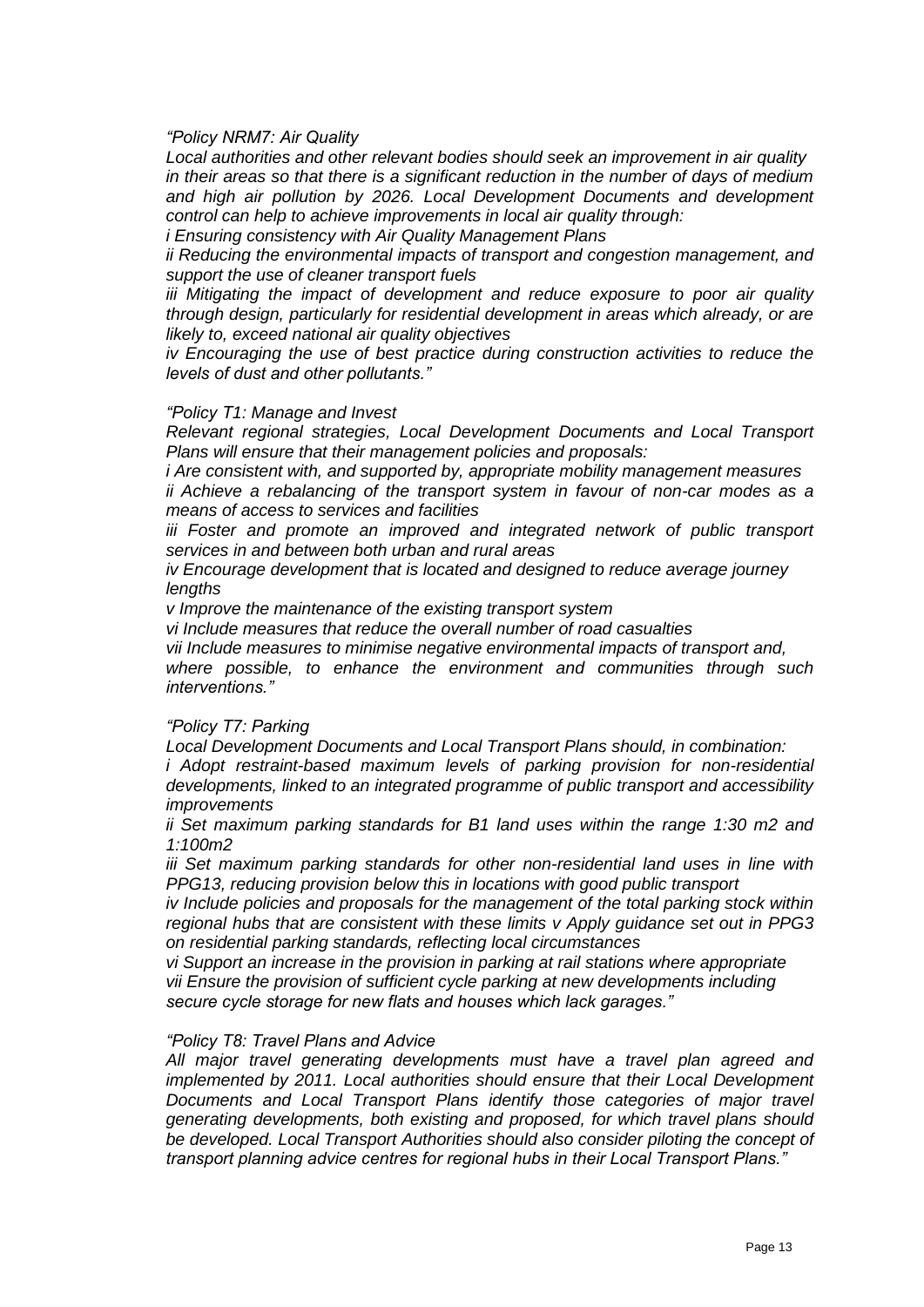*"Policy NRM7: Air Quality*

*Local authorities and other relevant bodies should seek an improvement in air quality in their areas so that there is a significant reduction in the number of days of medium and high air pollution by 2026. Local Development Documents and development control can help to achieve improvements in local air quality through:*

*i Ensuring consistency with Air Quality Management Plans*

*ii Reducing the environmental impacts of transport and congestion management, and support the use of cleaner transport fuels*

*iii Mitigating the impact of development and reduce exposure to poor air quality through design, particularly for residential development in areas which already, or are likely to, exceed national air quality objectives*

*iv Encouraging the use of best practice during construction activities to reduce the levels of dust and other pollutants."*

*"Policy T1: Manage and Invest*

*Relevant regional strategies, Local Development Documents and Local Transport Plans will ensure that their management policies and proposals:*

*i Are consistent with, and supported by, appropriate mobility management measures*

*ii Achieve a rebalancing of the transport system in favour of non-car modes as a means of access to services and facilities*

*iii Foster and promote an improved and integrated network of public transport services in and between both urban and rural areas*

*iv Encourage development that is located and designed to reduce average journey lengths*

*v Improve the maintenance of the existing transport system*

*vi Include measures that reduce the overall number of road casualties*

*vii Include measures to minimise negative environmental impacts of transport and, where possible, to enhance the environment and communities through such interventions."*

*"Policy T7: Parking*

*Local Development Documents and Local Transport Plans should, in combination:*

*i Adopt restraint-based maximum levels of parking provision for non-residential developments, linked to an integrated programme of public transport and accessibility improvements*

*ii Set maximum parking standards for B1 land uses within the range 1:30 m2 and 1:100m2*

*iii Set maximum parking standards for other non-residential land uses in line with PPG13, reducing provision below this in locations with good public transport*

*iv Include policies and proposals for the management of the total parking stock within regional hubs that are consistent with these limits v Apply guidance set out in PPG3 on residential parking standards, reflecting local circumstances*

*vi Support an increase in the provision in parking at rail stations where appropriate*

*vii Ensure the provision of sufficient cycle parking at new developments including secure cycle storage for new flats and houses which lack garages."*

*"Policy T8: Travel Plans and Advice*

*All major travel generating developments must have a travel plan agreed and implemented by 2011. Local authorities should ensure that their Local Development Documents and Local Transport Plans identify those categories of major travel generating developments, both existing and proposed, for which travel plans should be developed. Local Transport Authorities should also consider piloting the concept of transport planning advice centres for regional hubs in their Local Transport Plans."*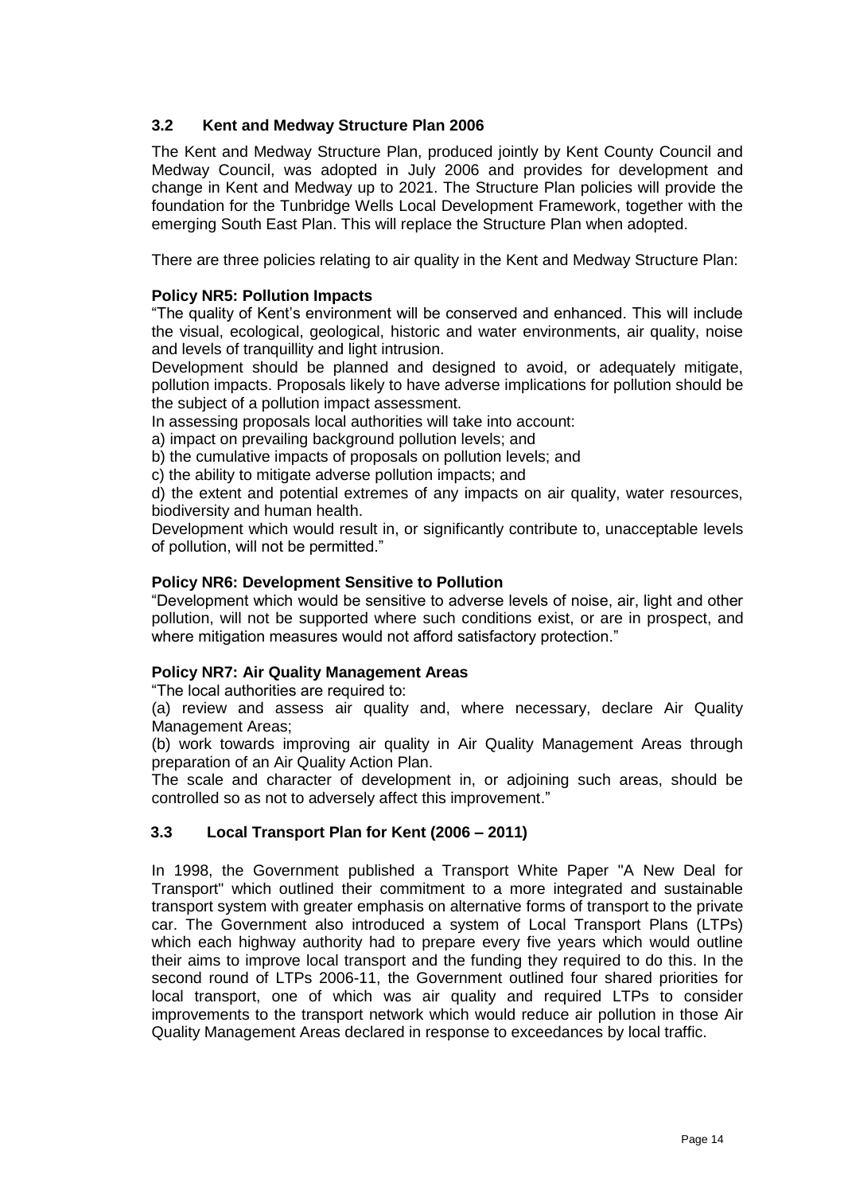### 3.2 Kent and Medway Structure Plan 2006

The Kent and Medway Structure Plan, produced jointly by Kent County Council and Medway Council, was adopted in July 2006 and provides for development and change in Kent and Medway up to 2021. The Structure Plan policies will provide the foundation for the Tunbridge Wells Local Development Framework, together with the emerging South East Plan. This will replace the Structure Plan when adopted.

There are three policies relating to air quality in the Kent and Medway Structure Plan:

**Policy NR5: Pollution Impacts**

"The quality of Kent's environment will be conserved and enhanced. This will include the visual, ecological, geological, historic and water environments, air quality, noise and levels of tranquillity and light intrusion.

Development should be planned and designed to avoid, or adequately mitigate, pollution impacts. Proposals likely to have adverse implications for pollution should be the subject of a pollution impact assessment.

In assessing proposals local authorities will take into account:

a) impact on prevailing background pollution levels; and

b) the cumulative impacts of proposals on pollution levels; and

c) the ability to mitigate adverse pollution impacts; and

d) the extent and potential extremes of any impacts on air quality, water resources, biodiversity and human health.

Development which would result in, or significantly contribute to, unacceptable levels of pollution, will not be permitted."

**Policy NR6: Development Sensitive to Pollution**

"Development which would be sensitive to adverse levels of noise, air, light and other pollution, will not be supported where such conditions exist, or are in prospect, and where mitigation measures would not afford satisfactory protection."

**Policy NR7: Air Quality Management Areas**

"The local authorities are required to:

(a) review and assess air quality and, where necessary, declare Air Quality Management Areas;

(b) work towards improving air quality in Air Quality Management Areas through preparation of an Air Quality Action Plan.

The scale and character of development in, or adjoining such areas, should be controlled so as not to adversely affect this improvement."

### 3.3 Local Transport Plan for Kent (2006 – 2011)

In 1998, the Government published a Transport White Paper "A New Deal for Transport" which outlined their commitment to a more integrated and sustainable transport system with greater emphasis on alternative forms of transport to the private car. The Government also introduced a system of Local Transport Plans (LTPs) which each highway authority had to prepare every five years which would outline their aims to improve local transport and the funding they required to do this. In the second round of LTPs 2006-11, the Government outlined four shared priorities for local transport, one of which was air quality and required LTPs to consider improvements to the transport network which would reduce air pollution in those Air Quality Management Areas declared in response to exceedances by local traffic.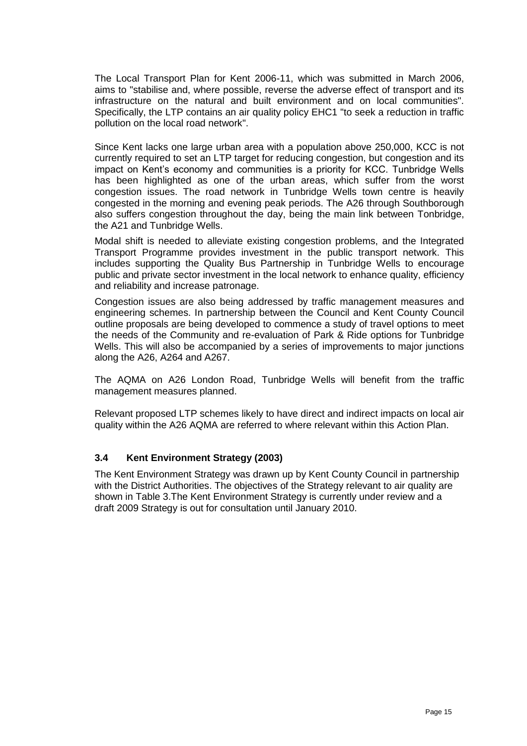The Local Transport Plan for Kent 2006-11, which was submitted in March 2006, aims to "stabilise and, where possible, reverse the adverse effect of transport and its infrastructure on the natural and built environment and on local communities". Specifically, the LTP contains an air quality policy EHC1 "to seek a reduction in traffic pollution on the local road network".

Since Kent lacks one large urban area with a population above 250,000, KCC is not currently required to set an LTP target for reducing congestion, but congestion and its impact on Kent's economy and communities is a priority for KCC. Tunbridge Wells has been highlighted as one of the urban areas, which suffer from the worst congestion issues. The road network in Tunbridge Wells town centre is heavily congested in the morning and evening peak periods. The A26 through Southborough also suffers congestion throughout the day, being the main link between Tonbridge, the A21 and Tunbridge Wells.

Modal shift is needed to alleviate existing congestion problems, and the Integrated Transport Programme provides investment in the public transport network. This includes supporting the Quality Bus Partnership in Tunbridge Wells to encourage public and private sector investment in the local network to enhance quality, efficiency and reliability and increase patronage.

Congestion issues are also being addressed by traffic management measures and engineering schemes. In partnership between the Council and Kent County Council outline proposals are being developed to commence a study of travel options to meet the needs of the Community and re-evaluation of Park & Ride options for Tunbridge Wells. This will also be accompanied by a series of improvements to major junctions along the A26, A264 and A267.

The AQMA on A26 London Road, Tunbridge Wells will benefit from the traffic management measures planned.

Relevant proposed LTP schemes likely to have direct and indirect impacts on local air quality within the A26 AQMA are referred to where relevant within this Action Plan.

### 3.4 Kent Environment Strategy (2003)

The Kent Environment Strategy was drawn up by Kent County Council in partnership with the District Authorities. The objectives of the Strategy relevant to air quality are shown in Table 3.The Kent Environment Strategy is currently under review and a draft 2009 Strategy is out for consultation until January 2010.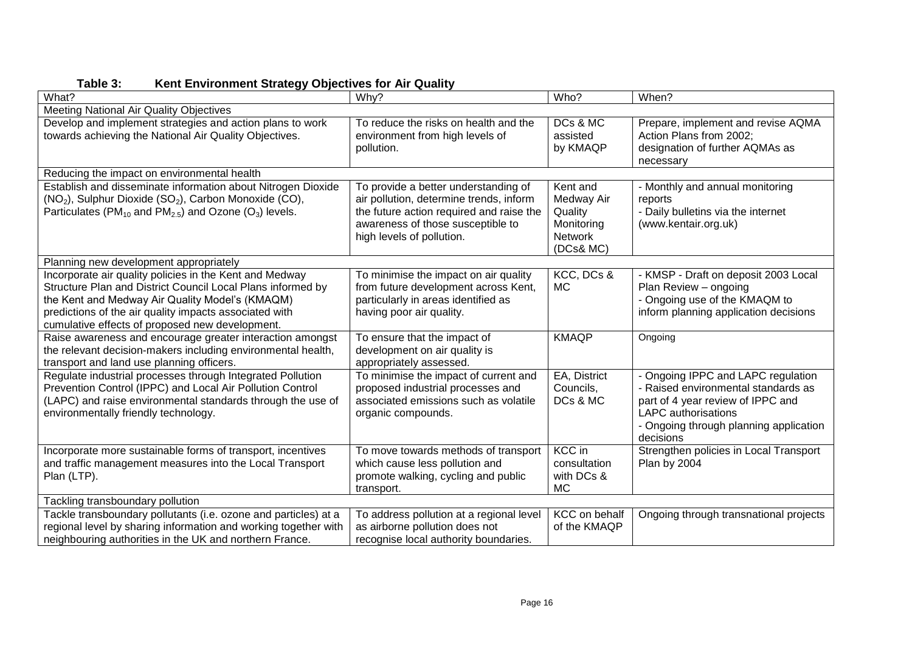**Table 3: Kent Environment Strategy Objectives for Air Quality**

| What? | Why? | Who? | When? |
|---|---|---|---|
| Meeting National Air Quality Objectives | | | |
| Develop and implement strategies and action plans to work towards achieving the National Air Quality Objectives. | To reduce the risks on health and the environment from high levels of pollution. | DCs & MC assisted by KMAQP | Prepare, implement and revise AQMA Action Plans from 2002; designation of further AQMAs as necessary |
| Reducing the impact on environmental health | | | |
| Establish and disseminate information about Nitrogen Dioxide ($NO_2$), Sulphur Dioxide ($SO_2$), Carbon Monoxide (CO), Particulates ($PM_{10}$ and $PM_{2.5}$) and Ozone ($O_3$) levels. | To provide a better understanding of air pollution, determine trends, inform the future action required and raise the awareness of those susceptible to high levels of pollution. | Kent and Medway Air Quality Monitoring Network (DCs& MC) | - Monthly and annual monitoring reports<br>- Daily bulletins via the internet (www.kentair.org.uk) |
| Planning new development appropriately | | | |
| Incorporate air quality policies in the Kent and Medway Structure Plan and District Council Local Plans informed by the Kent and Medway Air Quality Model's (KMAQM) predictions of the air quality impacts associated with cumulative effects of proposed new development. | To minimise the impact on air quality from future development across Kent, particularly in areas identified as having poor air quality. | KCC, DCs & MC | - KMSP - Draft on deposit 2003 Local Plan Review – ongoing<br>- Ongoing use of the KMAQM to inform planning application decisions |
| Raise awareness and encourage greater interaction amongst the relevant decision-makers including environmental health, transport and land use planning officers. | To ensure that the impact of development on air quality is appropriately assessed. | KMAQP | Ongoing |
| Regulate industrial processes through Integrated Pollution Prevention Control (IPPC) and Local Air Pollution Control (LAPC) and raise environmental standards through the use of environmentally friendly technology. | To minimise the impact of current and proposed industrial processes and associated emissions such as volatile organic compounds. | EA, District Councils, DCs & MC | - Ongoing IPPC and LAPC regulation<br>- Raised environmental standards as part of 4 year review of IPPC and LAPC authorisations<br>- Ongoing through planning application decisions |
| Incorporate more sustainable forms of transport, incentives and traffic management measures into the Local Transport Plan (LTP). | To move towards methods of transport which cause less pollution and promote walking, cycling and public transport. | KCC in consultation with DCs & MC | Strengthen policies in Local Transport Plan by 2004 |
| Tackling transboundary pollution | | | |
| Tackle transboundary pollutants (i.e. ozone and particles) at a regional level by sharing information and working together with neighbouring authorities in the UK and northern France. | To address pollution at a regional level as airborne pollution does not recognise local authority boundaries. | KCC on behalf of the KMAQP | Ongoing through transnational projects |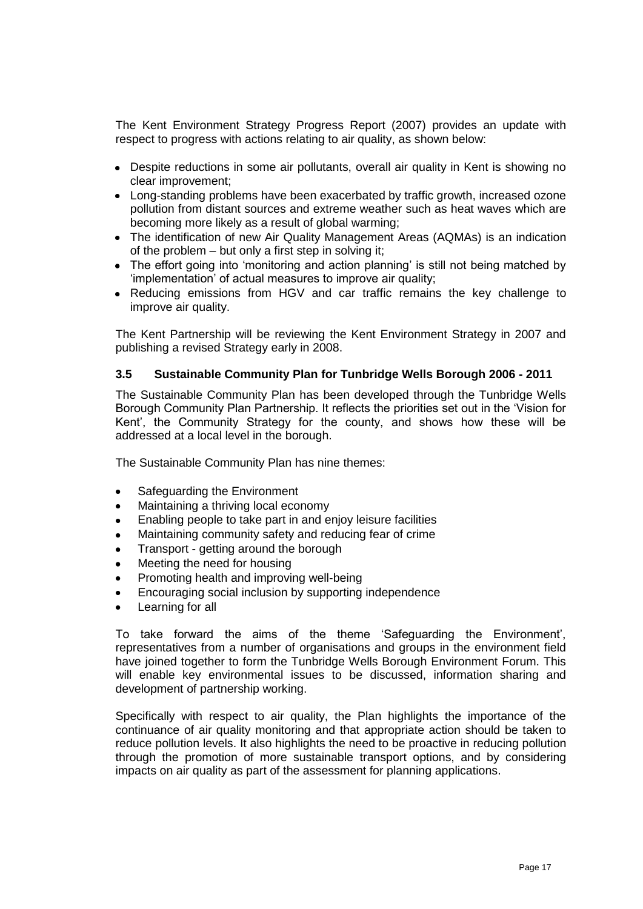The Kent Environment Strategy Progress Report (2007) provides an update with respect to progress with actions relating to air quality, as shown below:

- Despite reductions in some air pollutants, overall air quality in Kent is showing no clear improvement;
- Long-standing problems have been exacerbated by traffic growth, increased ozone pollution from distant sources and extreme weather such as heat waves which are becoming more likely as a result of global warming;
- The identification of new Air Quality Management Areas (AQMAs) is an indication of the problem – but only a first step in solving it;
- The effort going into 'monitoring and action planning' is still not being matched by 'implementation' of actual measures to improve air quality;
- Reducing emissions from HGV and car traffic remains the key challenge to improve air quality.

The Kent Partnership will be reviewing the Kent Environment Strategy in 2007 and publishing a revised Strategy early in 2008.

### 3.5 Sustainable Community Plan for Tunbridge Wells Borough 2006 - 2011

The Sustainable Community Plan has been developed through the Tunbridge Wells Borough Community Plan Partnership. It reflects the priorities set out in the 'Vision for Kent', the Community Strategy for the county, and shows how these will be addressed at a local level in the borough.

The Sustainable Community Plan has nine themes:

- Safeguarding the Environment
- Maintaining a thriving local economy
- Enabling people to take part in and enjoy leisure facilities
- Maintaining community safety and reducing fear of crime
- Transport - getting around the borough
- Meeting the need for housing
- Promoting health and improving well-being
- Encouraging social inclusion by supporting independence
- Learning for all

To take forward the aims of the theme 'Safeguarding the Environment', representatives from a number of organisations and groups in the environment field have joined together to form the Tunbridge Wells Borough Environment Forum. This will enable key environmental issues to be discussed, information sharing and development of partnership working.

Specifically with respect to air quality, the Plan highlights the importance of the continuance of air quality monitoring and that appropriate action should be taken to reduce pollution levels. It also highlights the need to be proactive in reducing pollution through the promotion of more sustainable transport options, and by considering impacts on air quality as part of the assessment for planning applications.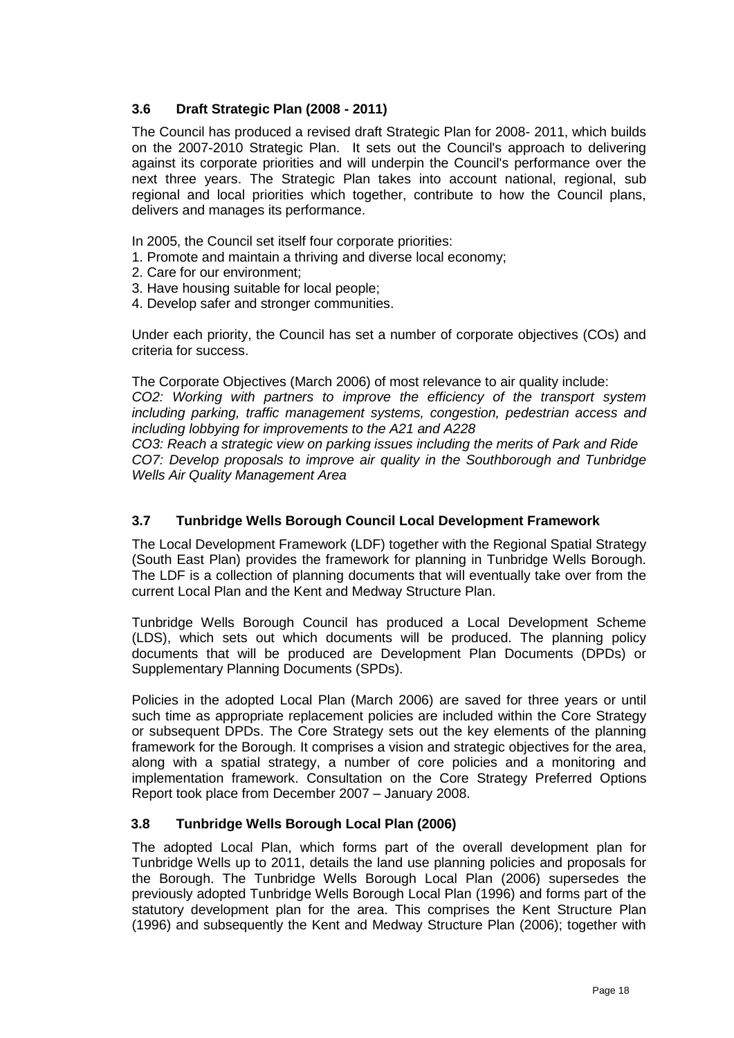### 3.6 Draft Strategic Plan (2008 - 2011)

The Council has produced a revised draft Strategic Plan for 2008- 2011, which builds on the 2007-2010 Strategic Plan. It sets out the Council's approach to delivering against its corporate priorities and will underpin the Council's performance over the next three years. The Strategic Plan takes into account national, regional, sub regional and local priorities which together, contribute to how the Council plans, delivers and manages its performance.

In 2005, the Council set itself four corporate priorities:
1. Promote and maintain a thriving and diverse local economy;
2. Care for our environment;
3. Have housing suitable for local people;
4. Develop safer and stronger communities.

Under each priority, the Council has set a number of corporate objectives (COs) and criteria for success.

The Corporate Objectives (March 2006) of most relevance to air quality include:
*CO2: Working with partners to improve the efficiency of the transport system including parking, traffic management systems, congestion, pedestrian access and including lobbying for improvements to the A21 and A228*
*CO3: Reach a strategic view on parking issues including the merits of Park and Ride*
*CO7: Develop proposals to improve air quality in the Southborough and Tunbridge Wells Air Quality Management Area*

### 3.7 Tunbridge Wells Borough Council Local Development Framework

The Local Development Framework (LDF) together with the Regional Spatial Strategy (South East Plan) provides the framework for planning in Tunbridge Wells Borough. The LDF is a collection of planning documents that will eventually take over from the current Local Plan and the Kent and Medway Structure Plan.

Tunbridge Wells Borough Council has produced a Local Development Scheme (LDS), which sets out which documents will be produced. The planning policy documents that will be produced are Development Plan Documents (DPDs) or Supplementary Planning Documents (SPDs).

Policies in the adopted Local Plan (March 2006) are saved for three years or until such time as appropriate replacement policies are included within the Core Strategy or subsequent DPDs. The Core Strategy sets out the key elements of the planning framework for the Borough. It comprises a vision and strategic objectives for the area, along with a spatial strategy, a number of core policies and a monitoring and implementation framework. Consultation on the Core Strategy Preferred Options Report took place from December 2007 – January 2008.

### 3.8 Tunbridge Wells Borough Local Plan (2006)

The adopted Local Plan, which forms part of the overall development plan for Tunbridge Wells up to 2011, details the land use planning policies and proposals for the Borough. The Tunbridge Wells Borough Local Plan (2006) supersedes the previously adopted Tunbridge Wells Borough Local Plan (1996) and forms part of the statutory development plan for the area. This comprises the Kent Structure Plan (1996) and subsequently the Kent and Medway Structure Plan (2006); together with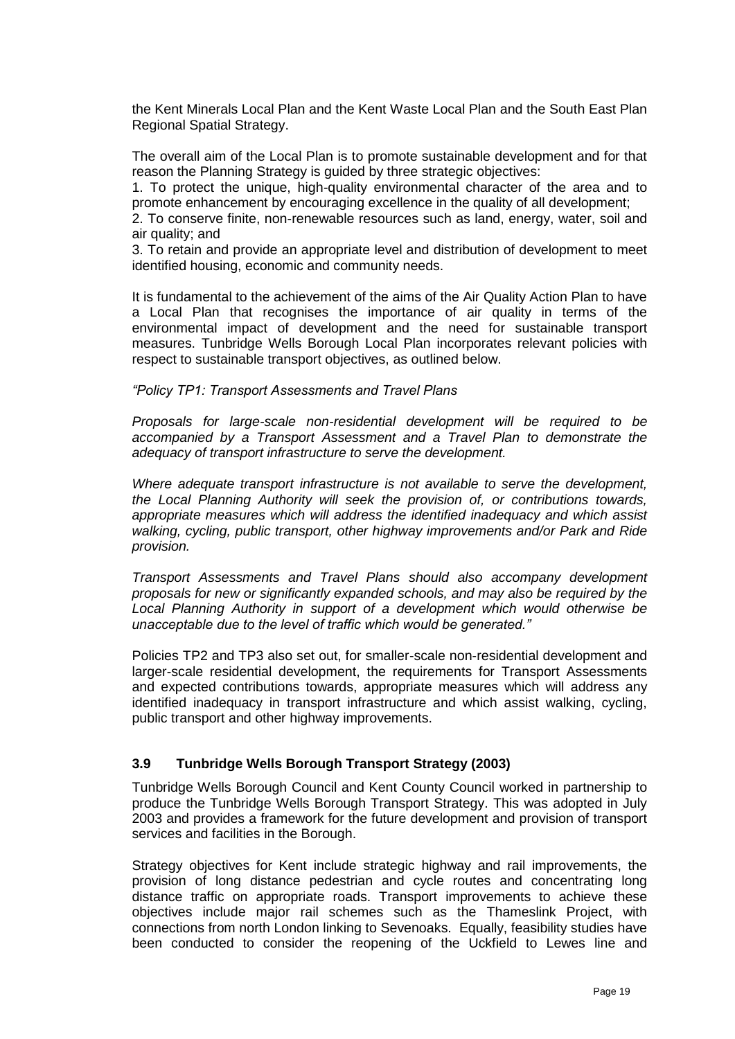the Kent Minerals Local Plan and the Kent Waste Local Plan and the South East Plan Regional Spatial Strategy.

The overall aim of the Local Plan is to promote sustainable development and for that reason the Planning Strategy is guided by three strategic objectives:

1. To protect the unique, high-quality environmental character of the area and to promote enhancement by encouraging excellence in the quality of all development;
2. To conserve finite, non-renewable resources such as land, energy, water, soil and air quality; and
3. To retain and provide an appropriate level and distribution of development to meet identified housing, economic and community needs.

It is fundamental to the achievement of the aims of the Air Quality Action Plan to have a Local Plan that recognises the importance of air quality in terms of the environmental impact of development and the need for sustainable transport measures. Tunbridge Wells Borough Local Plan incorporates relevant policies with respect to sustainable transport objectives, as outlined below.

*"Policy TP1: Transport Assessments and Travel Plans*

*Proposals for large-scale non-residential development will be required to be accompanied by a Transport Assessment and a Travel Plan to demonstrate the adequacy of transport infrastructure to serve the development.*

*Where adequate transport infrastructure is not available to serve the development, the Local Planning Authority will seek the provision of, or contributions towards, appropriate measures which will address the identified inadequacy and which assist walking, cycling, public transport, other highway improvements and/or Park and Ride provision.*

*Transport Assessments and Travel Plans should also accompany development proposals for new or significantly expanded schools, and may also be required by the Local Planning Authority in support of a development which would otherwise be unacceptable due to the level of traffic which would be generated."*

Policies TP2 and TP3 also set out, for smaller-scale non-residential development and larger-scale residential development, the requirements for Transport Assessments and expected contributions towards, appropriate measures which will address any identified inadequacy in transport infrastructure and which assist walking, cycling, public transport and other highway improvements.

### 3.9 Tunbridge Wells Borough Transport Strategy (2003)

Tunbridge Wells Borough Council and Kent County Council worked in partnership to produce the Tunbridge Wells Borough Transport Strategy. This was adopted in July 2003 and provides a framework for the future development and provision of transport services and facilities in the Borough.

Strategy objectives for Kent include strategic highway and rail improvements, the provision of long distance pedestrian and cycle routes and concentrating long distance traffic on appropriate roads. Transport improvements to achieve these objectives include major rail schemes such as the Thameslink Project, with connections from north London linking to Sevenoaks. Equally, feasibility studies have been conducted to consider the reopening of the Uckfield to Lewes line and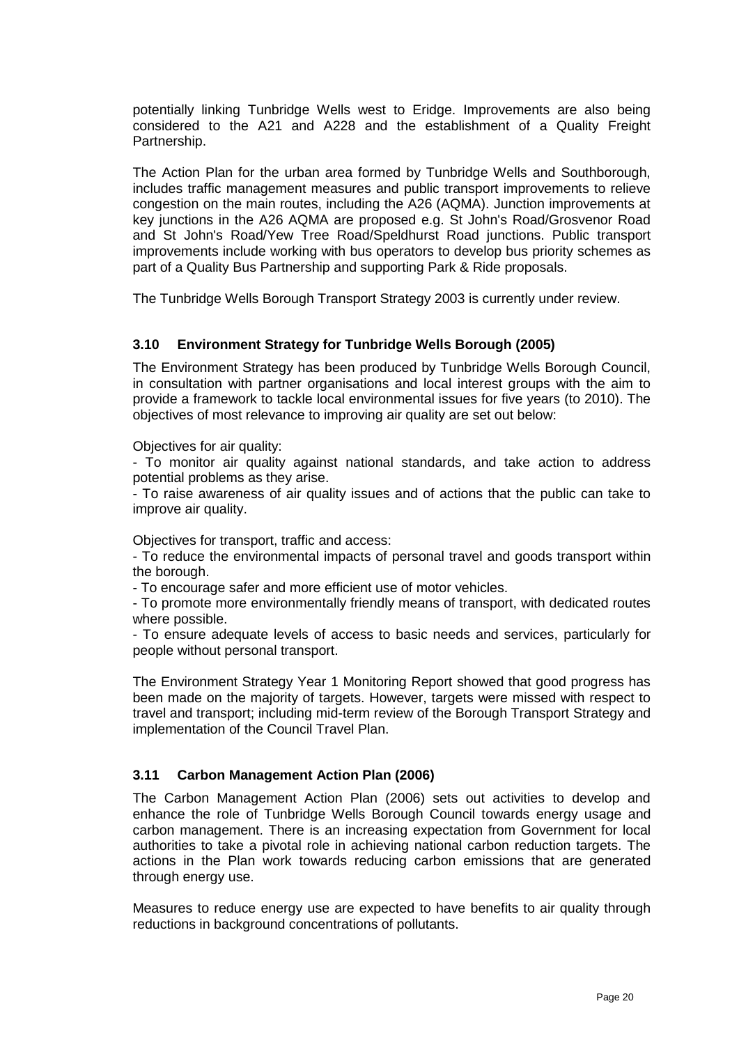potentially linking Tunbridge Wells west to Eridge. Improvements are also being considered to the A21 and A228 and the establishment of a Quality Freight Partnership.

The Action Plan for the urban area formed by Tunbridge Wells and Southborough, includes traffic management measures and public transport improvements to relieve congestion on the main routes, including the A26 (AQMA). Junction improvements at key junctions in the A26 AQMA are proposed e.g. St John's Road/Grosvenor Road and St John's Road/Yew Tree Road/Speldhurst Road junctions. Public transport improvements include working with bus operators to develop bus priority schemes as part of a Quality Bus Partnership and supporting Park & Ride proposals.

The Tunbridge Wells Borough Transport Strategy 2003 is currently under review.

### 3.10 Environment Strategy for Tunbridge Wells Borough (2005)

The Environment Strategy has been produced by Tunbridge Wells Borough Council, in consultation with partner organisations and local interest groups with the aim to provide a framework to tackle local environmental issues for five years (to 2010). The objectives of most relevance to improving air quality are set out below:

Objectives for air quality:

- To monitor air quality against national standards, and take action to address potential problems as they arise.
- To raise awareness of air quality issues and of actions that the public can take to improve air quality.

Objectives for transport, traffic and access:

- To reduce the environmental impacts of personal travel and goods transport within the borough.
- To encourage safer and more efficient use of motor vehicles.
- To promote more environmentally friendly means of transport, with dedicated routes where possible.
- To ensure adequate levels of access to basic needs and services, particularly for people without personal transport.

The Environment Strategy Year 1 Monitoring Report showed that good progress has been made on the majority of targets. However, targets were missed with respect to travel and transport; including mid-term review of the Borough Transport Strategy and implementation of the Council Travel Plan.

### 3.11 Carbon Management Action Plan (2006)

The Carbon Management Action Plan (2006) sets out activities to develop and enhance the role of Tunbridge Wells Borough Council towards energy usage and carbon management. There is an increasing expectation from Government for local authorities to take a pivotal role in achieving national carbon reduction targets. The actions in the Plan work towards reducing carbon emissions that are generated through energy use.

Measures to reduce energy use are expected to have benefits to air quality through reductions in background concentrations of pollutants.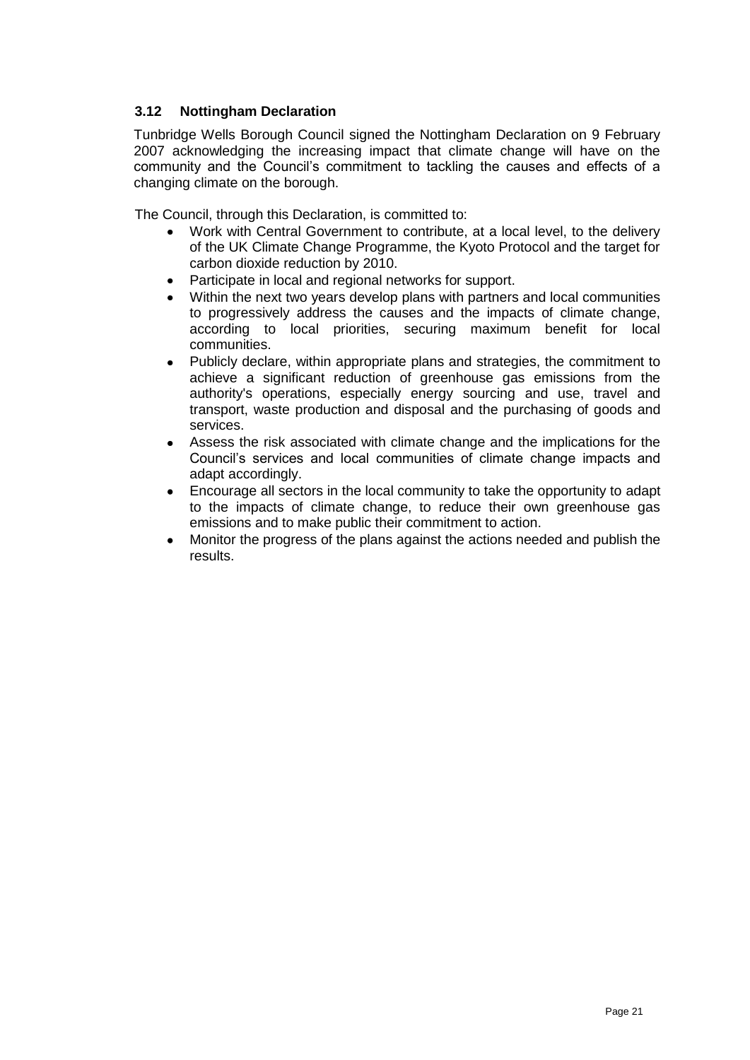### 3.12 Nottingham Declaration

Tunbridge Wells Borough Council signed the Nottingham Declaration on 9 February 2007 acknowledging the increasing impact that climate change will have on the community and the Council's commitment to tackling the causes and effects of a changing climate on the borough.

The Council, through this Declaration, is committed to:

- Work with Central Government to contribute, at a local level, to the delivery of the UK Climate Change Programme, the Kyoto Protocol and the target for carbon dioxide reduction by 2010.
- Participate in local and regional networks for support.
- Within the next two years develop plans with partners and local communities to progressively address the causes and the impacts of climate change, according to local priorities, securing maximum benefit for local communities.
- Publicly declare, within appropriate plans and strategies, the commitment to achieve a significant reduction of greenhouse gas emissions from the authority's operations, especially energy sourcing and use, travel and transport, waste production and disposal and the purchasing of goods and services.
- Assess the risk associated with climate change and the implications for the Council's services and local communities of climate change impacts and adapt accordingly.
- Encourage all sectors in the local community to take the opportunity to adapt to the impacts of climate change, to reduce their own greenhouse gas emissions and to make public their commitment to action.
- Monitor the progress of the plans against the actions needed and publish the results.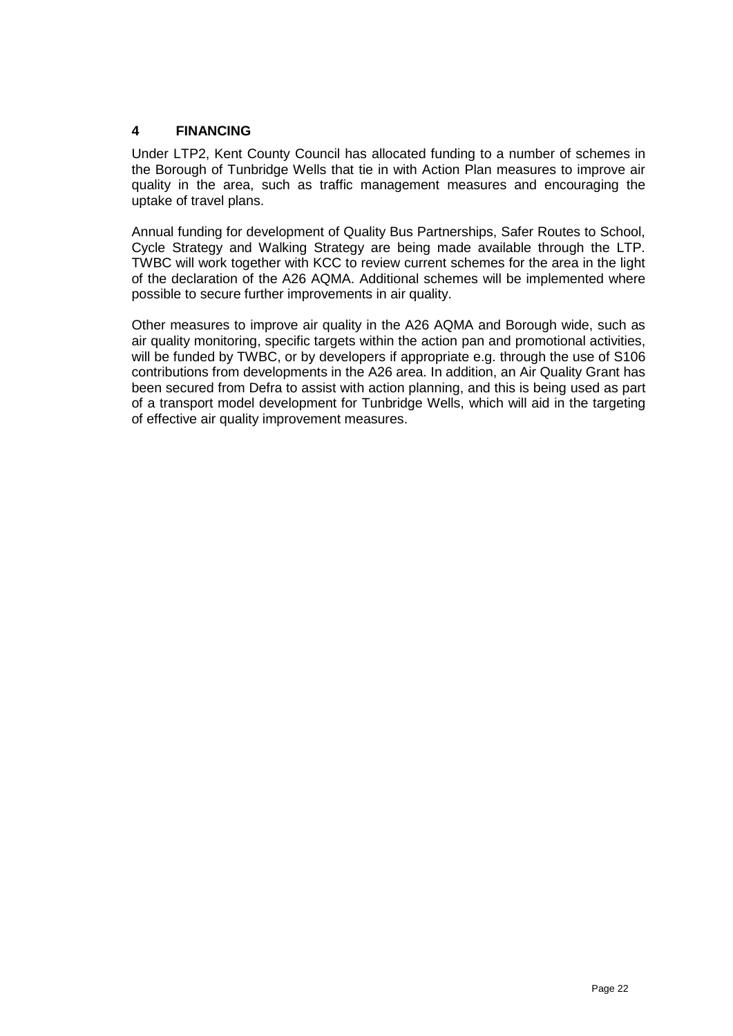# 4 FINANCING

Under LTP2, Kent County Council has allocated funding to a number of schemes in the Borough of Tunbridge Wells that tie in with Action Plan measures to improve air quality in the area, such as traffic management measures and encouraging the uptake of travel plans.

Annual funding for development of Quality Bus Partnerships, Safer Routes to School, Cycle Strategy and Walking Strategy are being made available through the LTP. TWBC will work together with KCC to review current schemes for the area in the light of the declaration of the A26 AQMA. Additional schemes will be implemented where possible to secure further improvements in air quality.

Other measures to improve air quality in the A26 AQMA and Borough wide, such as air quality monitoring, specific targets within the action pan and promotional activities, will be funded by TWBC, or by developers if appropriate e.g. through the use of S106 contributions from developments in the A26 area. In addition, an Air Quality Grant has been secured from Defra to assist with action planning, and this is being used as part of a transport model development for Tunbridge Wells, which will aid in the targeting of effective air quality improvement measures.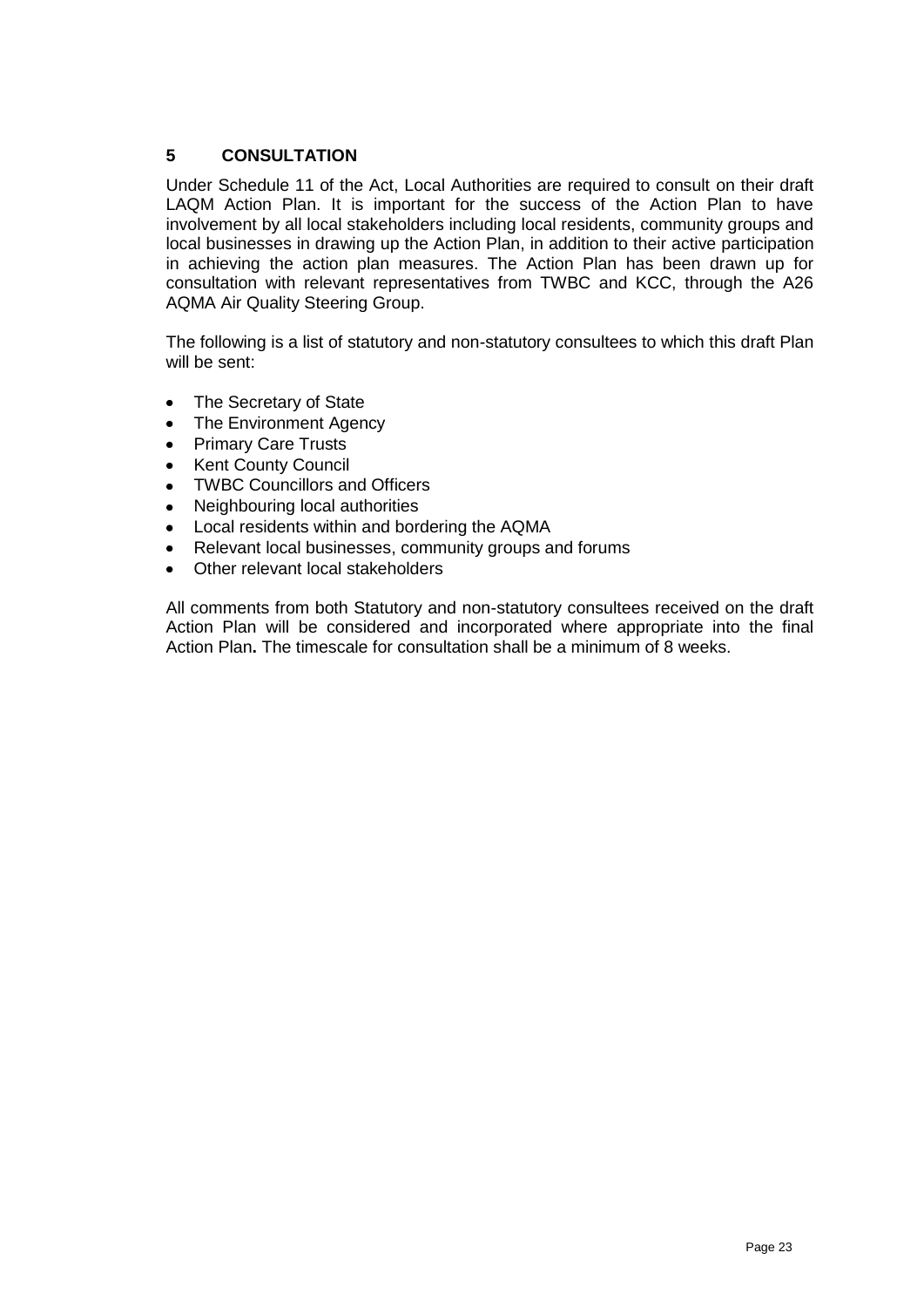## 5 CONSULTATION

Under Schedule 11 of the Act, Local Authorities are required to consult on their draft LAQM Action Plan. It is important for the success of the Action Plan to have involvement by all local stakeholders including local residents, community groups and local businesses in drawing up the Action Plan, in addition to their active participation in achieving the action plan measures. The Action Plan has been drawn up for consultation with relevant representatives from TWBC and KCC, through the A26 AQMA Air Quality Steering Group.

The following is a list of statutory and non-statutory consultees to which this draft Plan will be sent:

- The Secretary of State
- The Environment Agency
- Primary Care Trusts
- Kent County Council
- TWBC Councillors and Officers
- Neighbouring local authorities
- Local residents within and bordering the AQMA
- Relevant local businesses, community groups and forums
- Other relevant local stakeholders

All comments from both Statutory and non-statutory consultees received on the draft Action Plan will be considered and incorporated where appropriate into the final Action Plan**.** The timescale for consultation shall be a minimum of 8 weeks.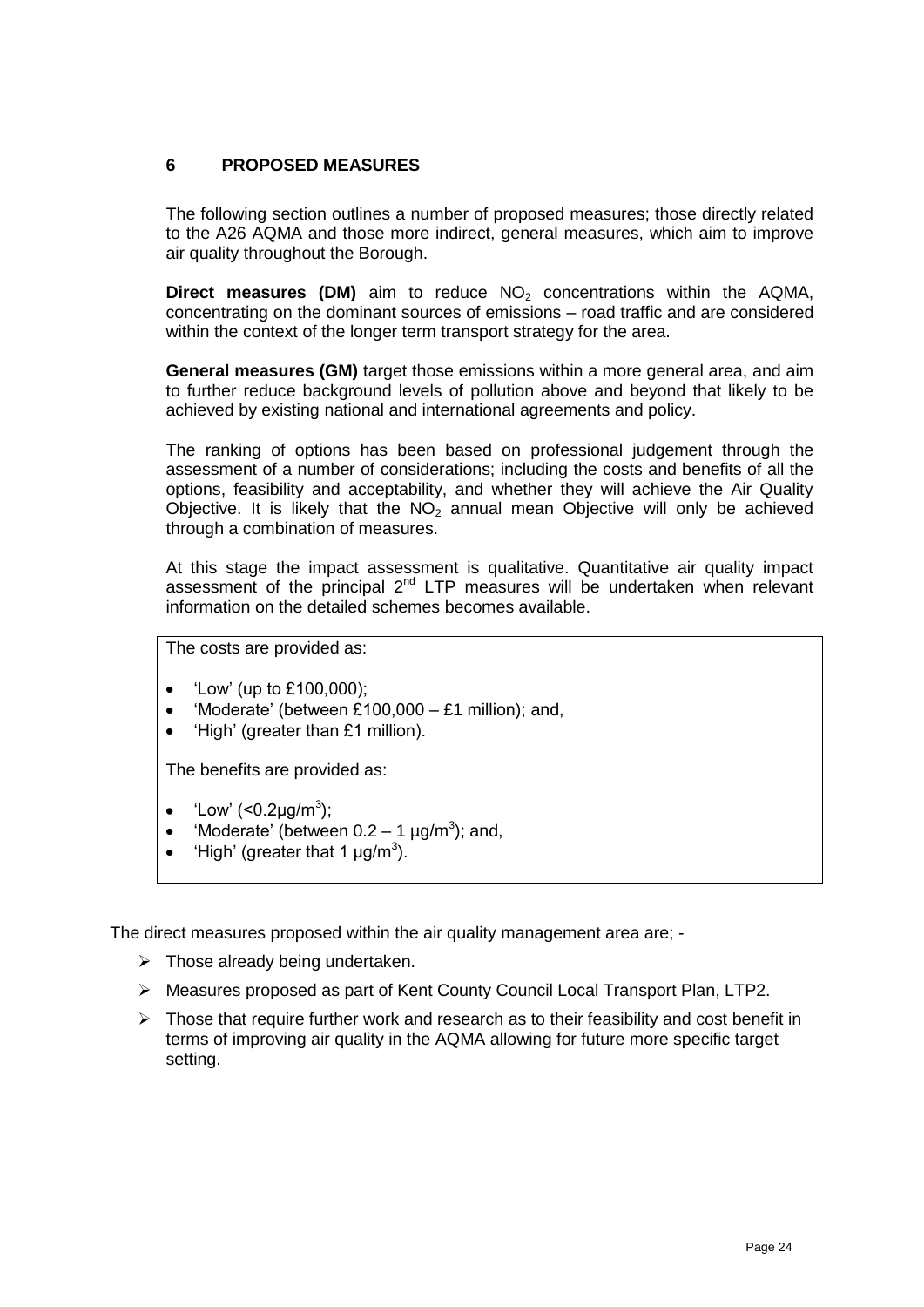## 6 PROPOSED MEASURES

The following section outlines a number of proposed measures; those directly related to the A26 AQMA and those more indirect, general measures, which aim to improve air quality throughout the Borough.

**Direct measures (DM)** aim to reduce $NO_2$ concentrations within the AQMA, concentrating on the dominant sources of emissions – road traffic and are considered within the context of the longer term transport strategy for the area.

**General measures (GM)** target those emissions within a more general area, and aim to further reduce background levels of pollution above and beyond that likely to be achieved by existing national and international agreements and policy.

The ranking of options has been based on professional judgement through the assessment of a number of considerations; including the costs and benefits of all the options, feasibility and acceptability, and whether they will achieve the Air Quality Objective. It is likely that the $NO_2$ annual mean Objective will only be achieved through a combination of measures.

At this stage the impact assessment is qualitative. Quantitative air quality impact assessment of the principal 2nd LTP measures will be undertaken when relevant information on the detailed schemes becomes available.

The costs are provided as:

- 'Low' (up to £100,000);
- 'Moderate' (between £100,000 – £1 million); and,
- 'High' (greater than £1 million).

The benefits are provided as:

- 'Low' (<0.2μg/m$^3$);
- 'Moderate' (between 0.2 – 1 μg/m$^3$); and,
- 'High' (greater that 1 μg/m$^3$).

The direct measures proposed within the air quality management area are; -

- Those already being undertaken.
- Measures proposed as part of Kent County Council Local Transport Plan, LTP2.
- Those that require further work and research as to their feasibility and cost benefit in terms of improving air quality in the AQMA allowing for future more specific target setting.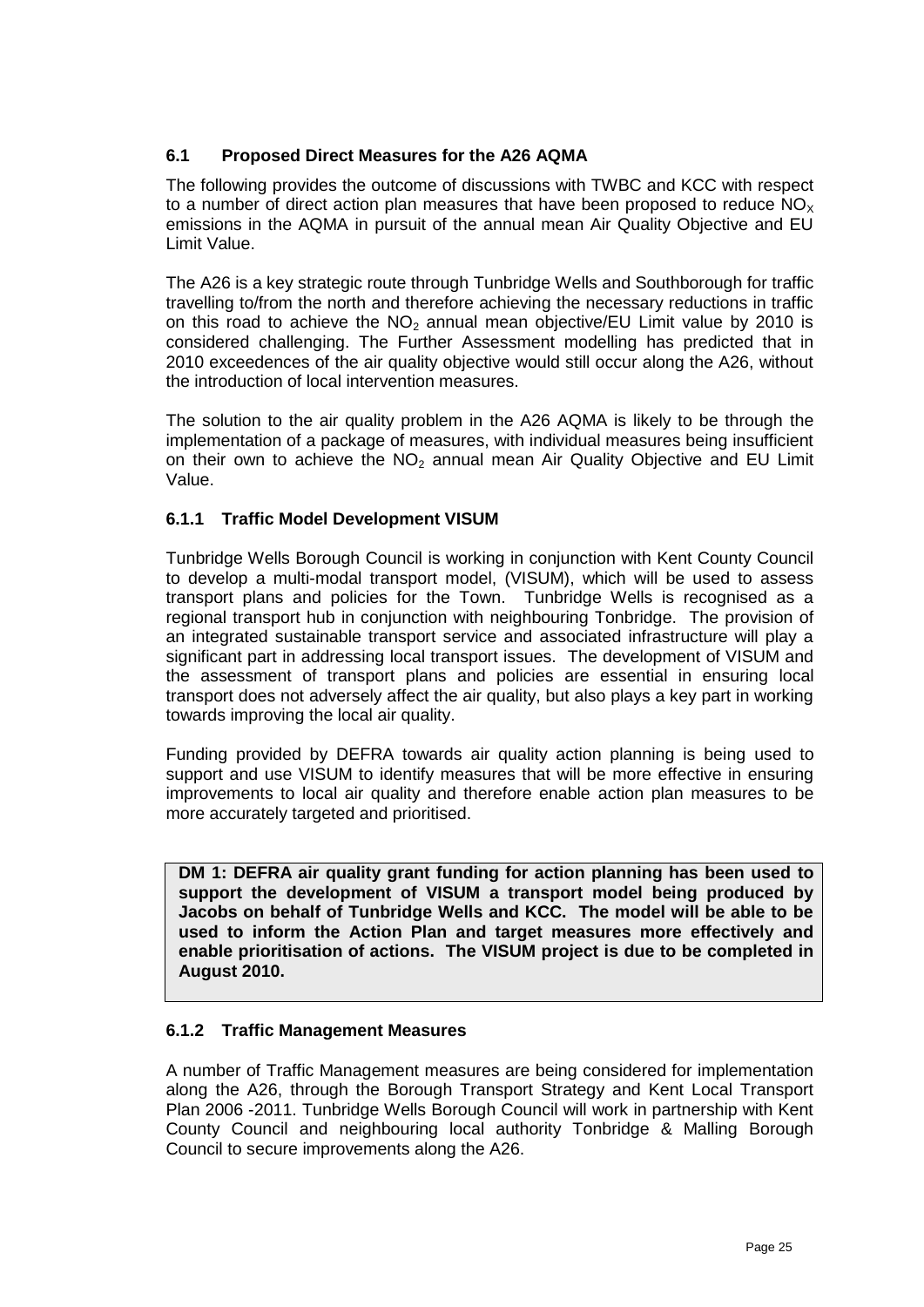### 6.1 Proposed Direct Measures for the A26 AQMA

The following provides the outcome of discussions with TWBC and KCC with respect to a number of direct action plan measures that have been proposed to reduce $NO_X$ emissions in the AQMA in pursuit of the annual mean Air Quality Objective and EU Limit Value.

The A26 is a key strategic route through Tunbridge Wells and Southborough for traffic travelling to/from the north and therefore achieving the necessary reductions in traffic on this road to achieve the $NO_2$ annual mean objective/EU Limit value by 2010 is considered challenging. The Further Assessment modelling has predicted that in 2010 exceedences of the air quality objective would still occur along the A26, without the introduction of local intervention measures.

The solution to the air quality problem in the A26 AQMA is likely to be through the implementation of a package of measures, with individual measures being insufficient on their own to achieve the $NO_2$ annual mean Air Quality Objective and EU Limit Value.

#### 6.1.1 Traffic Model Development VISUM

Tunbridge Wells Borough Council is working in conjunction with Kent County Council to develop a multi-modal transport model, (VISUM), which will be used to assess transport plans and policies for the Town. Tunbridge Wells is recognised as a regional transport hub in conjunction with neighbouring Tonbridge. The provision of an integrated sustainable transport service and associated infrastructure will play a significant part in addressing local transport issues. The development of VISUM and the assessment of transport plans and policies are essential in ensuring local transport does not adversely affect the air quality, but also plays a key part in working towards improving the local air quality.

Funding provided by DEFRA towards air quality action planning is being used to support and use VISUM to identify measures that will be more effective in ensuring improvements to local air quality and therefore enable action plan measures to be more accurately targeted and prioritised.

**DM 1: DEFRA air quality grant funding for action planning has been used to support the development of VISUM a transport model being produced by Jacobs on behalf of Tunbridge Wells and KCC. The model will be able to be used to inform the Action Plan and target measures more effectively and enable prioritisation of actions. The VISUM project is due to be completed in August 2010.**

#### 6.1.2 Traffic Management Measures

A number of Traffic Management measures are being considered for implementation along the A26, through the Borough Transport Strategy and Kent Local Transport Plan 2006 -2011. Tunbridge Wells Borough Council will work in partnership with Kent County Council and neighbouring local authority Tonbridge & Malling Borough Council to secure improvements along the A26.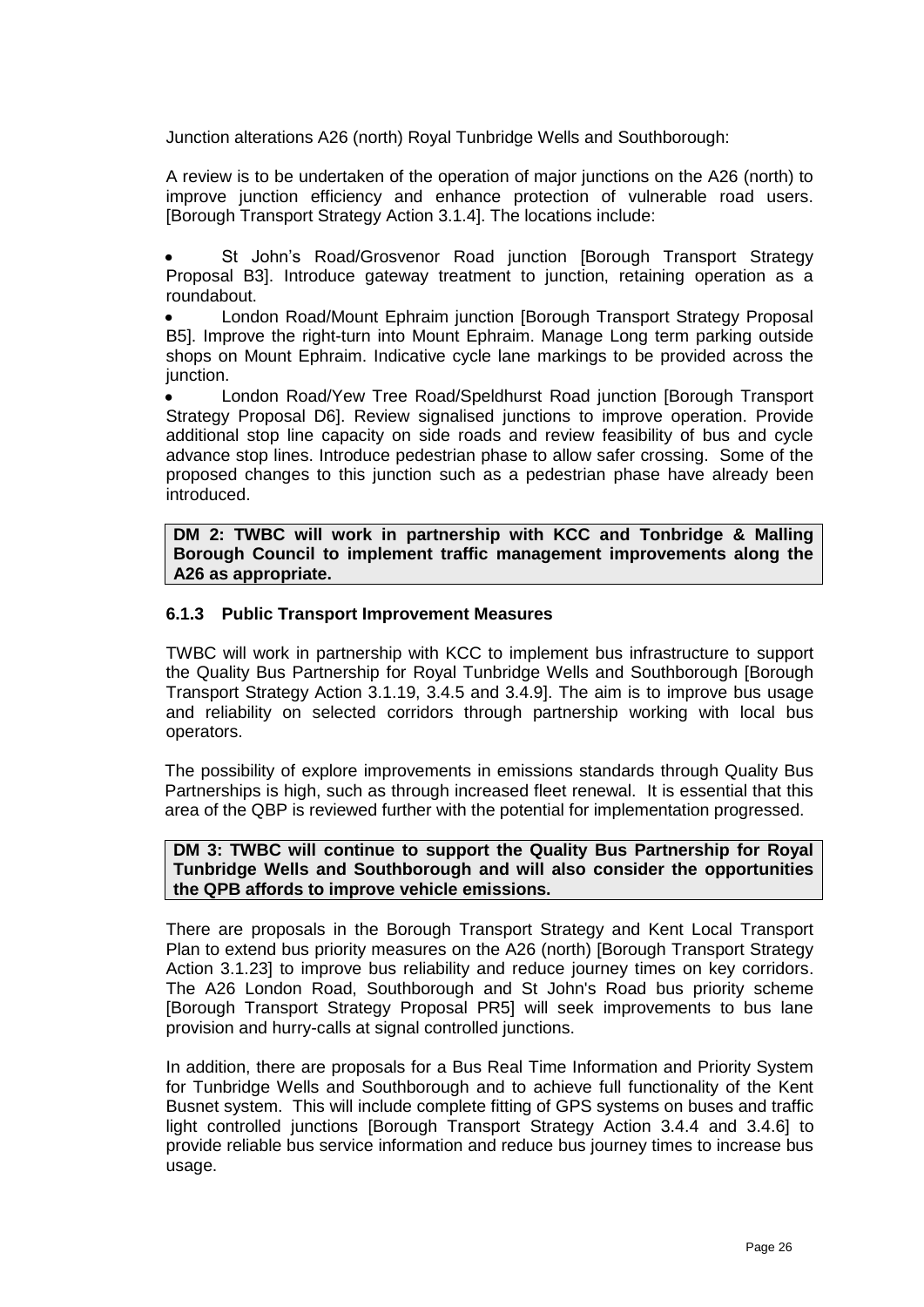Junction alterations A26 (north) Royal Tunbridge Wells and Southborough:

A review is to be undertaken of the operation of major junctions on the A26 (north) to improve junction efficiency and enhance protection of vulnerable road users. [Borough Transport Strategy Action 3.1.4]. The locations include:

- St John's Road/Grosvenor Road junction [Borough Transport Strategy Proposal B3]. Introduce gateway treatment to junction, retaining operation as a roundabout.
- London Road/Mount Ephraim junction [Borough Transport Strategy Proposal B5]. Improve the right-turn into Mount Ephraim. Manage Long term parking outside shops on Mount Ephraim. Indicative cycle lane markings to be provided across the junction.
- London Road/Yew Tree Road/Speldhurst Road junction [Borough Transport Strategy Proposal D6]. Review signalised junctions to improve operation. Provide additional stop line capacity on side roads and review feasibility of bus and cycle advance stop lines. Introduce pedestrian phase to allow safer crossing. Some of the proposed changes to this junction such as a pedestrian phase have already been introduced.

**DM 2: TWBC will work in partnership with KCC and Tonbridge & Malling Borough Council to implement traffic management improvements along the A26 as appropriate.**

### 6.1.3 Public Transport Improvement Measures

TWBC will work in partnership with KCC to implement bus infrastructure to support the Quality Bus Partnership for Royal Tunbridge Wells and Southborough [Borough Transport Strategy Action 3.1.19, 3.4.5 and 3.4.9]. The aim is to improve bus usage and reliability on selected corridors through partnership working with local bus operators.

The possibility of explore improvements in emissions standards through Quality Bus Partnerships is high, such as through increased fleet renewal. It is essential that this area of the QBP is reviewed further with the potential for implementation progressed.

**DM 3: TWBC will continue to support the Quality Bus Partnership for Royal Tunbridge Wells and Southborough and will also consider the opportunities the QPB affords to improve vehicle emissions.**

There are proposals in the Borough Transport Strategy and Kent Local Transport Plan to extend bus priority measures on the A26 (north) [Borough Transport Strategy Action 3.1.23] to improve bus reliability and reduce journey times on key corridors. The A26 London Road, Southborough and St John's Road bus priority scheme [Borough Transport Strategy Proposal PR5] will seek improvements to bus lane provision and hurry-calls at signal controlled junctions.

In addition, there are proposals for a Bus Real Time Information and Priority System for Tunbridge Wells and Southborough and to achieve full functionality of the Kent Busnet system. This will include complete fitting of GPS systems on buses and traffic light controlled junctions [Borough Transport Strategy Action 3.4.4 and 3.4.6] to provide reliable bus service information and reduce bus journey times to increase bus usage.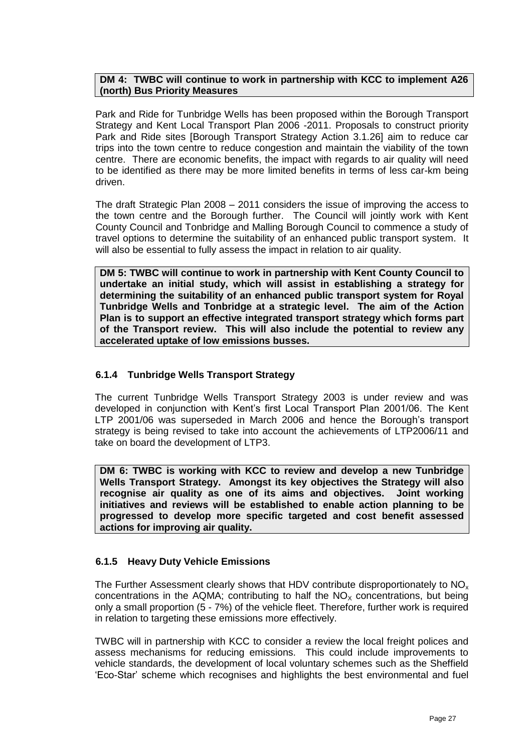**DM 4: TWBC will continue to work in partnership with KCC to implement A26 (north) Bus Priority Measures**

Park and Ride for Tunbridge Wells has been proposed within the Borough Transport Strategy and Kent Local Transport Plan 2006 -2011. Proposals to construct priority Park and Ride sites [Borough Transport Strategy Action 3.1.26] aim to reduce car trips into the town centre to reduce congestion and maintain the viability of the town centre. There are economic benefits, the impact with regards to air quality will need to be identified as there may be more limited benefits in terms of less car-km being driven.

The draft Strategic Plan 2008 – 2011 considers the issue of improving the access to the town centre and the Borough further. The Council will jointly work with Kent County Council and Tonbridge and Malling Borough Council to commence a study of travel options to determine the suitability of an enhanced public transport system. It will also be essential to fully assess the impact in relation to air quality.

**DM 5: TWBC will continue to work in partnership with Kent County Council to undertake an initial study, which will assist in establishing a strategy for determining the suitability of an enhanced public transport system for Royal Tunbridge Wells and Tonbridge at a strategic level. The aim of the Action Plan is to support an effective integrated transport strategy which forms part of the Transport review. This will also include the potential to review any accelerated uptake of low emissions busses.**

### 6.1.4 Tunbridge Wells Transport Strategy

The current Tunbridge Wells Transport Strategy 2003 is under review and was developed in conjunction with Kent's first Local Transport Plan 2001/06. The Kent LTP 2001/06 was superseded in March 2006 and hence the Borough's transport strategy is being revised to take into account the achievements of LTP2006/11 and take on board the development of LTP3.

**DM 6: TWBC is working with KCC to review and develop a new Tunbridge Wells Transport Strategy. Amongst its key objectives the Strategy will also recognise air quality as one of its aims and objectives. Joint working initiatives and reviews will be established to enable action planning to be progressed to develop more specific targeted and cost benefit assessed actions for improving air quality.**

### 6.1.5 Heavy Duty Vehicle Emissions

The Further Assessment clearly shows that HDV contribute disproportionately to $NO_x$ concentrations in the AQMA; contributing to half the $NO_X$ concentrations, but being only a small proportion (5 - 7%) of the vehicle fleet. Therefore, further work is required in relation to targeting these emissions more effectively.

TWBC will in partnership with KCC to consider a review the local freight polices and assess mechanisms for reducing emissions. This could include improvements to vehicle standards, the development of local voluntary schemes such as the Sheffield 'Eco-Star' scheme which recognises and highlights the best environmental and fuel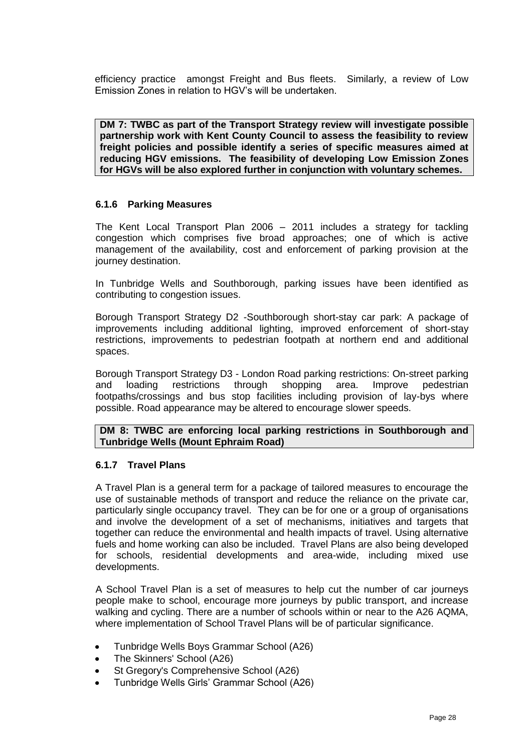efficiency practice amongst Freight and Bus fleets. Similarly, a review of Low Emission Zones in relation to HGV's will be undertaken.

**DM 7: TWBC as part of the Transport Strategy review will investigate possible partnership work with Kent County Council to assess the feasibility to review freight policies and possible identify a series of specific measures aimed at reducing HGV emissions. The feasibility of developing Low Emission Zones for HGVs will be also explored further in conjunction with voluntary schemes.**

### 6.1.6 Parking Measures

The Kent Local Transport Plan 2006 – 2011 includes a strategy for tackling congestion which comprises five broad approaches; one of which is active management of the availability, cost and enforcement of parking provision at the journey destination.

In Tunbridge Wells and Southborough, parking issues have been identified as contributing to congestion issues.

Borough Transport Strategy D2 -Southborough short-stay car park: A package of improvements including additional lighting, improved enforcement of short-stay restrictions, improvements to pedestrian footpath at northern end and additional spaces.

Borough Transport Strategy D3 - London Road parking restrictions: On-street parking and loading restrictions through shopping area. Improve pedestrian footpaths/crossings and bus stop facilities including provision of lay-bys where possible. Road appearance may be altered to encourage slower speeds.

**DM 8: TWBC are enforcing local parking restrictions in Southborough and Tunbridge Wells (Mount Ephraim Road)**

### 6.1.7 Travel Plans

A Travel Plan is a general term for a package of tailored measures to encourage the use of sustainable methods of transport and reduce the reliance on the private car, particularly single occupancy travel. They can be for one or a group of organisations and involve the development of a set of mechanisms, initiatives and targets that together can reduce the environmental and health impacts of travel. Using alternative fuels and home working can also be included. Travel Plans are also being developed for schools, residential developments and area-wide, including mixed use developments.

A School Travel Plan is a set of measures to help cut the number of car journeys people make to school, encourage more journeys by public transport, and increase walking and cycling. There are a number of schools within or near to the A26 AQMA, where implementation of School Travel Plans will be of particular significance.

- Tunbridge Wells Boys Grammar School (A26)
- The Skinners' School (A26)
- St Gregory's Comprehensive School (A26)
- Tunbridge Wells Girls' Grammar School (A26)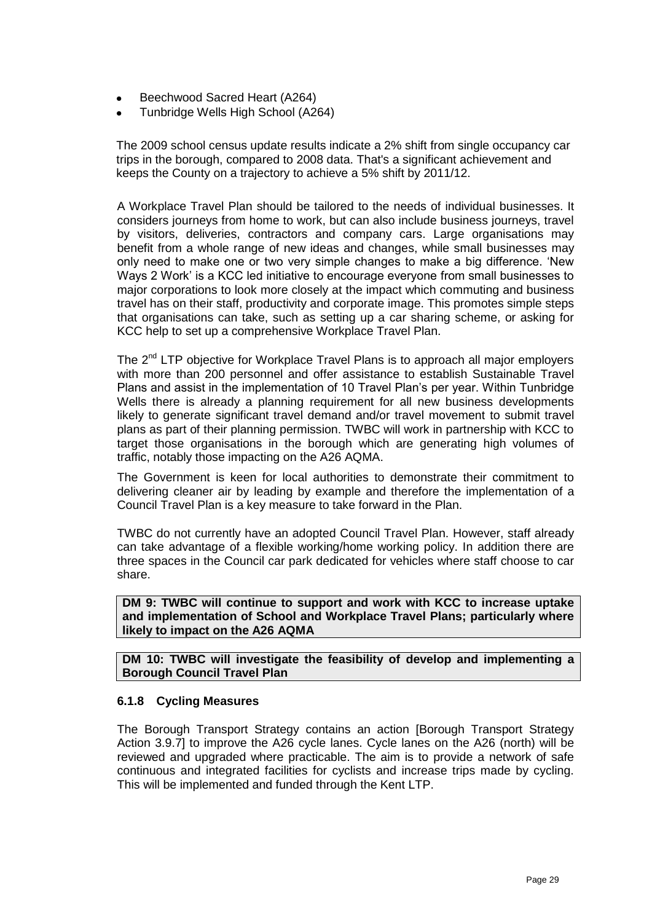- Beechwood Sacred Heart (A264)
- Tunbridge Wells High School (A264)

The 2009 school census update results indicate a 2% shift from single occupancy car trips in the borough, compared to 2008 data. That's a significant achievement and keeps the County on a trajectory to achieve a 5% shift by 2011/12.

A Workplace Travel Plan should be tailored to the needs of individual businesses. It considers journeys from home to work, but can also include business journeys, travel by visitors, deliveries, contractors and company cars. Large organisations may benefit from a whole range of new ideas and changes, while small businesses may only need to make one or two very simple changes to make a big difference. 'New Ways 2 Work' is a KCC led initiative to encourage everyone from small businesses to major corporations to look more closely at the impact which commuting and business travel has on their staff, productivity and corporate image. This promotes simple steps that organisations can take, such as setting up a car sharing scheme, or asking for KCC help to set up a comprehensive Workplace Travel Plan.

The 2nd LTP objective for Workplace Travel Plans is to approach all major employers with more than 200 personnel and offer assistance to establish Sustainable Travel Plans and assist in the implementation of 10 Travel Plan's per year. Within Tunbridge Wells there is already a planning requirement for all new business developments likely to generate significant travel demand and/or travel movement to submit travel plans as part of their planning permission. TWBC will work in partnership with KCC to target those organisations in the borough which are generating high volumes of traffic, notably those impacting on the A26 AQMA.

The Government is keen for local authorities to demonstrate their commitment to delivering cleaner air by leading by example and therefore the implementation of a Council Travel Plan is a key measure to take forward in the Plan.

TWBC do not currently have an adopted Council Travel Plan. However, staff already can take advantage of a flexible working/home working policy. In addition there are three spaces in the Council car park dedicated for vehicles where staff choose to car share.

**DM 9: TWBC will continue to support and work with KCC to increase uptake and implementation of School and Workplace Travel Plans; particularly where likely to impact on the A26 AQMA**

**DM 10: TWBC will investigate the feasibility of develop and implementing a Borough Council Travel Plan**

### 6.1.8 Cycling Measures

The Borough Transport Strategy contains an action [Borough Transport Strategy Action 3.9.7] to improve the A26 cycle lanes. Cycle lanes on the A26 (north) will be reviewed and upgraded where practicable. The aim is to provide a network of safe continuous and integrated facilities for cyclists and increase trips made by cycling. This will be implemented and funded through the Kent LTP.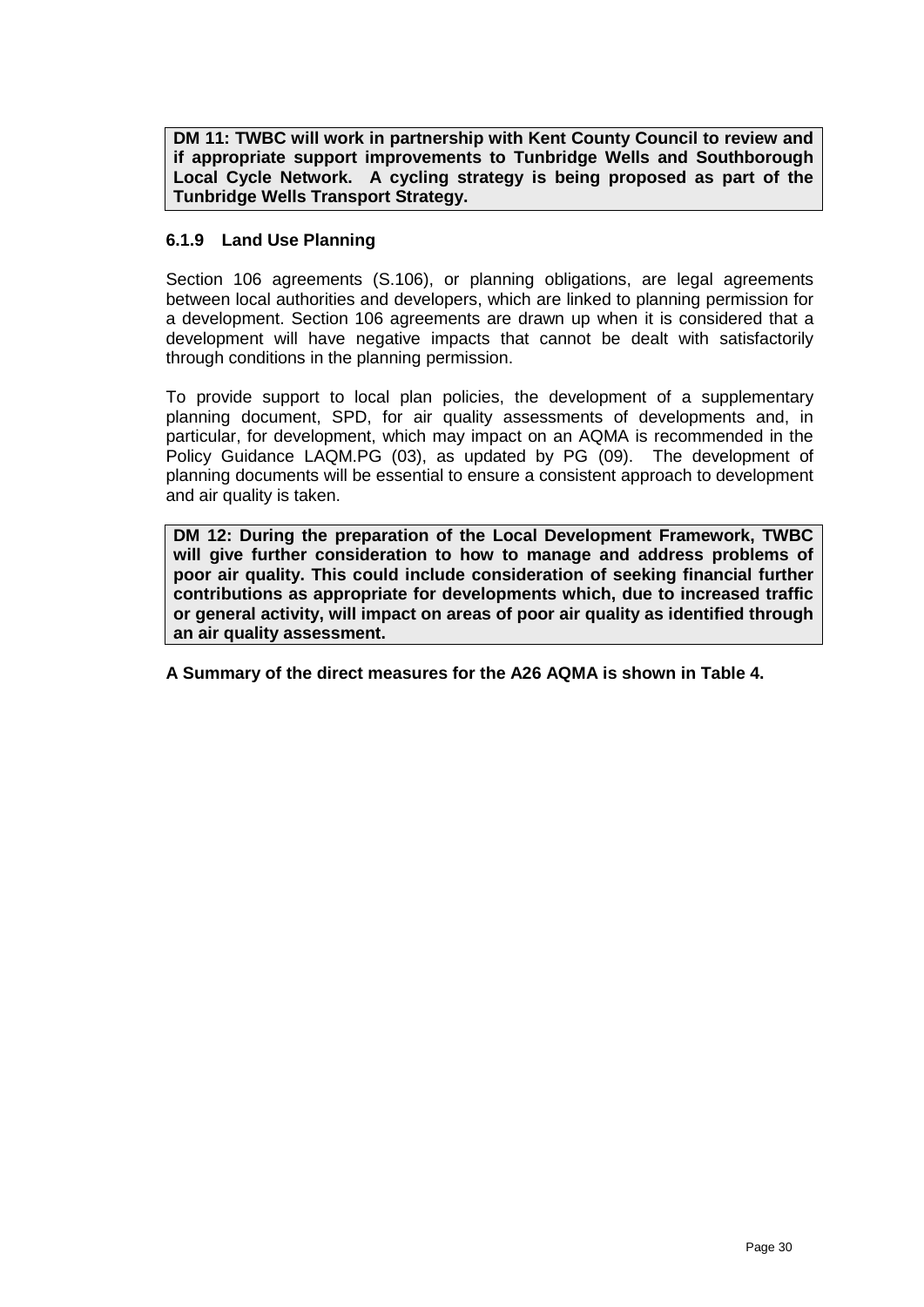**DM 11: TWBC will work in partnership with Kent County Council to review and if appropriate support improvements to Tunbridge Wells and Southborough Local Cycle Network. A cycling strategy is being proposed as part of the Tunbridge Wells Transport Strategy.**

### 6.1.9 Land Use Planning

Section 106 agreements (S.106), or planning obligations, are legal agreements between local authorities and developers, which are linked to planning permission for a development. Section 106 agreements are drawn up when it is considered that a development will have negative impacts that cannot be dealt with satisfactorily through conditions in the planning permission.

To provide support to local plan policies, the development of a supplementary planning document, SPD, for air quality assessments of developments and, in particular, for development, which may impact on an AQMA is recommended in the Policy Guidance LAQM.PG (03), as updated by PG (09). The development of planning documents will be essential to ensure a consistent approach to development and air quality is taken.

**DM 12: During the preparation of the Local Development Framework, TWBC will give further consideration to how to manage and address problems of poor air quality. This could include consideration of seeking financial further contributions as appropriate for developments which, due to increased traffic or general activity, will impact on areas of poor air quality as identified through an air quality assessment.**

**A Summary of the direct measures for the A26 AQMA is shown in Table 4.**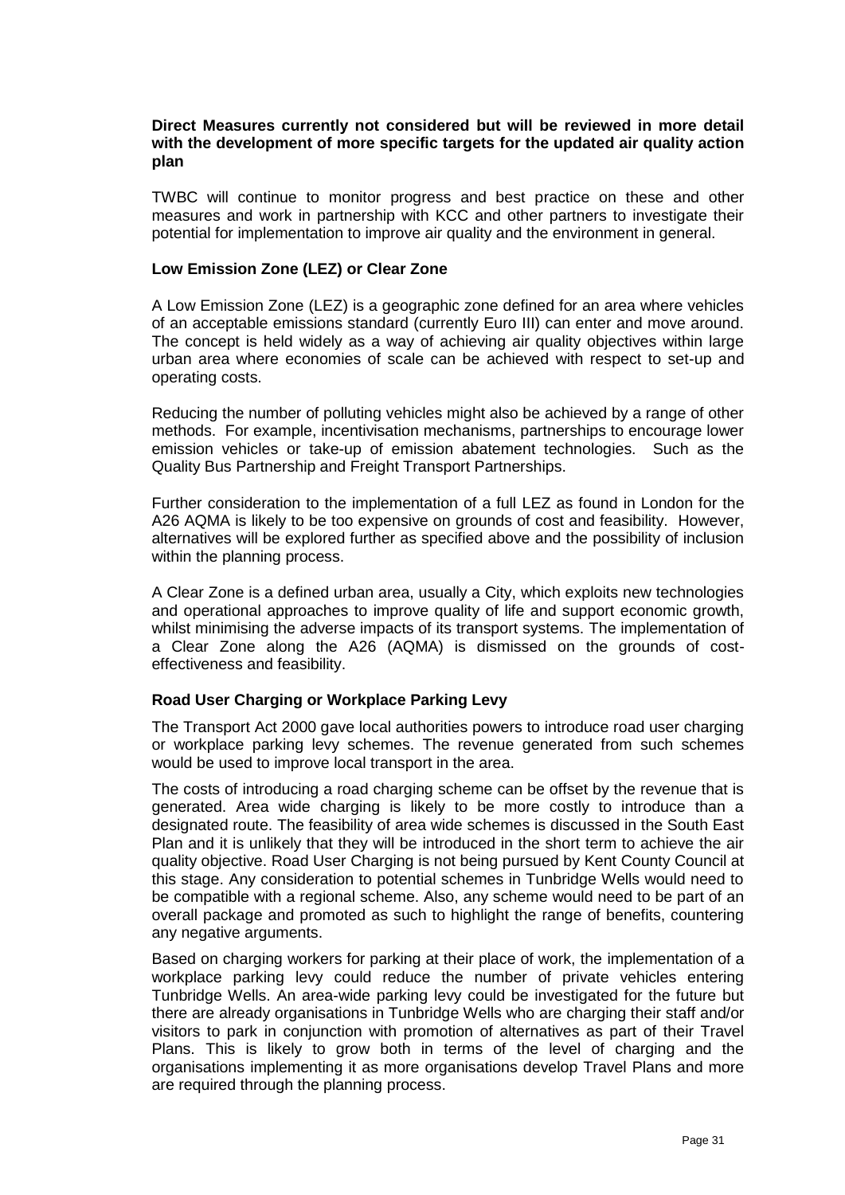**Direct Measures currently not considered but will be reviewed in more detail with the development of more specific targets for the updated air quality action plan**

TWBC will continue to monitor progress and best practice on these and other measures and work in partnership with KCC and other partners to investigate their potential for implementation to improve air quality and the environment in general.

**Low Emission Zone (LEZ) or Clear Zone**

A Low Emission Zone (LEZ) is a geographic zone defined for an area where vehicles of an acceptable emissions standard (currently Euro III) can enter and move around. The concept is held widely as a way of achieving air quality objectives within large urban area where economies of scale can be achieved with respect to set-up and operating costs.

Reducing the number of polluting vehicles might also be achieved by a range of other methods. For example, incentivisation mechanisms, partnerships to encourage lower emission vehicles or take-up of emission abatement technologies. Such as the Quality Bus Partnership and Freight Transport Partnerships.

Further consideration to the implementation of a full LEZ as found in London for the A26 AQMA is likely to be too expensive on grounds of cost and feasibility. However, alternatives will be explored further as specified above and the possibility of inclusion within the planning process.

A Clear Zone is a defined urban area, usually a City, which exploits new technologies and operational approaches to improve quality of life and support economic growth, whilst minimising the adverse impacts of its transport systems. The implementation of a Clear Zone along the A26 (AQMA) is dismissed on the grounds of cost-effectiveness and feasibility.

**Road User Charging or Workplace Parking Levy**

The Transport Act 2000 gave local authorities powers to introduce road user charging or workplace parking levy schemes. The revenue generated from such schemes would be used to improve local transport in the area.

The costs of introducing a road charging scheme can be offset by the revenue that is generated. Area wide charging is likely to be more costly to introduce than a designated route. The feasibility of area wide schemes is discussed in the South East Plan and it is unlikely that they will be introduced in the short term to achieve the air quality objective. Road User Charging is not being pursued by Kent County Council at this stage. Any consideration to potential schemes in Tunbridge Wells would need to be compatible with a regional scheme. Also, any scheme would need to be part of an overall package and promoted as such to highlight the range of benefits, countering any negative arguments.

Based on charging workers for parking at their place of work, the implementation of a workplace parking levy could reduce the number of private vehicles entering Tunbridge Wells. An area-wide parking levy could be investigated for the future but there are already organisations in Tunbridge Wells who are charging their staff and/or visitors to park in conjunction with promotion of alternatives as part of their Travel Plans. This is likely to grow both in terms of the level of charging and the organisations implementing it as more organisations develop Travel Plans and more are required through the planning process.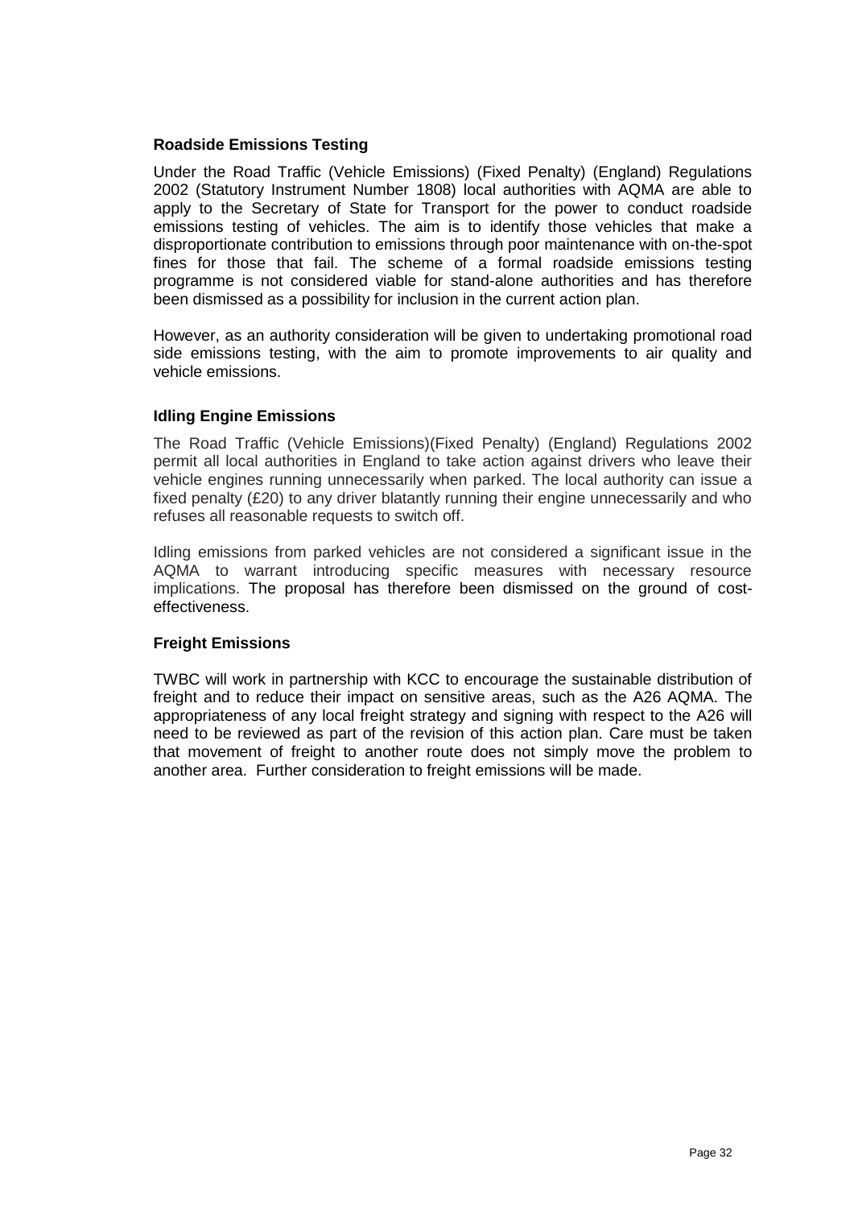### Roadside Emissions Testing

Under the Road Traffic (Vehicle Emissions) (Fixed Penalty) (England) Regulations 2002 (Statutory Instrument Number 1808) local authorities with AQMA are able to apply to the Secretary of State for Transport for the power to conduct roadside emissions testing of vehicles. The aim is to identify those vehicles that make a disproportionate contribution to emissions through poor maintenance with on-the-spot fines for those that fail. The scheme of a formal roadside emissions testing programme is not considered viable for stand-alone authorities and has therefore been dismissed as a possibility for inclusion in the current action plan.

However, as an authority consideration will be given to undertaking promotional road side emissions testing, with the aim to promote improvements to air quality and vehicle emissions.

### Idling Engine Emissions

The Road Traffic (Vehicle Emissions)(Fixed Penalty) (England) Regulations 2002 permit all local authorities in England to take action against drivers who leave their vehicle engines running unnecessarily when parked. The local authority can issue a fixed penalty (£20) to any driver blatantly running their engine unnecessarily and who refuses all reasonable requests to switch off.

Idling emissions from parked vehicles are not considered a significant issue in the AQMA to warrant introducing specific measures with necessary resource implications. The proposal has therefore been dismissed on the ground of cost-effectiveness.

### Freight Emissions

TWBC will work in partnership with KCC to encourage the sustainable distribution of freight and to reduce their impact on sensitive areas, such as the A26 AQMA. The appropriateness of any local freight strategy and signing with respect to the A26 will need to be reviewed as part of the revision of this action plan. Care must be taken that movement of freight to another route does not simply move the problem to another area. Further consideration to freight emissions will be made.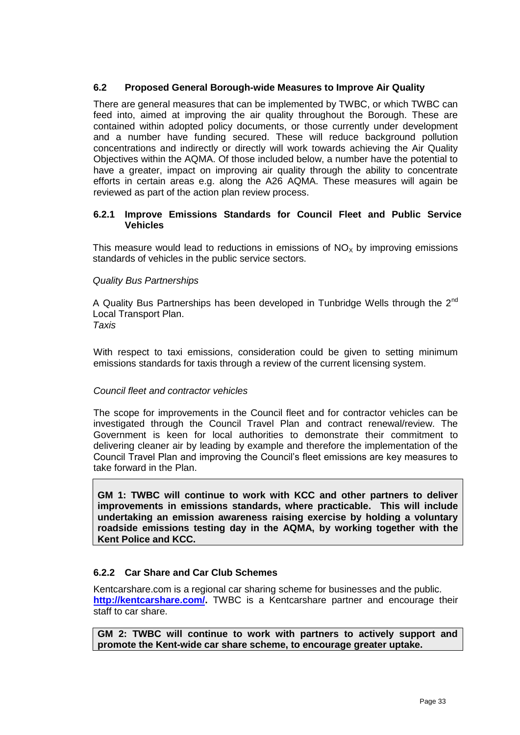### 6.2 Proposed General Borough-wide Measures to Improve Air Quality

There are general measures that can be implemented by TWBC, or which TWBC can feed into, aimed at improving the air quality throughout the Borough. These are contained within adopted policy documents, or those currently under development and a number have funding secured. These will reduce background pollution concentrations and indirectly or directly will work towards achieving the Air Quality Objectives within the AQMA. Of those included below, a number have the potential to have a greater, impact on improving air quality through the ability to concentrate efforts in certain areas e.g. along the A26 AQMA. These measures will again be reviewed as part of the action plan review process.

#### 6.2.1 Improve Emissions Standards for Council Fleet and Public Service Vehicles

This measure would lead to reductions in emissions of $NO_x$ by improving emissions standards of vehicles in the public service sectors.

*Quality Bus Partnerships*

A Quality Bus Partnerships has been developed in Tunbridge Wells through the 2nd Local Transport Plan.

*Taxis*

With respect to taxi emissions, consideration could be given to setting minimum emissions standards for taxis through a review of the current licensing system.

*Council fleet and contractor vehicles*

The scope for improvements in the Council fleet and for contractor vehicles can be investigated through the Council Travel Plan and contract renewal/review. The Government is keen for local authorities to demonstrate their commitment to delivering cleaner air by leading by example and therefore the implementation of the Council Travel Plan and improving the Council's fleet emissions are key measures to take forward in the Plan.

**GM 1: TWBC will continue to work with KCC and other partners to deliver improvements in emissions standards, where practicable. This will include undertaking an emission awareness raising exercise by holding a voluntary roadside emissions testing day in the AQMA, by working together with the Kent Police and KCC.**

#### 6.2.2 Car Share and Car Club Schemes

Kentcarshare.com is a regional car sharing scheme for businesses and the public. **http://kentcarshare.com/.** TWBC is a Kentcarshare partner and encourage their staff to car share.

**GM 2: TWBC will continue to work with partners to actively support and promote the Kent-wide car share scheme, to encourage greater uptake.**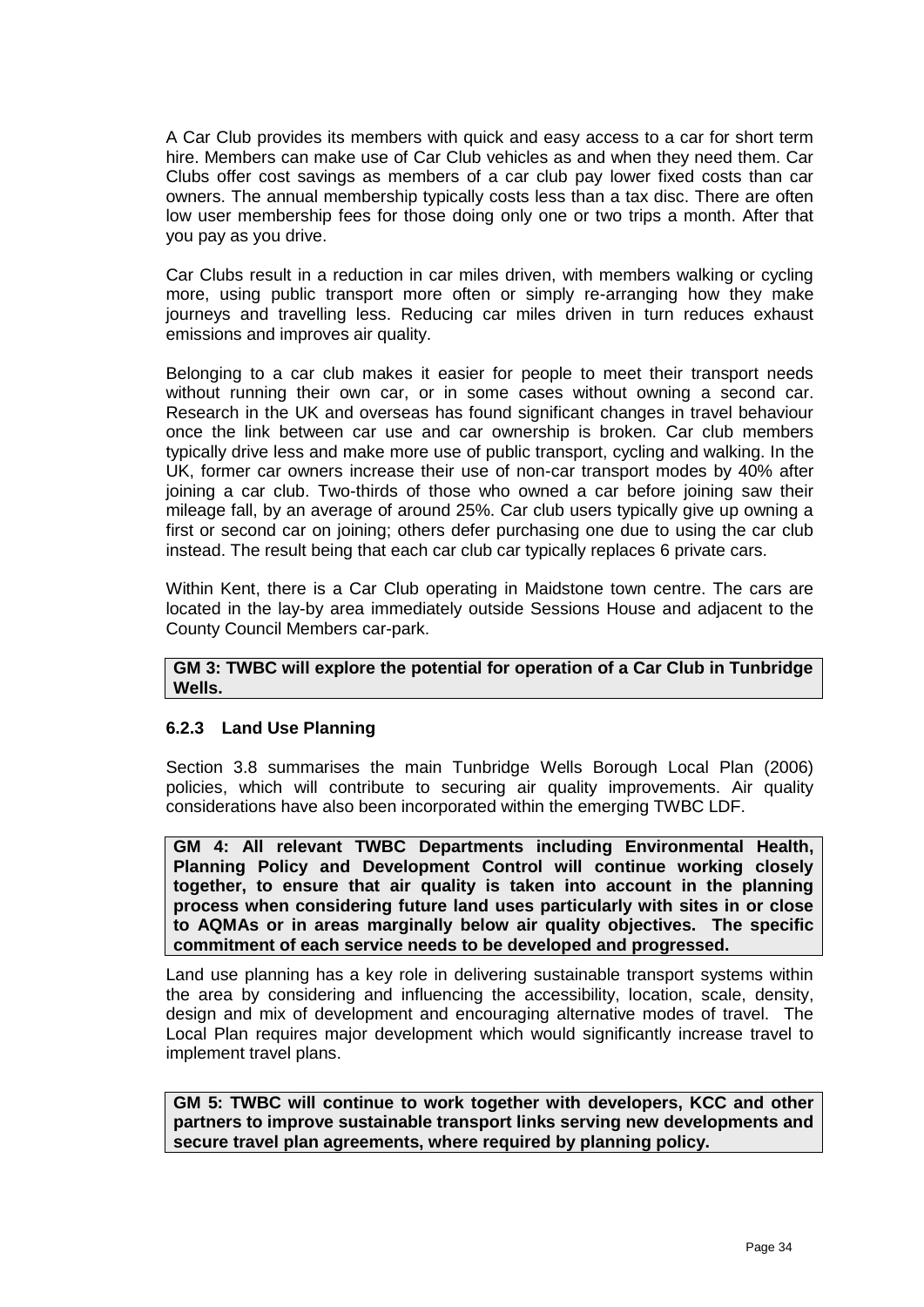A Car Club provides its members with quick and easy access to a car for short term hire. Members can make use of Car Club vehicles as and when they need them. Car Clubs offer cost savings as members of a car club pay lower fixed costs than car owners. The annual membership typically costs less than a tax disc. There are often low user membership fees for those doing only one or two trips a month. After that you pay as you drive.

Car Clubs result in a reduction in car miles driven, with members walking or cycling more, using public transport more often or simply re-arranging how they make journeys and travelling less. Reducing car miles driven in turn reduces exhaust emissions and improves air quality.

Belonging to a car club makes it easier for people to meet their transport needs without running their own car, or in some cases without owning a second car. Research in the UK and overseas has found significant changes in travel behaviour once the link between car use and car ownership is broken. Car club members typically drive less and make more use of public transport, cycling and walking. In the UK, former car owners increase their use of non-car transport modes by 40% after joining a car club. Two-thirds of those who owned a car before joining saw their mileage fall, by an average of around 25%. Car club users typically give up owning a first or second car on joining; others defer purchasing one due to using the car club instead. The result being that each car club car typically replaces 6 private cars.

Within Kent, there is a Car Club operating in Maidstone town centre. The cars are located in the lay-by area immediately outside Sessions House and adjacent to the County Council Members car-park.

**GM 3: TWBC will explore the potential for operation of a Car Club in Tunbridge Wells.**

### 6.2.3 Land Use Planning

Section 3.8 summarises the main Tunbridge Wells Borough Local Plan (2006) policies, which will contribute to securing air quality improvements. Air quality considerations have also been incorporated within the emerging TWBC LDF.

**GM 4: All relevant TWBC Departments including Environmental Health, Planning Policy and Development Control will continue working closely together, to ensure that air quality is taken into account in the planning process when considering future land uses particularly with sites in or close to AQMAs or in areas marginally below air quality objectives. The specific commitment of each service needs to be developed and progressed.**

Land use planning has a key role in delivering sustainable transport systems within the area by considering and influencing the accessibility, location, scale, density, design and mix of development and encouraging alternative modes of travel. The Local Plan requires major development which would significantly increase travel to implement travel plans.

**GM 5: TWBC will continue to work together with developers, KCC and other partners to improve sustainable transport links serving new developments and secure travel plan agreements, where required by planning policy.**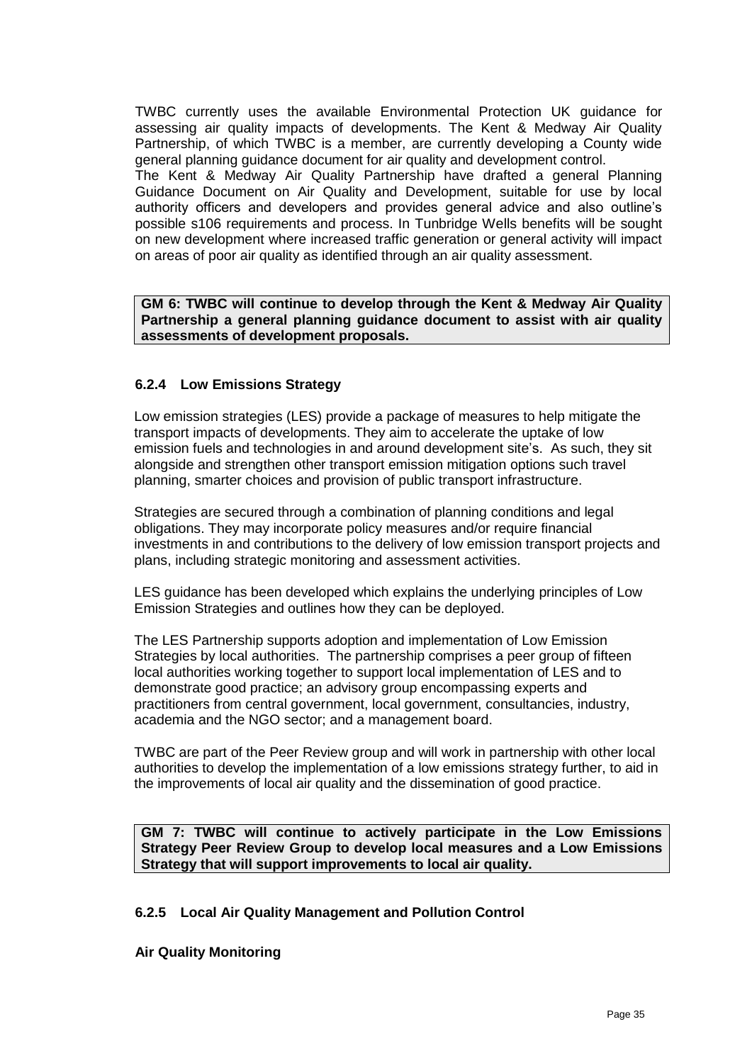TWBC currently uses the available Environmental Protection UK guidance for assessing air quality impacts of developments. The Kent & Medway Air Quality Partnership, of which TWBC is a member, are currently developing a County wide general planning guidance document for air quality and development control.

The Kent & Medway Air Quality Partnership have drafted a general Planning Guidance Document on Air Quality and Development, suitable for use by local authority officers and developers and provides general advice and also outline's possible s106 requirements and process. In Tunbridge Wells benefits will be sought on new development where increased traffic generation or general activity will impact on areas of poor air quality as identified through an air quality assessment.

**GM 6: TWBC will continue to develop through the Kent & Medway Air Quality Partnership a general planning guidance document to assist with air quality assessments of development proposals.**

### 6.2.4 Low Emissions Strategy

Low emission strategies (LES) provide a package of measures to help mitigate the transport impacts of developments. They aim to accelerate the uptake of low emission fuels and technologies in and around development site's. As such, they sit alongside and strengthen other transport emission mitigation options such travel planning, smarter choices and provision of public transport infrastructure.

Strategies are secured through a combination of planning conditions and legal obligations. They may incorporate policy measures and/or require financial investments in and contributions to the delivery of low emission transport projects and plans, including strategic monitoring and assessment activities.

LES guidance has been developed which explains the underlying principles of Low Emission Strategies and outlines how they can be deployed.

The LES Partnership supports adoption and implementation of Low Emission Strategies by local authorities. The partnership comprises a peer group of fifteen local authorities working together to support local implementation of LES and to demonstrate good practice; an advisory group encompassing experts and practitioners from central government, local government, consultancies, industry, academia and the NGO sector; and a management board.

TWBC are part of the Peer Review group and will work in partnership with other local authorities to develop the implementation of a low emissions strategy further, to aid in the improvements of local air quality and the dissemination of good practice.

**GM 7: TWBC will continue to actively participate in the Low Emissions Strategy Peer Review Group to develop local measures and a Low Emissions Strategy that will support improvements to local air quality.**

### 6.2.5 Local Air Quality Management and Pollution Control

**Air Quality Monitoring**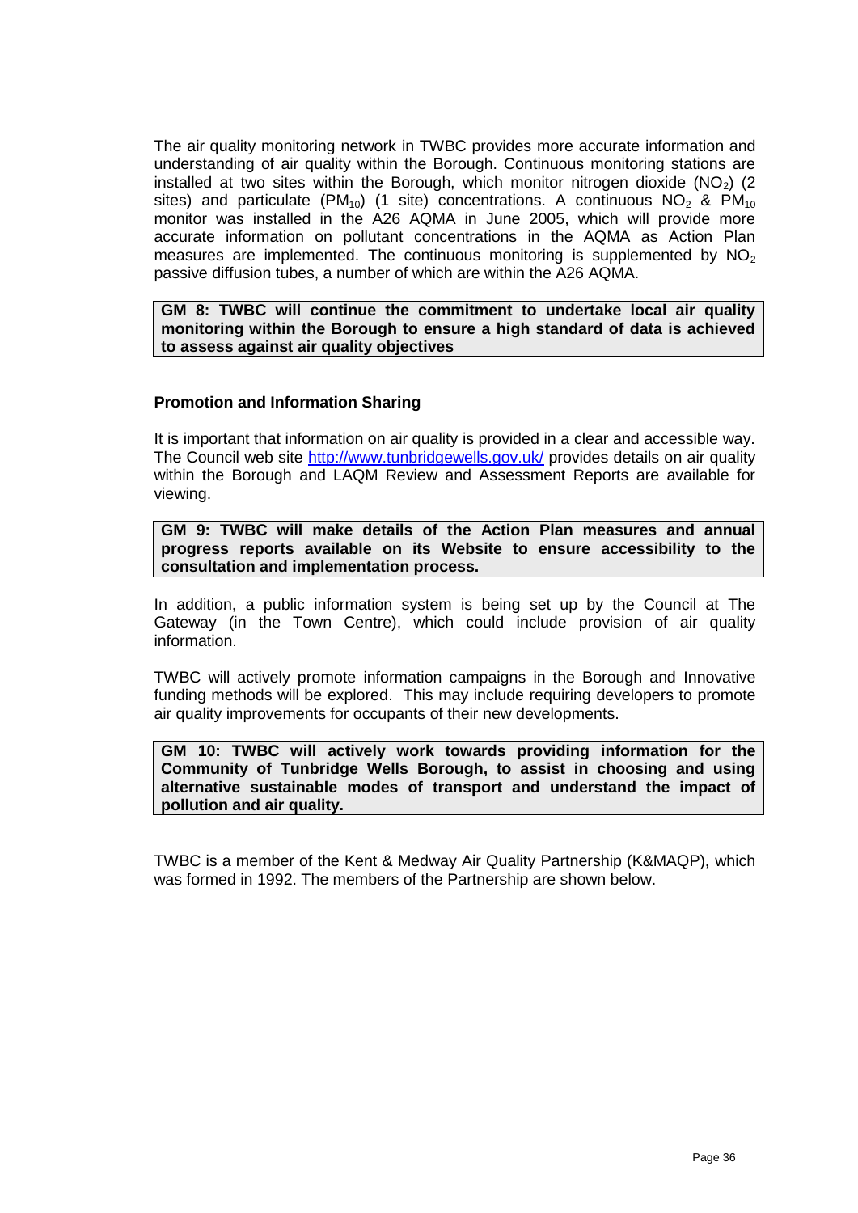The air quality monitoring network in TWBC provides more accurate information and understanding of air quality within the Borough. Continuous monitoring stations are installed at two sites within the Borough, which monitor nitrogen dioxide ($NO_2$) (2 sites) and particulate ($PM_{10}$) (1 site) concentrations. A continuous $NO_2$ & $PM_{10}$ monitor was installed in the A26 AQMA in June 2005, which will provide more accurate information on pollutant concentrations in the AQMA as Action Plan measures are implemented. The continuous monitoring is supplemented by $NO_2$ passive diffusion tubes, a number of which are within the A26 AQMA.

**GM 8: TWBC will continue the commitment to undertake local air quality monitoring within the Borough to ensure a high standard of data is achieved to assess against air quality objectives**

**Promotion and Information Sharing**

It is important that information on air quality is provided in a clear and accessible way. The Council web site http://www.tunbridgewells.gov.uk/ provides details on air quality within the Borough and LAQM Review and Assessment Reports are available for viewing.

**GM 9: TWBC will make details of the Action Plan measures and annual progress reports available on its Website to ensure accessibility to the consultation and implementation process.**

In addition, a public information system is being set up by the Council at The Gateway (in the Town Centre), which could include provision of air quality information.

TWBC will actively promote information campaigns in the Borough and Innovative funding methods will be explored. This may include requiring developers to promote air quality improvements for occupants of their new developments.

**GM 10: TWBC will actively work towards providing information for the Community of Tunbridge Wells Borough, to assist in choosing and using alternative sustainable modes of transport and understand the impact of pollution and air quality.**

TWBC is a member of the Kent & Medway Air Quality Partnership (K&MAQP), which was formed in 1992. The members of the Partnership are shown below.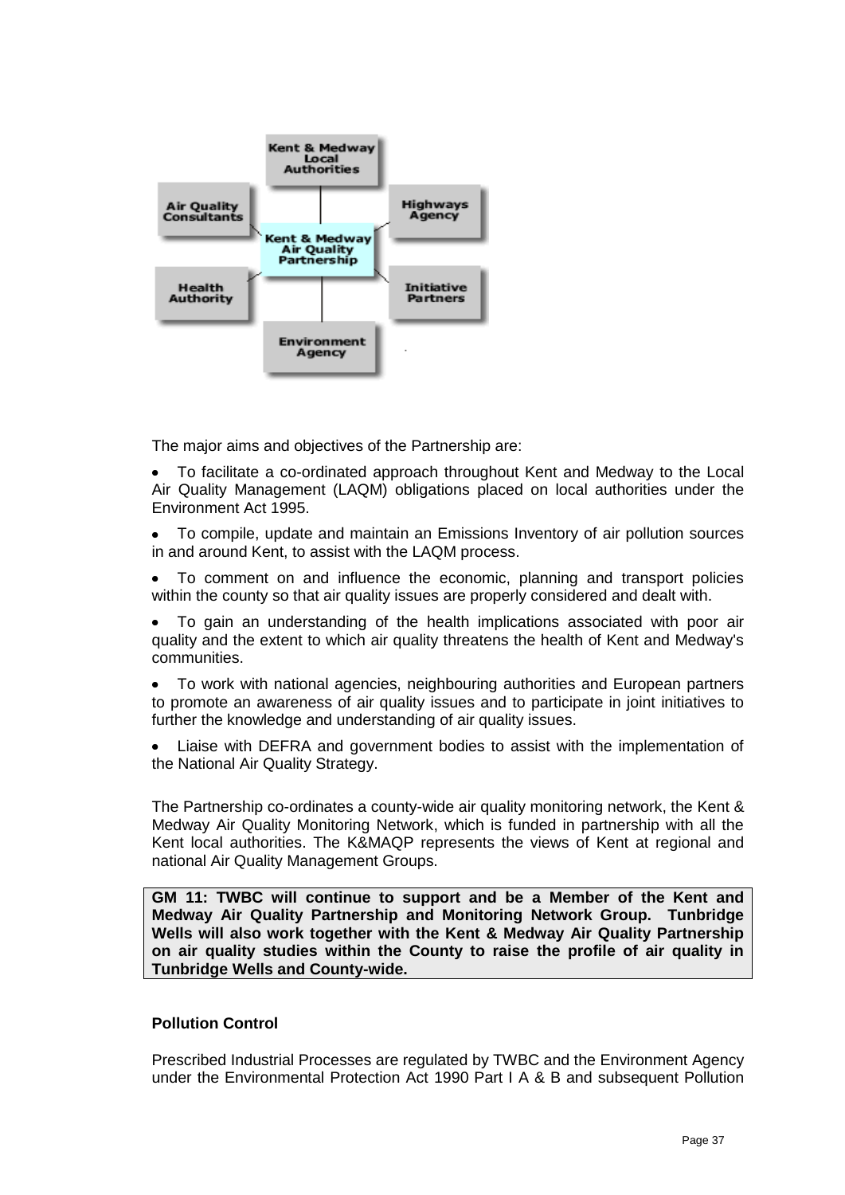The major aims and objectives of the Partnership are:

- To facilitate a co-ordinated approach throughout Kent and Medway to the Local Air Quality Management (LAQM) obligations placed on local authorities under the Environment Act 1995.
- To compile, update and maintain an Emissions Inventory of air pollution sources in and around Kent, to assist with the LAQM process.
- To comment on and influence the economic, planning and transport policies within the county so that air quality issues are properly considered and dealt with.
- To gain an understanding of the health implications associated with poor air quality and the extent to which air quality threatens the health of Kent and Medway's communities.
- To work with national agencies, neighbouring authorities and European partners to promote an awareness of air quality issues and to participate in joint initiatives to further the knowledge and understanding of air quality issues.
- Liaise with DEFRA and government bodies to assist with the implementation of the National Air Quality Strategy.

The Partnership co-ordinates a county-wide air quality monitoring network, the Kent & Medway Air Quality Monitoring Network, which is funded in partnership with all the Kent local authorities. The K&MAQP represents the views of Kent at regional and national Air Quality Management Groups.

**GM 11: TWBC will continue to support and be a Member of the Kent and Medway Air Quality Partnership and Monitoring Network Group. Tunbridge Wells will also work together with the Kent & Medway Air Quality Partnership on air quality studies within the County to raise the profile of air quality in Tunbridge Wells and County-wide.**

**Pollution Control**

Prescribed Industrial Processes are regulated by TWBC and the Environment Agency under the Environmental Protection Act 1990 Part I A & B and subsequent Pollution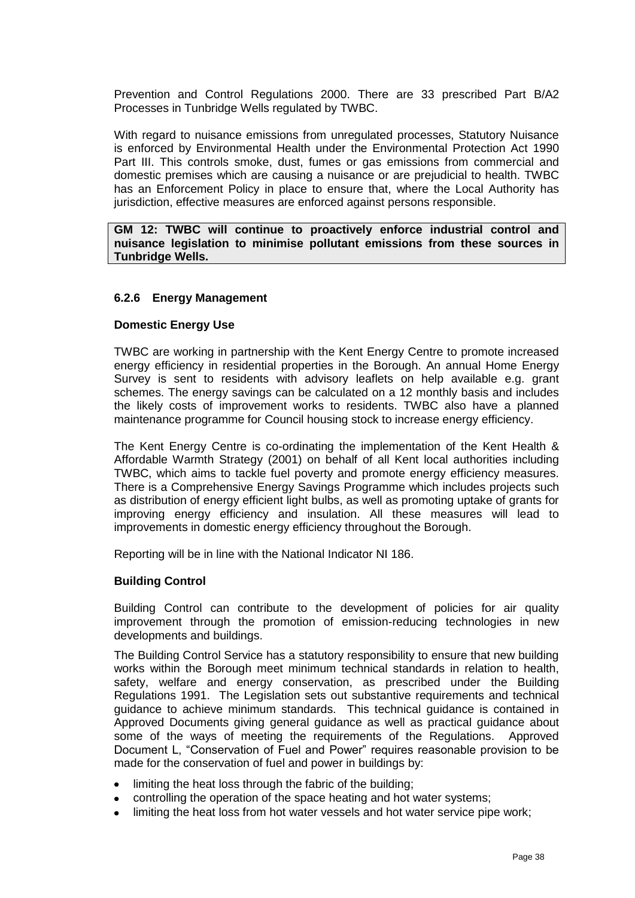Prevention and Control Regulations 2000. There are 33 prescribed Part B/A2 Processes in Tunbridge Wells regulated by TWBC.

With regard to nuisance emissions from unregulated processes, Statutory Nuisance is enforced by Environmental Health under the Environmental Protection Act 1990 Part III. This controls smoke, dust, fumes or gas emissions from commercial and domestic premises which are causing a nuisance or are prejudicial to health. TWBC has an Enforcement Policy in place to ensure that, where the Local Authority has jurisdiction, effective measures are enforced against persons responsible.

**GM 12: TWBC will continue to proactively enforce industrial control and nuisance legislation to minimise pollutant emissions from these sources in Tunbridge Wells.**

### 6.2.6 Energy Management

**Domestic Energy Use**

TWBC are working in partnership with the Kent Energy Centre to promote increased energy efficiency in residential properties in the Borough. An annual Home Energy Survey is sent to residents with advisory leaflets on help available e.g. grant schemes. The energy savings can be calculated on a 12 monthly basis and includes the likely costs of improvement works to residents. TWBC also have a planned maintenance programme for Council housing stock to increase energy efficiency.

The Kent Energy Centre is co-ordinating the implementation of the Kent Health & Affordable Warmth Strategy (2001) on behalf of all Kent local authorities including TWBC, which aims to tackle fuel poverty and promote energy efficiency measures. There is a Comprehensive Energy Savings Programme which includes projects such as distribution of energy efficient light bulbs, as well as promoting uptake of grants for improving energy efficiency and insulation. All these measures will lead to improvements in domestic energy efficiency throughout the Borough.

Reporting will be in line with the National Indicator NI 186.

**Building Control**

Building Control can contribute to the development of policies for air quality improvement through the promotion of emission-reducing technologies in new developments and buildings.

The Building Control Service has a statutory responsibility to ensure that new building works within the Borough meet minimum technical standards in relation to health, safety, welfare and energy conservation, as prescribed under the Building Regulations 1991. The Legislation sets out substantive requirements and technical guidance to achieve minimum standards. This technical guidance is contained in Approved Documents giving general guidance as well as practical guidance about some of the ways of meeting the requirements of the Regulations. Approved Document L, "Conservation of Fuel and Power" requires reasonable provision to be made for the conservation of fuel and power in buildings by:

- limiting the heat loss through the fabric of the building;
- controlling the operation of the space heating and hot water systems;
- limiting the heat loss from hot water vessels and hot water service pipe work;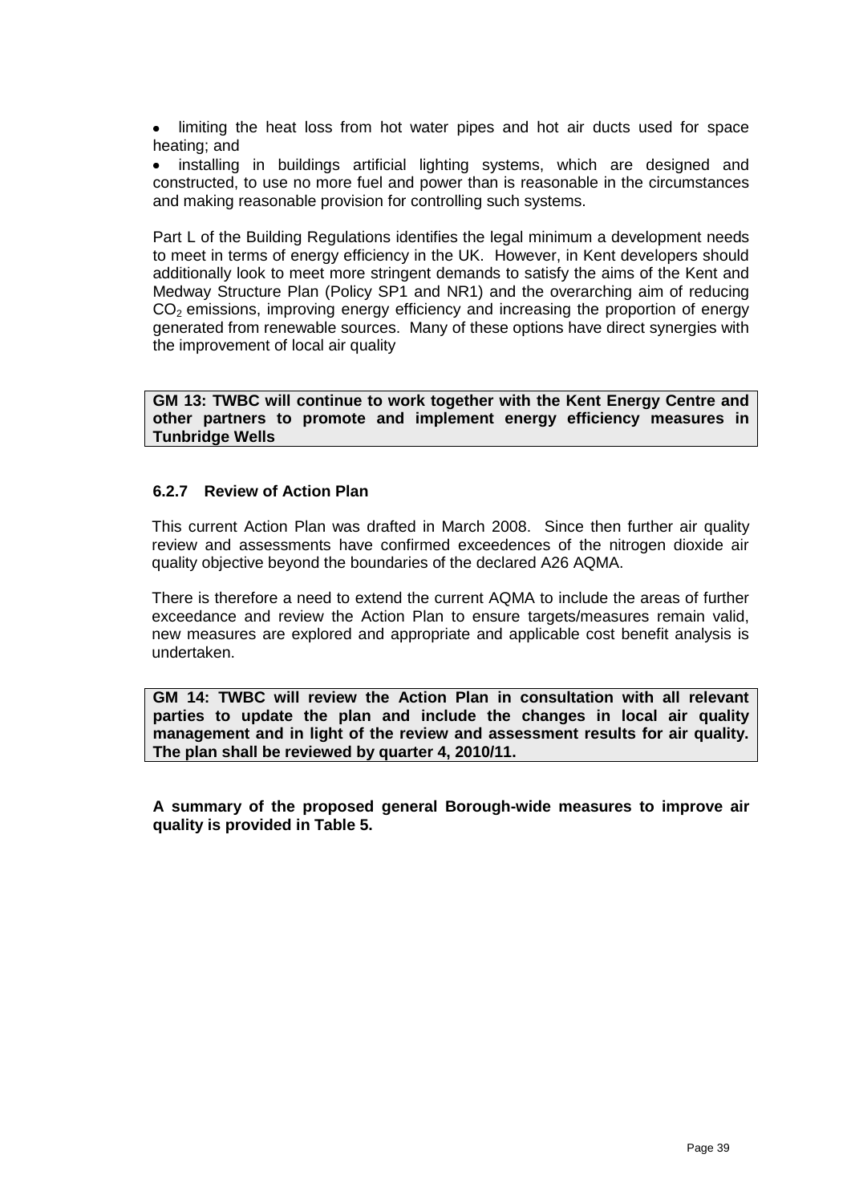- limiting the heat loss from hot water pipes and hot air ducts used for space heating; and
- installing in buildings artificial lighting systems, which are designed and constructed, to use no more fuel and power than is reasonable in the circumstances and making reasonable provision for controlling such systems.

Part L of the Building Regulations identifies the legal minimum a development needs to meet in terms of energy efficiency in the UK. However, in Kent developers should additionally look to meet more stringent demands to satisfy the aims of the Kent and Medway Structure Plan (Policy SP1 and NR1) and the overarching aim of reducing $CO_2$ emissions, improving energy efficiency and increasing the proportion of energy generated from renewable sources. Many of these options have direct synergies with the improvement of local air quality

**GM 13: TWBC will continue to work together with the Kent Energy Centre and other partners to promote and implement energy efficiency measures in Tunbridge Wells**

### 6.2.7 Review of Action Plan

This current Action Plan was drafted in March 2008. Since then further air quality review and assessments have confirmed exceedences of the nitrogen dioxide air quality objective beyond the boundaries of the declared A26 AQMA.

There is therefore a need to extend the current AQMA to include the areas of further exceedance and review the Action Plan to ensure targets/measures remain valid, new measures are explored and appropriate and applicable cost benefit analysis is undertaken.

**GM 14: TWBC will review the Action Plan in consultation with all relevant parties to update the plan and include the changes in local air quality management and in light of the review and assessment results for air quality. The plan shall be reviewed by quarter 4, 2010/11.**

**A summary of the proposed general Borough-wide measures to improve air quality is provided in Table 5.**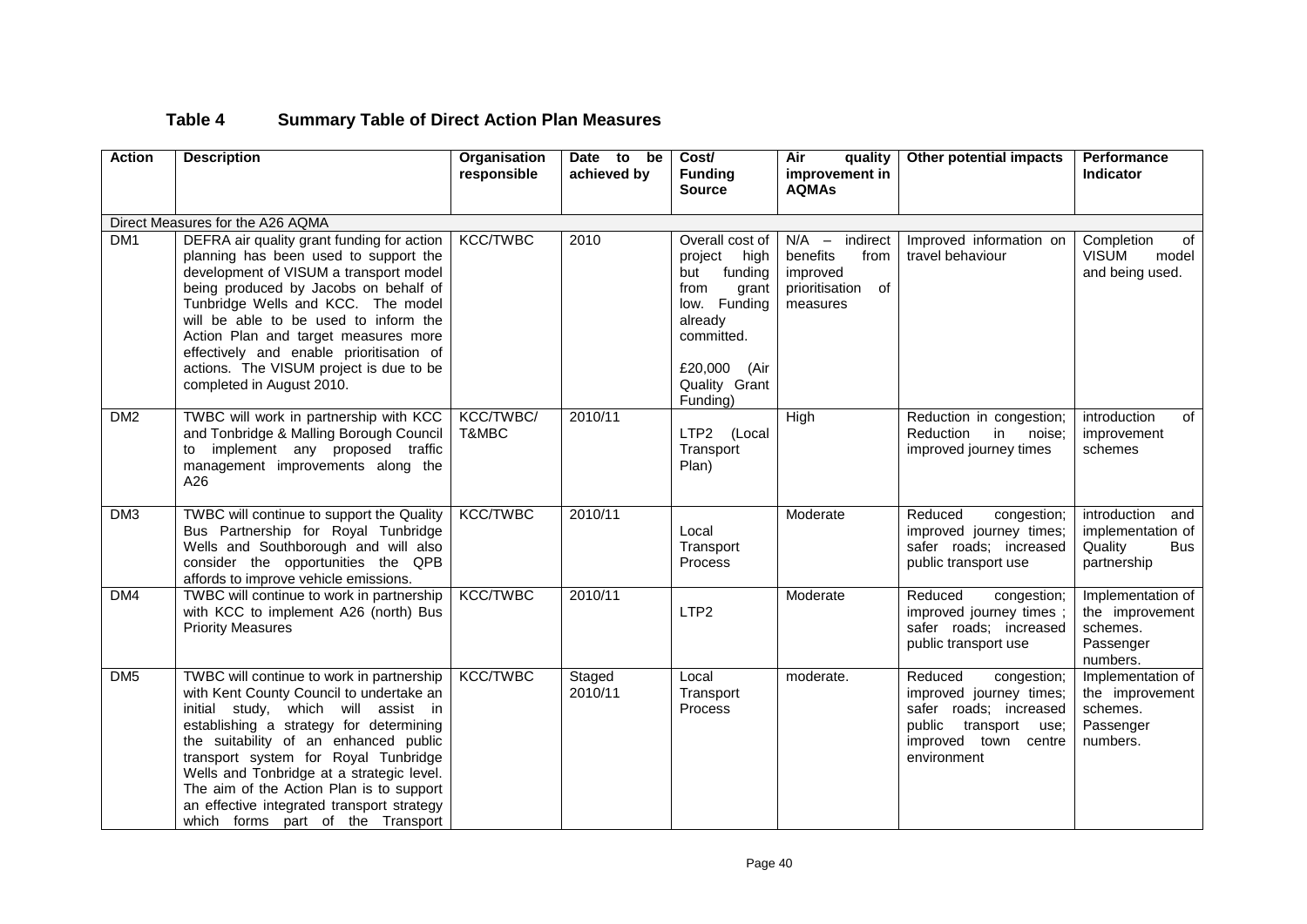## Table 4 Summary Table of Direct Action Plan Measures

| Action | Description | Organisation responsible | Date to be achieved by | Cost/ Funding Source | Air quality improvement in AQMAs | Other potential impacts | Performance Indicator |
|---|---|---|---|---|---|---|---|
| Direct Measures for the A26 AQMA | | | | | | | |
| DM1 | DEFRA air quality grant funding for action planning has been used to support the development of VISUM a transport model being produced by Jacobs on behalf of Tunbridge Wells and KCC. The model will be able to be used to inform the Action Plan and target measures more effectively and enable prioritisation of actions. The VISUM project is due to be completed in August 2010. | KCC/TWBC | 2010 | Overall cost of project high but funding from grant low. Funding already committed. £20,000 (Air Quality Grant Funding) | N/A – indirect benefits from improved prioritisation of measures | Improved information on travel behaviour | Completion of VISUM model and being used. |
| DM2 | TWBC will work in partnership with KCC and Tonbridge & Malling Borough Council to implement any proposed traffic management improvements along the A26 | KCC/TWBC/ T&MBC | 2010/11 | LTP2 (Local Transport Plan) | High | Reduction in congestion; Reduction in noise; improved journey times | introduction of improvement schemes |
| DM3 | TWBC will continue to support the Quality Bus Partnership for Royal Tunbridge Wells and Southborough and will also consider the opportunities the QPB affords to improve vehicle emissions. | KCC/TWBC | 2010/11 | Local Transport Process | Moderate | Reduced congestion; improved journey times; safer roads; increased public transport use | introduction and implementation of Quality Bus partnership |
| DM4 | TWBC will continue to work in partnership with KCC to implement A26 (north) Bus Priority Measures | KCC/TWBC | 2010/11 | LTP2 | Moderate | Reduced congestion; improved journey times ; safer roads; increased public transport use | Implementation of the improvement schemes. Passenger numbers. |
| DM5 | TWBC will continue to work in partnership with Kent County Council to undertake an initial study, which will assist in establishing a strategy for determining the suitability of an enhanced public transport system for Royal Tunbridge Wells and Tonbridge at a strategic level. The aim of the Action Plan is to support an effective integrated transport strategy which forms part of the Transport | KCC/TWBC | Staged 2010/11 | Local Transport Process | moderate. | Reduced congestion; improved journey times; safer roads; increased public transport use; improved town centre environment | Implementation of the improvement schemes. Passenger numbers. |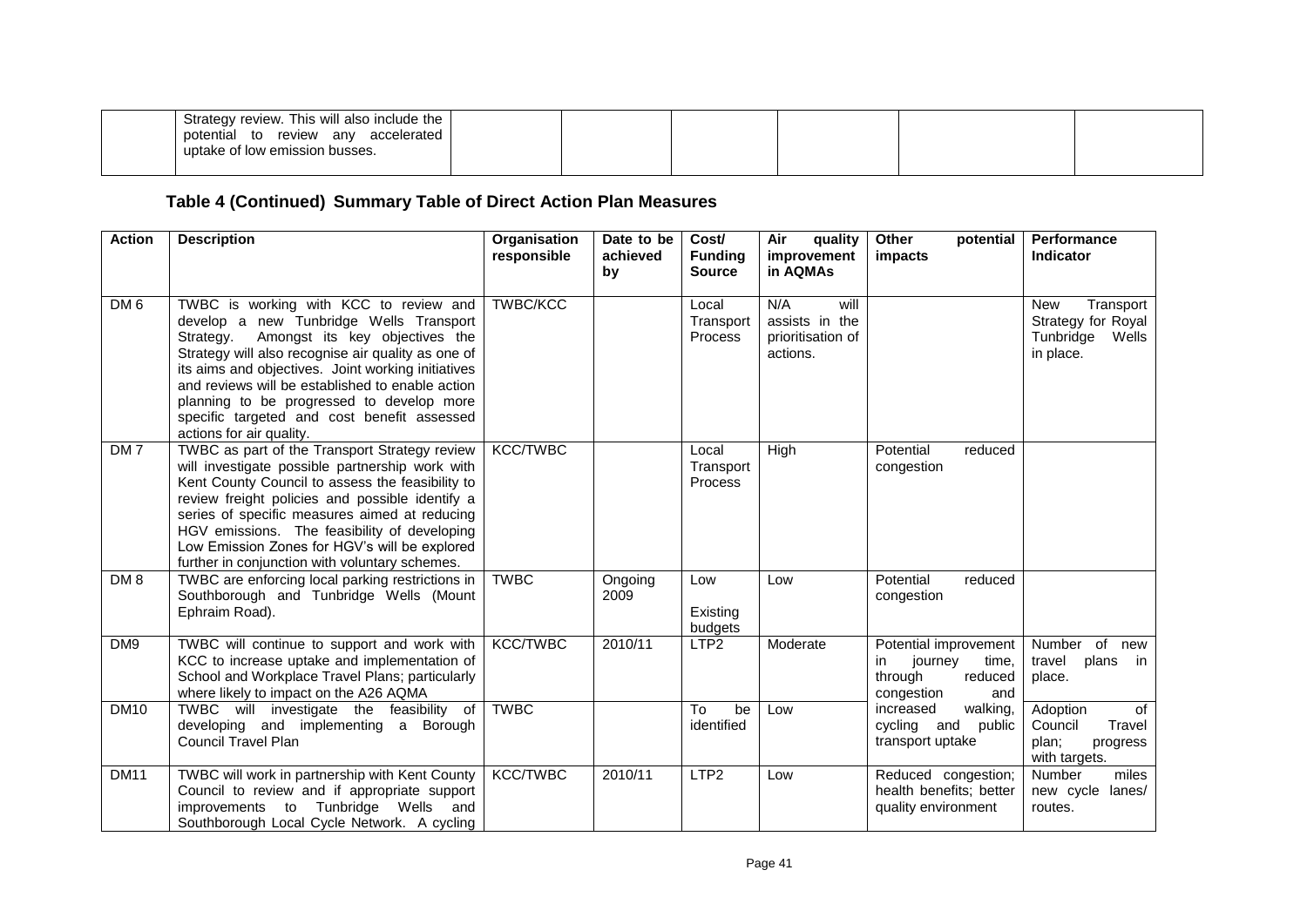| | | | | | | |
|---|---|---|---|---|---|---|
| | Strategy review. This will also include the potential to review any accelerated uptake of low emission busses. | | | | | |

### Table 4 (Continued) Summary Table of Direct Action Plan Measures

| Action | Description | Organisation responsible | Date to be achieved by | Cost/ Funding Source | Air quality improvement in AQMAs | Other potential impacts | Performance Indicator |
|---|---|---|---|---|---|---|---|
| DM 6 | TWBC is working with KCC to review and develop a new Tunbridge Wells Transport Strategy. Amongst its key objectives the Strategy will also recognise air quality as one of its aims and objectives. Joint working initiatives and reviews will be established to enable action planning to be progressed to develop more specific targeted and cost benefit assessed actions for air quality. | TWBC/KCC | | Local Transport Process | N/A will assists in the prioritisation of actions. | | New Transport Strategy for Royal Tunbridge Wells in place. |
| DM 7 | TWBC as part of the Transport Strategy review will investigate possible partnership work with Kent County Council to assess the feasibility to review freight policies and possible identify a series of specific measures aimed at reducing HGV emissions. The feasibility of developing Low Emission Zones for HGV's will be explored further in conjunction with voluntary schemes. | KCC/TWBC | | Local Transport Process | High | Potential reduced congestion | |
| DM 8 | TWBC are enforcing local parking restrictions in Southborough and Tunbridge Wells (Mount Ephraim Road). | TWBC | Ongoing 2009 | Low Existing budgets | Low | Potential reduced congestion | |
| DM9 | TWBC will continue to support and work with KCC to increase uptake and implementation of School and Workplace Travel Plans; particularly where likely to impact on the A26 AQMA | KCC/TWBC | 2010/11 | LTP2 | Moderate | Potential improvement in journey time, through reduced congestion and increased walking, cycling and public transport uptake | Number of new travel plans in place. |
| DM10 | TWBC will investigate the feasibility of developing and implementing a Borough Council Travel Plan | TWBC | | To be identified | Low | | Adoption of Council Travel plan; progress with targets. |
| DM11 | TWBC will work in partnership with Kent County Council to review and if appropriate support improvements to Tunbridge Wells and Southborough Local Cycle Network. A cycling | KCC/TWBC | 2010/11 | LTP2 | Low | Reduced congestion; health benefits; better quality environment | Number miles new cycle lanes/ routes. |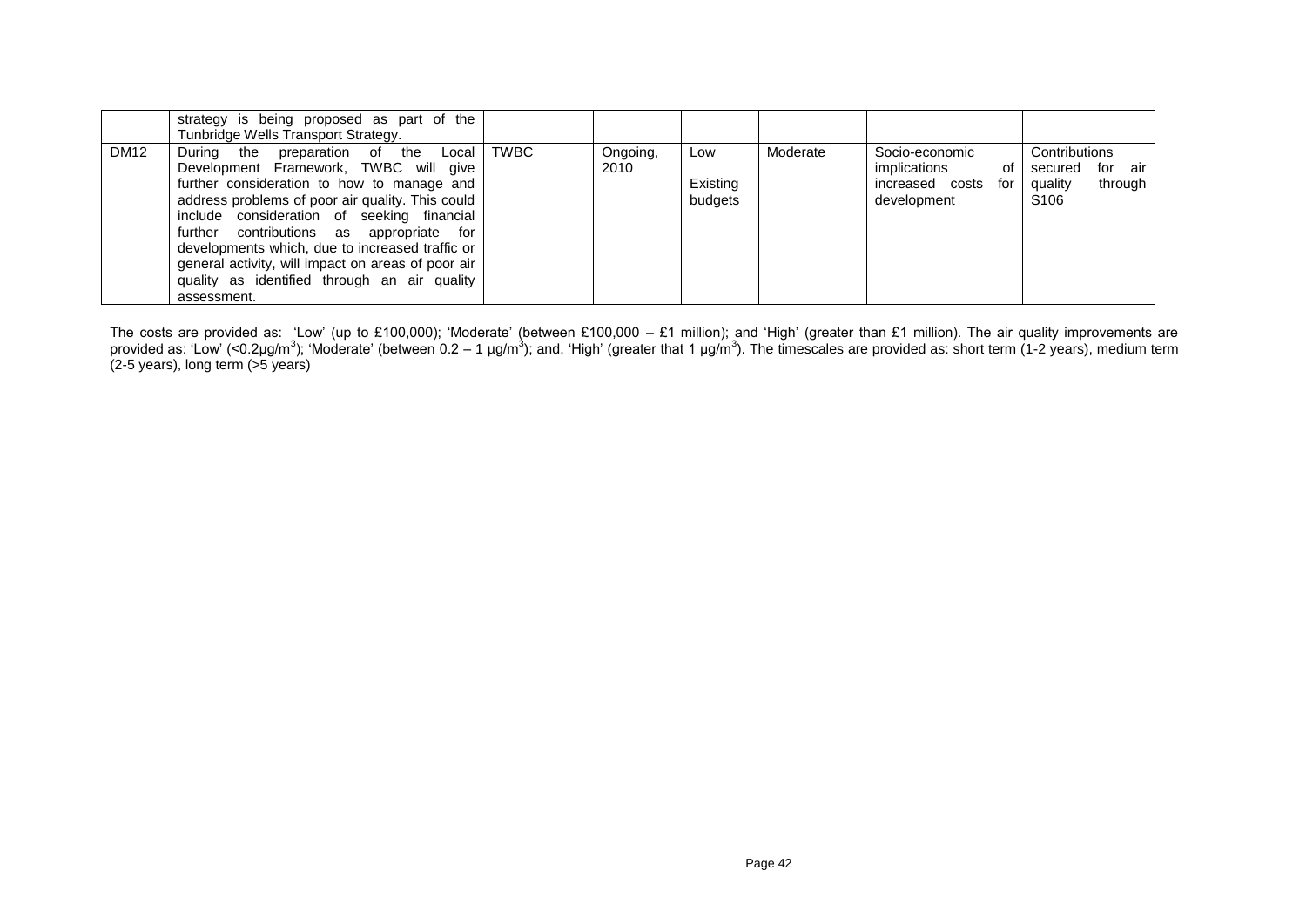| | | | | | | | |
|---|---|---|---|---|---|---|---|
| | strategy is being proposed as part of the Tunbridge Wells Transport Strategy. | | | | | | |
| DM12 | During the preparation of the Local Development Framework, TWBC will give further consideration to how to manage and address problems of poor air quality. This could include consideration of seeking financial further contributions as appropriate for developments which, due to increased traffic or general activity, will impact on areas of poor air quality as identified through an air quality assessment. | TWBC | Ongoing, 2010 | Low Existing budgets | Moderate | Socio-economic implications of increased costs for development | Contributions secured for air quality through S106 |

The costs are provided as: 'Low' (up to £100,000); 'Moderate' (between £100,000 – £1 million); and 'High' (greater than £1 million). The air quality improvements are provided as: 'Low' (<0.2µg/m$^3$); 'Moderate' (between 0.2 – 1 µg/m$^3$); and, 'High' (greater that 1 µg/m$^3$). The timescales are provided as: short term (1-2 years), medium term (2-5 years), long term (>5 years)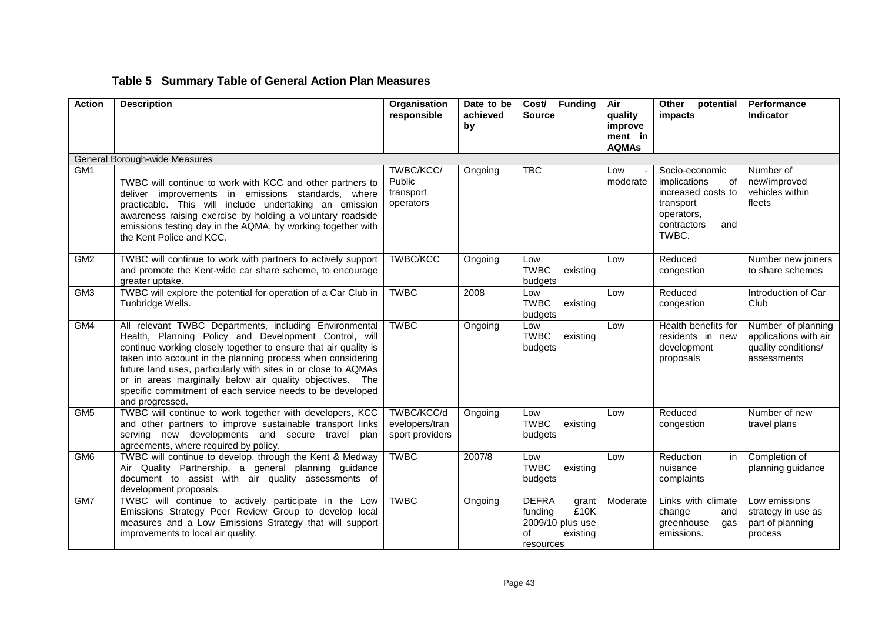## Table 5 Summary Table of General Action Plan Measures

| Action | Description | Organisation responsible | Date to be achieved by | Cost/ Funding Source | Air quality improvement in AQMAs | Other potential impacts | Performance Indicator |
|---|---|---|---|---|---|---|---|
| General Borough-wide Measures | | | | | | | |
| GM1 | TWBC will continue to work with KCC and other partners to deliver improvements in emissions standards, where practicable. This will include undertaking an emission awareness raising exercise by holding a voluntary roadside emissions testing day in the AQMA, by working together with the Kent Police and KCC. | TWBC/KCC/ Public transport operators | Ongoing | TBC | Low - moderate | Socio-economic implications of increased costs to transport operators, contractors and TWBC. | Number of new/improved vehicles within fleets |
| GM2 | TWBC will continue to work with partners to actively support and promote the Kent-wide car share scheme, to encourage greater uptake. | TWBC/KCC | Ongoing | Low TWBC existing budgets | Low | Reduced congestion | Number new joiners to share schemes |
| GM3 | TWBC will explore the potential for operation of a Car Club in Tunbridge Wells. | TWBC | 2008 | Low TWBC existing budgets | Low | Reduced congestion | Introduction of Car Club |
| GM4 | All relevant TWBC Departments, including Environmental Health, Planning Policy and Development Control, will continue working closely together to ensure that air quality is taken into account in the planning process when considering future land uses, particularly with sites in or close to AQMAs or in areas marginally below air quality objectives. The specific commitment of each service needs to be developed and progressed. | TWBC | Ongoing | Low TWBC existing budgets | Low | Health benefits for residents in new development proposals | Number of planning applications with air quality conditions/ assessments |
| GM5 | TWBC will continue to work together with developers, KCC and other partners to improve sustainable transport links serving new developments and secure travel plan agreements, where required by policy. | TWBC/KCC/developers/transport providers | Ongoing | Low TWBC existing budgets | Low | Reduced congestion | Number of new travel plans |
| GM6 | TWBC will continue to develop, through the Kent & Medway Air Quality Partnership, a general planning guidance document to assist with air quality assessments of development proposals. | TWBC | 2007/8 | Low TWBC existing budgets | Low | Reduction in nuisance complaints | Completion of planning guidance |
| GM7 | TWBC will continue to actively participate in the Low Emissions Strategy Peer Review Group to develop local measures and a Low Emissions Strategy that will support improvements to local air quality. | TWBC | Ongoing | DEFRA grant funding £10K 2009/10 plus use of existing resources | Moderate | Links with climate change and greenhouse gas emissions. | Low emissions strategy in use as part of planning process |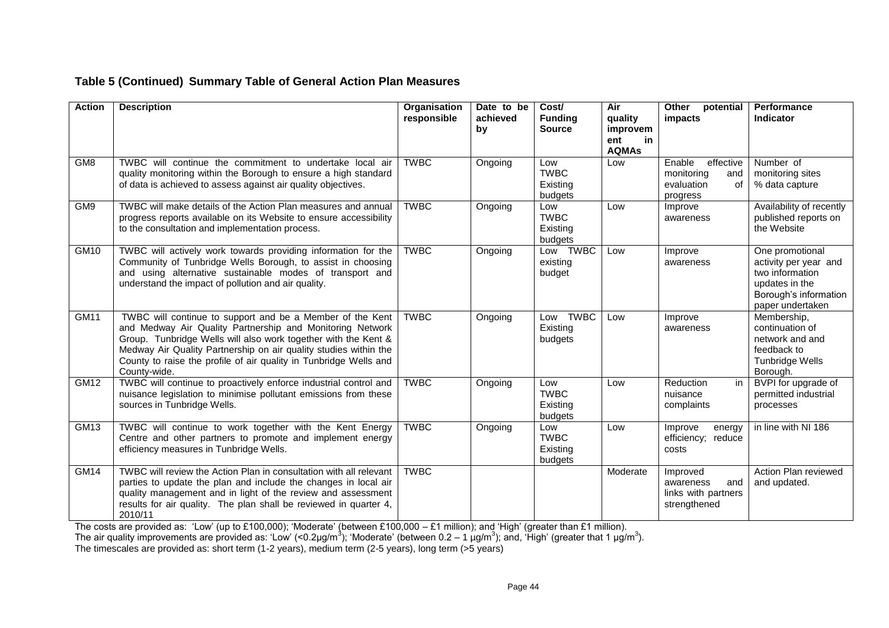### Table 5 (Continued) Summary Table of General Action Plan Measures

| Action | Description | Organisation responsible | Date to be achieved by | Cost/ Funding Source | Air quality improvement in AQMAs | Other potential impacts | Performance Indicator |
|---|---|---|---|---|---|---|---|
| GM8 | TWBC will continue the commitment to undertake local air quality monitoring within the Borough to ensure a high standard of data is achieved to assess against air quality objectives. | TWBC | Ongoing | Low TWBC Existing budgets | Low | Enable effective monitoring and evaluation of progress | Number of monitoring sites % data capture |
| GM9 | TWBC will make details of the Action Plan measures and annual progress reports available on its Website to ensure accessibility to the consultation and implementation process. | TWBC | Ongoing | Low TWBC Existing budgets | Low | Improve awareness | Availability of recently published reports on the Website |
| GM10 | TWBC will actively work towards providing information for the Community of Tunbridge Wells Borough, to assist in choosing and using alternative sustainable modes of transport and understand the impact of pollution and air quality. | TWBC | Ongoing | Low TWBC existing budget | Low | Improve awareness | One promotional activity per year and two information updates in the Borough's information paper undertaken |
| GM11 | TWBC will continue to support and be a Member of the Kent and Medway Air Quality Partnership and Monitoring Network Group. Tunbridge Wells will also work together with the Kent & Medway Air Quality Partnership on air quality studies within the County to raise the profile of air quality in Tunbridge Wells and County-wide. | TWBC | Ongoing | Low TWBC Existing budgets | Low | Improve awareness | Membership, continuation of network and and feedback to Tunbridge Wells Borough. |
| GM12 | TWBC will continue to proactively enforce industrial control and nuisance legislation to minimise pollutant emissions from these sources in Tunbridge Wells. | TWBC | Ongoing | Low TWBC Existing budgets | Low | Reduction in nuisance complaints | BVPI for upgrade of permitted industrial processes |
| GM13 | TWBC will continue to work together with the Kent Energy Centre and other partners to promote and implement energy efficiency measures in Tunbridge Wells. | TWBC | Ongoing | Low TWBC Existing budgets | Low | Improve energy efficiency; reduce costs | in line with NI 186 |
| GM14 | TWBC will review the Action Plan in consultation with all relevant parties to update the plan and include the changes in local air quality management and in light of the review and assessment results for air quality. The plan shall be reviewed in quarter 4, 2010/11 | TWBC | | | Moderate | Improved awareness and links with partners strengthened | Action Plan reviewed and updated. |

The costs are provided as: 'Low' (up to £100,000); 'Moderate' (between £100,000 – £1 million); and 'High' (greater than £1 million).
The air quality improvements are provided as: 'Low' (<0.2µg/m$^3$); 'Moderate' (between 0.2 – 1 µg/m$^3$); and, 'High' (greater that 1 µg/m$^3$).
The timescales are provided as: short term (1-2 years), medium term (2-5 years), long term (>5 years)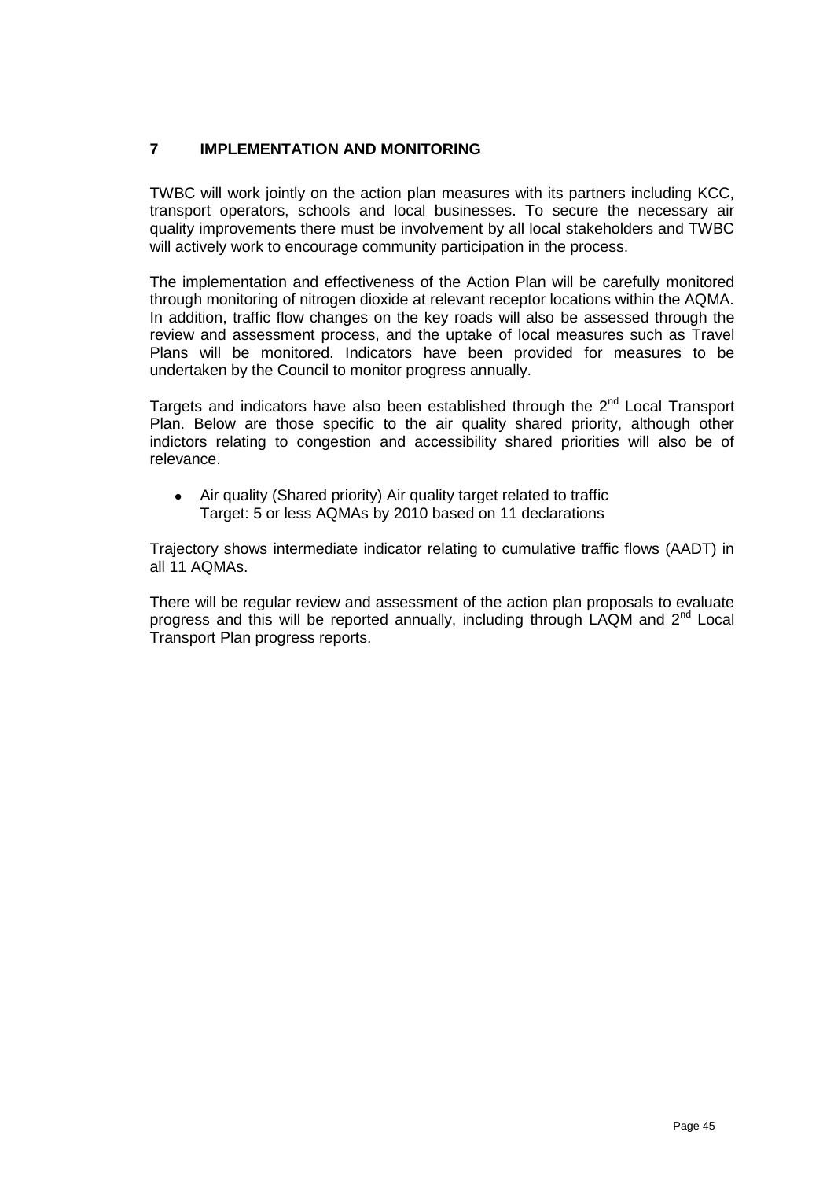## 7 IMPLEMENTATION AND MONITORING

TWBC will work jointly on the action plan measures with its partners including KCC, transport operators, schools and local businesses. To secure the necessary air quality improvements there must be involvement by all local stakeholders and TWBC will actively work to encourage community participation in the process.

The implementation and effectiveness of the Action Plan will be carefully monitored through monitoring of nitrogen dioxide at relevant receptor locations within the AQMA. In addition, traffic flow changes on the key roads will also be assessed through the review and assessment process, and the uptake of local measures such as Travel Plans will be monitored. Indicators have been provided for measures to be undertaken by the Council to monitor progress annually.

Targets and indicators have also been established through the 2nd Local Transport Plan. Below are those specific to the air quality shared priority, although other indictors relating to congestion and accessibility shared priorities will also be of relevance.

- Air quality (Shared priority) Air quality target related to traffic
  Target: 5 or less AQMAs by 2010 based on 11 declarations

Trajectory shows intermediate indicator relating to cumulative traffic flows (AADT) in all 11 AQMAs.

There will be regular review and assessment of the action plan proposals to evaluate progress and this will be reported annually, including through LAQM and 2nd Local Transport Plan progress reports.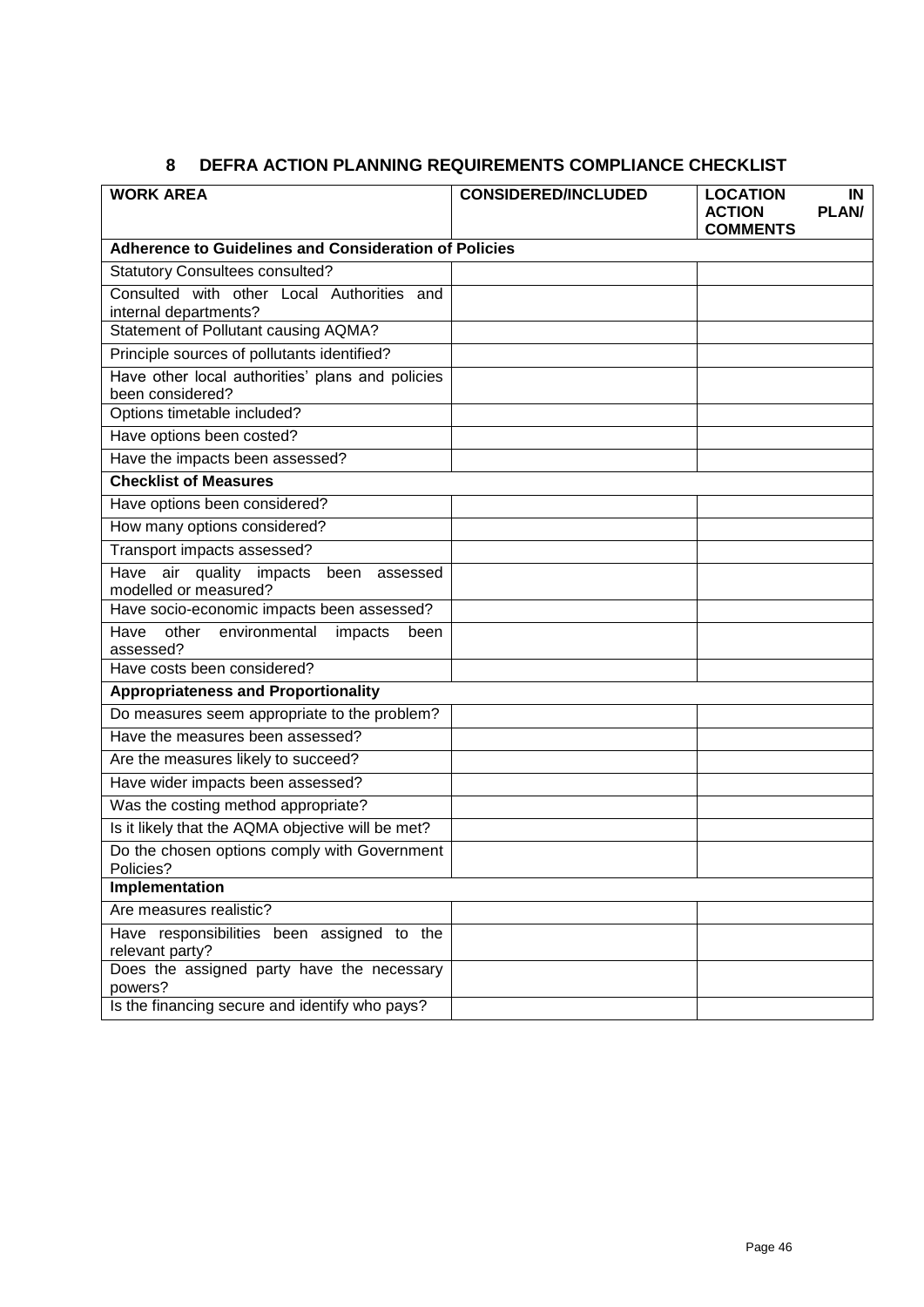# 8 DEFRA ACTION PLANNING REQUIREMENTS COMPLIANCE CHECKLIST

| WORK AREA | CONSIDERED/INCLUDED | LOCATION IN ACTION PLAN/ COMMENTS |
|---|---|---|
| **Adherence to Guidelines and Consideration of Policies** | | |
| Statutory Consultees consulted? | | |
| Consulted with other Local Authorities and internal departments? | | |
| Statement of Pollutant causing AQMA? | | |
| Principle sources of pollutants identified? | | |
| Have other local authorities' plans and policies been considered? | | |
| Options timetable included? | | |
| Have options been costed? | | |
| Have the impacts been assessed? | | |
| **Checklist of Measures** | | |
| Have options been considered? | | |
| How many options considered? | | |
| Transport impacts assessed? | | |
| Have air quality impacts been assessed modelled or measured? | | |
| Have socio-economic impacts been assessed? | | |
| Have other environmental impacts been assessed? | | |
| Have costs been considered? | | |
| **Appropriateness and Proportionality** | | |
| Do measures seem appropriate to the problem? | | |
| Have the measures been assessed? | | |
| Are the measures likely to succeed? | | |
| Have wider impacts been assessed? | | |
| Was the costing method appropriate? | | |
| Is it likely that the AQMA objective will be met? | | |
| Do the chosen options comply with Government Policies? | | |
| **Implementation** | | |
| Are measures realistic? | | |
| Have responsibilities been assigned to the relevant party? | | |
| Does the assigned party have the necessary powers? | | |
| Is the financing secure and identify who pays? | | |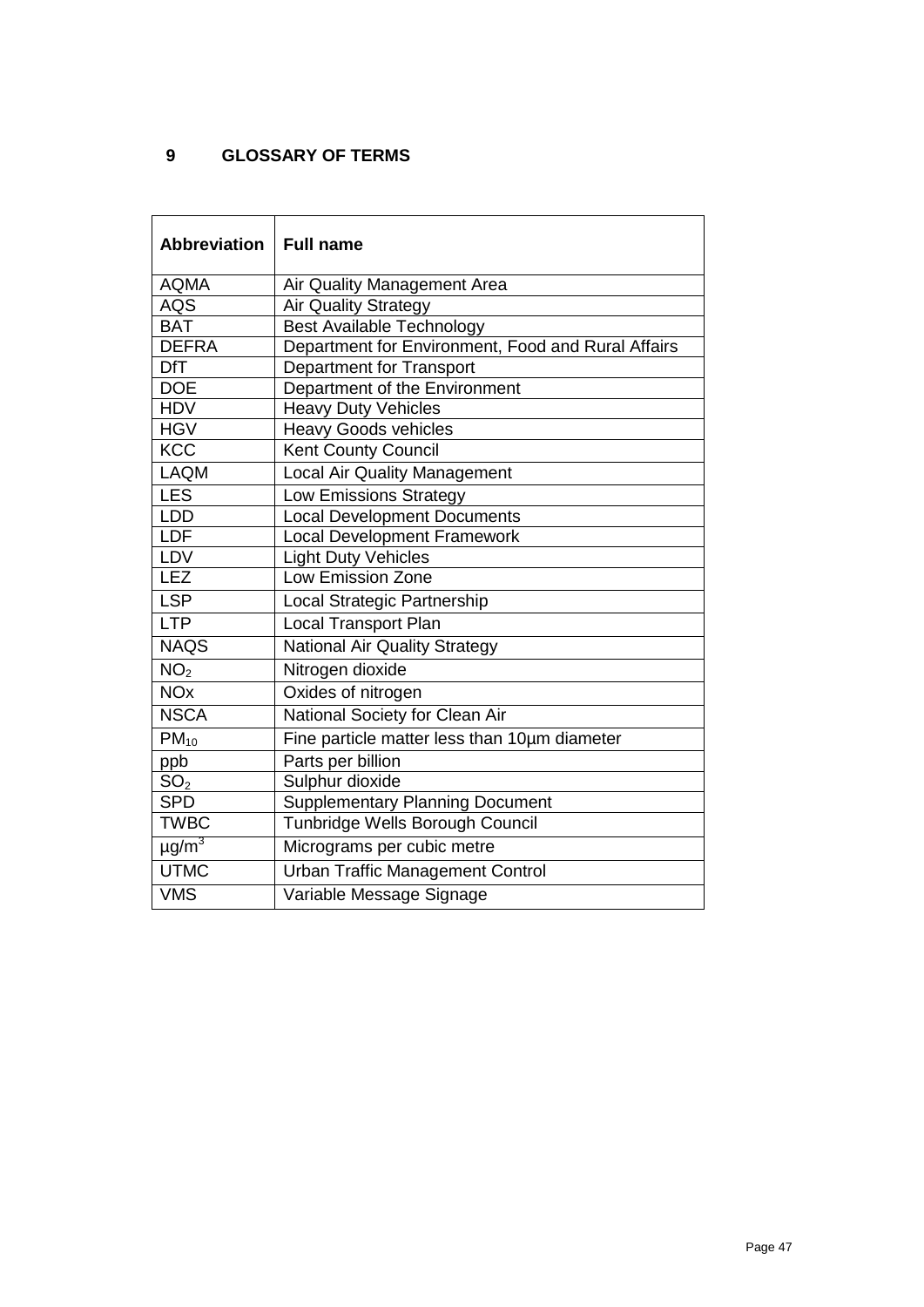## 9 GLOSSARY OF TERMS

| Abbreviation | Full name |
|---|---|
| AQMA | Air Quality Management Area |
| AQS | Air Quality Strategy |
| BAT | Best Available Technology |
| DEFRA | Department for Environment, Food and Rural Affairs |
| DfT | Department for Transport |
| DOE | Department of the Environment |
| HDV | Heavy Duty Vehicles |
| HGV | Heavy Goods vehicles |
| KCC | Kent County Council |
| LAQM | Local Air Quality Management |
| LES | Low Emissions Strategy |
| LDD | Local Development Documents |
| LDF | Local Development Framework |
| LDV | Light Duty Vehicles |
| LEZ | Low Emission Zone |
| LSP | Local Strategic Partnership |
| LTP | Local Transport Plan |
| NAQS | National Air Quality Strategy |
| $NO_2$ | Nitrogen dioxide |
| NOx | Oxides of nitrogen |
| NSCA | National Society for Clean Air |
| $PM_{10}$ | Fine particle matter less than 10µm diameter |
| ppb | Parts per billion |
| $SO_2$ | Sulphur dioxide |
| SPD | Supplementary Planning Document |
| TWBC | Tunbridge Wells Borough Council |
| $\mu g/m^3$ | Micrograms per cubic metre |
| UTMC | Urban Traffic Management Control |
| VMS | Variable Message Signage |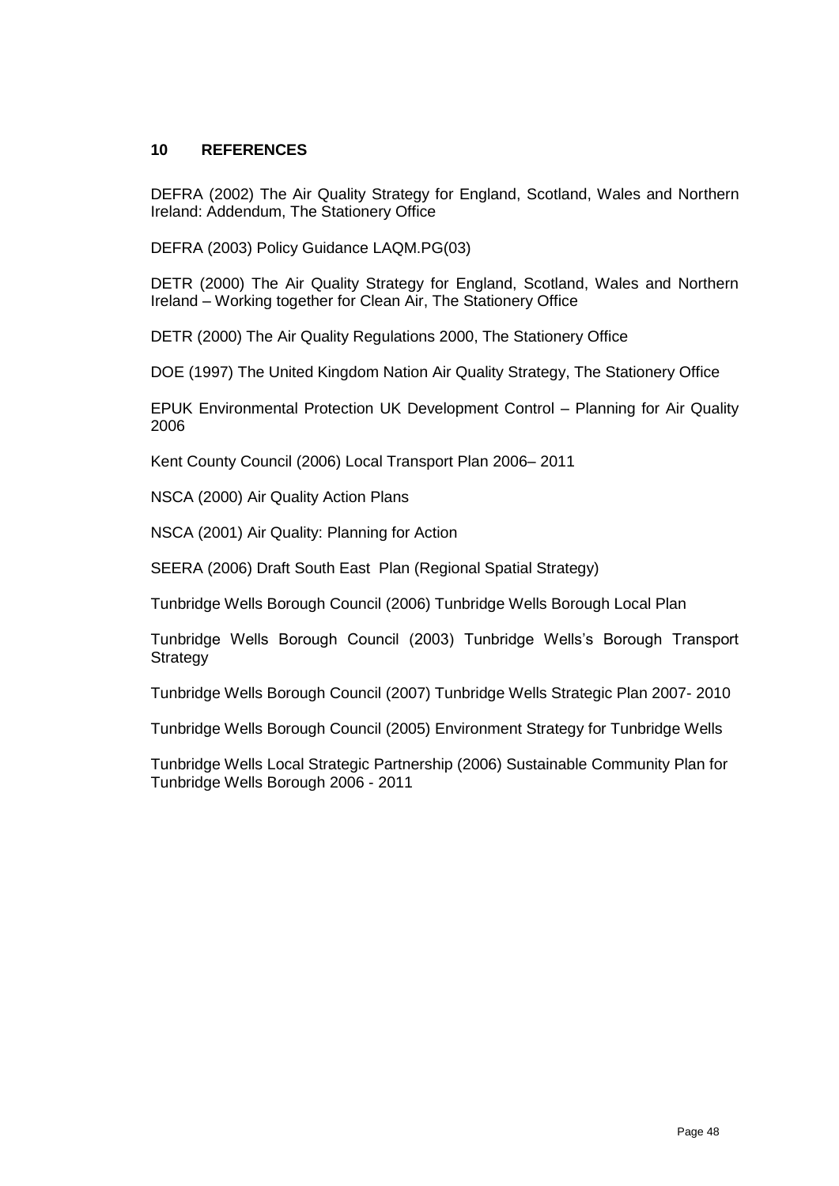## 10 REFERENCES

DEFRA (2002) The Air Quality Strategy for England, Scotland, Wales and Northern Ireland: Addendum, The Stationery Office

DEFRA (2003) Policy Guidance LAQM.PG(03)

DETR (2000) The Air Quality Strategy for England, Scotland, Wales and Northern Ireland – Working together for Clean Air, The Stationery Office

DETR (2000) The Air Quality Regulations 2000, The Stationery Office

DOE (1997) The United Kingdom Nation Air Quality Strategy, The Stationery Office

EPUK Environmental Protection UK Development Control – Planning for Air Quality 2006

Kent County Council (2006) Local Transport Plan 2006– 2011

NSCA (2000) Air Quality Action Plans

NSCA (2001) Air Quality: Planning for Action

SEERA (2006) Draft South East Plan (Regional Spatial Strategy)

Tunbridge Wells Borough Council (2006) Tunbridge Wells Borough Local Plan

Tunbridge Wells Borough Council (2003) Tunbridge Wells's Borough Transport Strategy

Tunbridge Wells Borough Council (2007) Tunbridge Wells Strategic Plan 2007- 2010

Tunbridge Wells Borough Council (2005) Environment Strategy for Tunbridge Wells

Tunbridge Wells Local Strategic Partnership (2006) Sustainable Community Plan for Tunbridge Wells Borough 2006 - 2011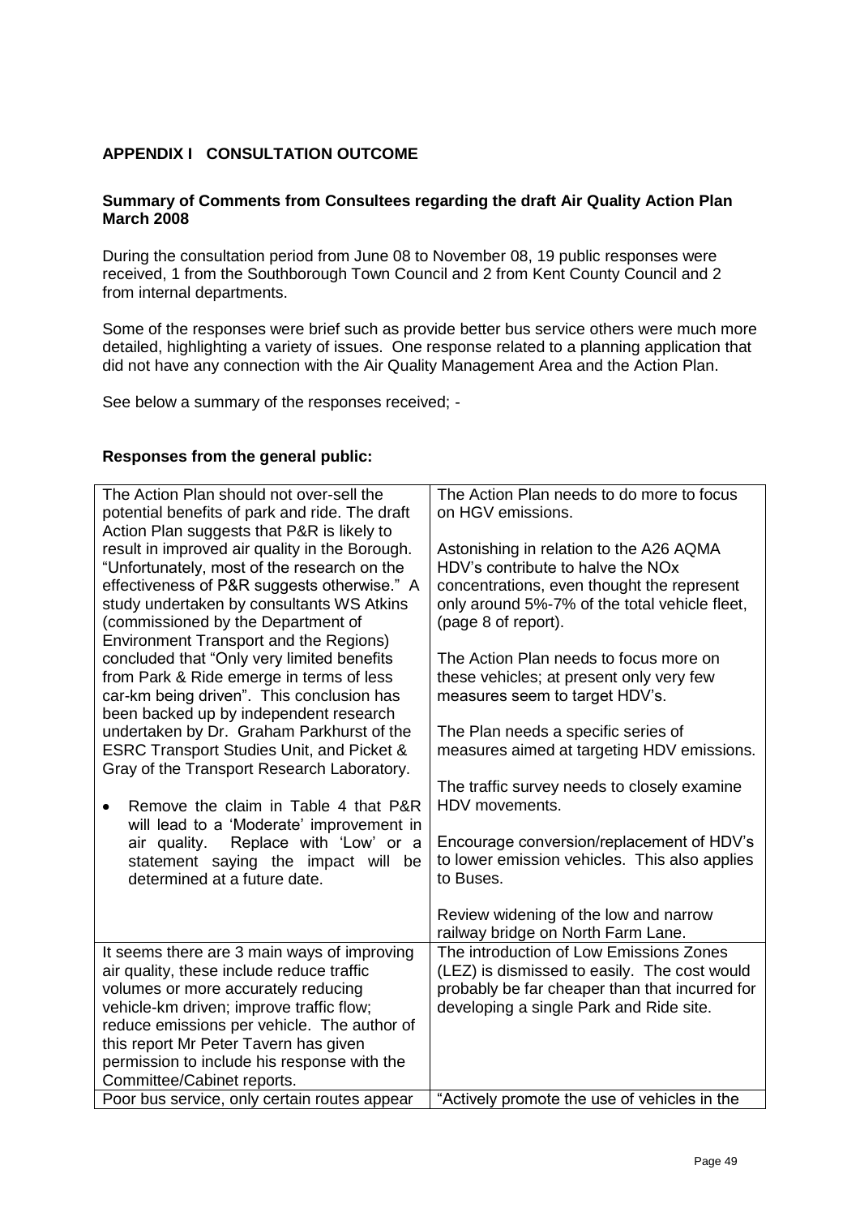## APPENDIX I CONSULTATION OUTCOME

**Summary of Comments from Consultees regarding the draft Air Quality Action Plan March 2008**

During the consultation period from June 08 to November 08, 19 public responses were received, 1 from the Southborough Town Council and 2 from Kent County Council and 2 from internal departments.

Some of the responses were brief such as provide better bus service others were much more detailed, highlighting a variety of issues. One response related to a planning application that did not have any connection with the Air Quality Management Area and the Action Plan.

See below a summary of the responses received; -

**Responses from the general public:**

| | |
|---|---|
| The Action Plan should not over-sell the potential benefits of park and ride. The draft Action Plan suggests that P&R is likely to result in improved air quality in the Borough. "Unfortunately, most of the research on the effectiveness of P&R suggests otherwise." A study undertaken by consultants WS Atkins (commissioned by the Department of Environment Transport and the Regions) concluded that "Only very limited benefits from Park & Ride emerge in terms of less car-km being driven". This conclusion has been backed up by independent research undertaken by Dr. Graham Parkhurst of the ESRC Transport Studies Unit, and Picket & Gray of the Transport Research Laboratory.<br><br>• Remove the claim in Table 4 that P&R will lead to a 'Moderate' improvement in air quality. Replace with 'Low' or a statement saying the impact will be determined at a future date. | The Action Plan needs to do more to focus on HGV emissions.<br><br>Astonishing in relation to the A26 AQMA HDV's contribute to halve the NOx concentrations, even thought the represent only around 5%-7% of the total vehicle fleet, (page 8 of report).<br><br>The Action Plan needs to focus more on these vehicles; at present only very few measures seem to target HDV's.<br><br>The Plan needs a specific series of measures aimed at targeting HDV emissions.<br><br>The traffic survey needs to closely examine HDV movements.<br><br>Encourage conversion/replacement of HDV's to lower emission vehicles. This also applies to Buses.<br><br>Review widening of the low and narrow railway bridge on North Farm Lane. |
| It seems there are 3 main ways of improving air quality, these include reduce traffic volumes or more accurately reducing vehicle-km driven; improve traffic flow; reduce emissions per vehicle. The author of this report Mr Peter Tavern has given permission to include his response with the Committee/Cabinet reports. | The introduction of Low Emissions Zones (LEZ) is dismissed to easily. The cost would probably be far cheaper than that incurred for developing a single Park and Ride site. |
| Poor bus service, only certain routes appear | "Actively promote the use of vehicles in the |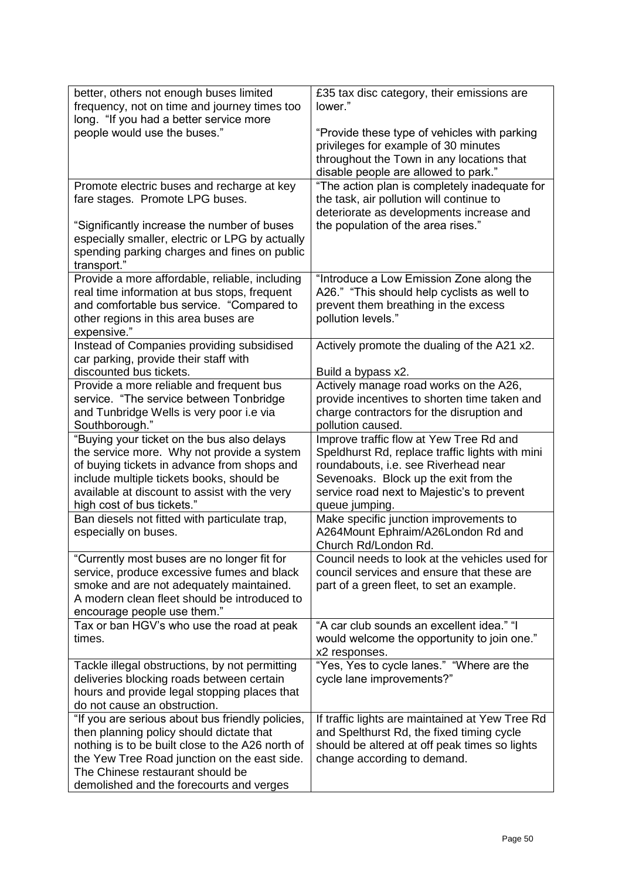| | |
|---|---|
| better, others not enough buses limited frequency, not on time and journey times too long. "If you had a better service more people would use the buses." | £35 tax disc category, their emissions are lower."<br><br>"Provide these type of vehicles with parking privileges for example of 30 minutes throughout the Town in any locations that disable people are allowed to park." |
| Promote electric buses and recharge at key fare stages. Promote LPG buses.<br><br>"Significantly increase the number of buses especially smaller, electric or LPG by actually spending parking charges and fines on public transport." | "The action plan is completely inadequate for the task, air pollution will continue to deteriorate as developments increase and the population of the area rises." |
| Provide a more affordable, reliable, including real time information at bus stops, frequent and comfortable bus service. "Compared to other regions in this area buses are expensive." | "Introduce a Low Emission Zone along the A26." "This should help cyclists as well to prevent them breathing in the excess pollution levels." |
| Instead of Companies providing subsidised car parking, provide their staff with discounted bus tickets. | Actively promote the dualing of the A21 x2.<br><br>Build a bypass x2. |
| Provide a more reliable and frequent bus service. "The service between Tonbridge and Tunbridge Wells is very poor i.e via Southborough." | Actively manage road works on the A26, provide incentives to shorten time taken and charge contractors for the disruption and pollution caused. |
| "Buying your ticket on the bus also delays the service more. Why not provide a system of buying tickets in advance from shops and include multiple tickets books, should be available at discount to assist with the very high cost of bus tickets." | Improve traffic flow at Yew Tree Rd and Speldhurst Rd, replace traffic lights with mini roundabouts, i.e. see Riverhead near Sevenoaks. Block up the exit from the service road next to Majestic's to prevent queue jumping. |
| Ban diesels not fitted with particulate trap, especially on buses. | Make specific junction improvements to A264Mount Ephraim/A26London Rd and Church Rd/London Rd. |
| "Currently most buses are no longer fit for service, produce excessive fumes and black smoke and are not adequately maintained. A modern clean fleet should be introduced to encourage people use them." | Council needs to look at the vehicles used for council services and ensure that these are part of a green fleet, to set an example. |
| Tax or ban HGV's who use the road at peak times. | "A car club sounds an excellent idea." "I would welcome the opportunity to join one." x2 responses. |
| Tackle illegal obstructions, by not permitting deliveries blocking roads between certain hours and provide legal stopping places that do not cause an obstruction. | "Yes, Yes to cycle lanes." "Where are the cycle lane improvements?" |
| "If you are serious about bus friendly policies, then planning policy should dictate that nothing is to be built close to the A26 north of the Yew Tree Road junction on the east side. The Chinese restaurant should be demolished and the forecourts and verges | If traffic lights are maintained at Yew Tree Rd and Spelthurst Rd, the fixed timing cycle should be altered at off peak times so lights change according to demand. |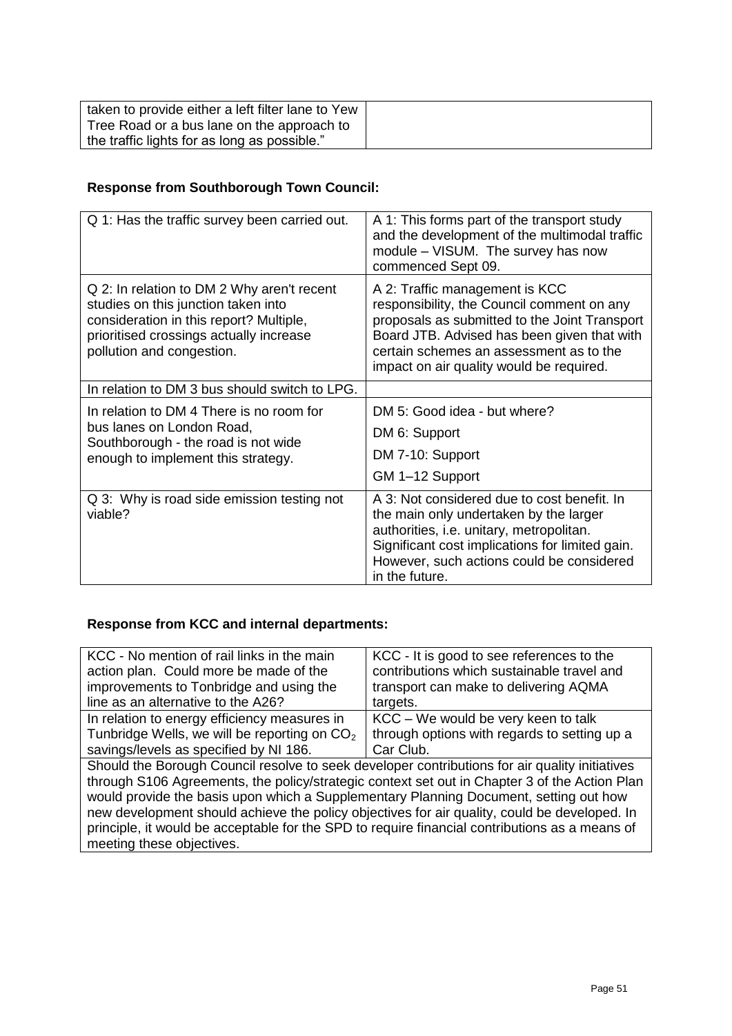| | |
|---|---|
| taken to provide either a left filter lane to Yew Tree Road or a bus lane on the approach to the traffic lights for as long as possible." | |

**Response from Southborough Town Council:**

| | |
|---|---|
| Q 1: Has the traffic survey been carried out. | A 1: This forms part of the transport study and the development of the multimodal traffic module – VISUM. The survey has now commenced Sept 09. |
| Q 2: In relation to DM 2 Why aren't recent studies on this junction taken into consideration in this report? Multiple, prioritised crossings actually increase pollution and congestion. | A 2: Traffic management is KCC responsibility, the Council comment on any proposals as submitted to the Joint Transport Board JTB. Advised has been given that with certain schemes an assessment as to the impact on air quality would be required. |
| In relation to DM 3 bus should switch to LPG. | |
| In relation to DM 4 There is no room for bus lanes on London Road, Southborough - the road is not wide enough to implement this strategy. | DM 5: Good idea - but where?<br>DM 6: Support<br>DM 7-10: Support<br>GM 1–12 Support |
| Q 3: Why is road side emission testing not viable? | A 3: Not considered due to cost benefit. In the main only undertaken by the larger authorities, i.e. unitary, metropolitan. Significant cost implications for limited gain. However, such actions could be considered in the future. |

**Response from KCC and internal departments:**

| | |
|---|---|
| KCC - No mention of rail links in the main action plan. Could more be made of the improvements to Tonbridge and using the line as an alternative to the A26? | KCC - It is good to see references to the contributions which sustainable travel and transport can make to delivering AQMA targets. |
| In relation to energy efficiency measures in Tunbridge Wells, we will be reporting on $CO_2$ savings/levels as specified by NI 186. | KCC – We would be very keen to talk through options with regards to setting up a Car Club. |
| Should the Borough Council resolve to seek developer contributions for air quality initiatives through S106 Agreements, the policy/strategic context set out in Chapter 3 of the Action Plan would provide the basis upon which a Supplementary Planning Document, setting out how new development should achieve the policy objectives for air quality, could be developed. In principle, it would be acceptable for the SPD to require financial contributions as a means of meeting these objectives. | |